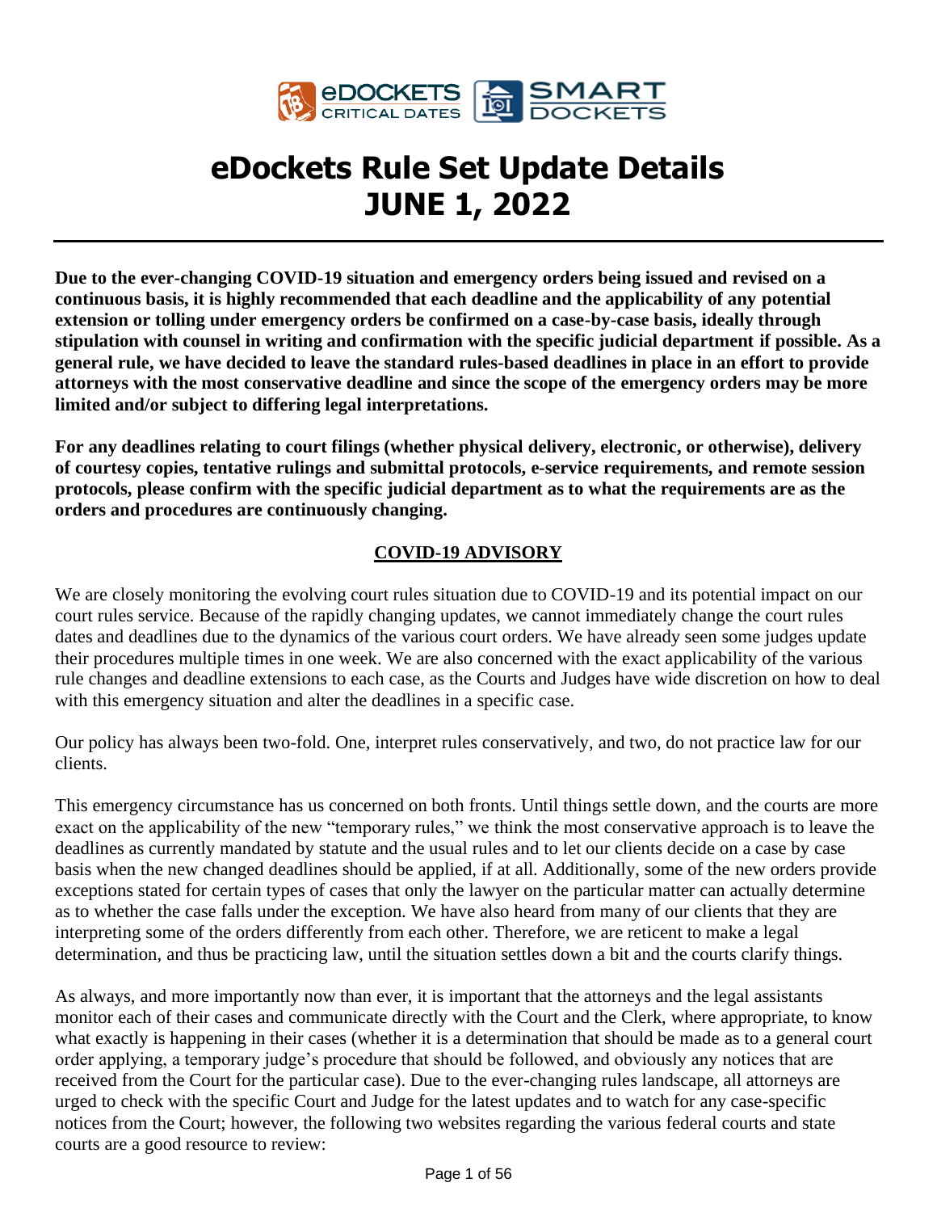# eDockets Rule Set Update Details
# JUNE 1, 2022

**Due to the ever-changing COVID-19 situation and emergency orders being issued and revised on a continuous basis, it is highly recommended that each deadline and the applicability of any potential extension or tolling under emergency orders be confirmed on a case-by-case basis, ideally through stipulation with counsel in writing and confirmation with the specific judicial department if possible. As a general rule, we have decided to leave the standard rules-based deadlines in place in an effort to provide attorneys with the most conservative deadline and since the scope of the emergency orders may be more limited and/or subject to differing legal interpretations.**

**For any deadlines relating to court filings (whether physical delivery, electronic, or otherwise), delivery of courtesy copies, tentative rulings and submittal protocols, e-service requirements, and remote session protocols, please confirm with the specific judicial department as to what the requirements are as the orders and procedures are continuously changing.**

## COVID-19 ADVISORY

We are closely monitoring the evolving court rules situation due to COVID-19 and its potential impact on our court rules service. Because of the rapidly changing updates, we cannot immediately change the court rules dates and deadlines due to the dynamics of the various court orders. We have already seen some judges update their procedures multiple times in one week. We are also concerned with the exact applicability of the various rule changes and deadline extensions to each case, as the Courts and Judges have wide discretion on how to deal with this emergency situation and alter the deadlines in a specific case.

Our policy has always been two-fold. One, interpret rules conservatively, and two, do not practice law for our clients.

This emergency circumstance has us concerned on both fronts. Until things settle down, and the courts are more exact on the applicability of the new "temporary rules," we think the most conservative approach is to leave the deadlines as currently mandated by statute and the usual rules and to let our clients decide on a case by case basis when the new changed deadlines should be applied, if at all. Additionally, some of the new orders provide exceptions stated for certain types of cases that only the lawyer on the particular matter can actually determine as to whether the case falls under the exception. We have also heard from many of our clients that they are interpreting some of the orders differently from each other. Therefore, we are reticent to make a legal determination, and thus be practicing law, until the situation settles down a bit and the courts clarify things.

As always, and more importantly now than ever, it is important that the attorneys and the legal assistants monitor each of their cases and communicate directly with the Court and the Clerk, where appropriate, to know what exactly is happening in their cases (whether it is a determination that should be made as to a general court order applying, a temporary judge's procedure that should be followed, and obviously any notices that are received from the Court for the particular case). Due to the ever-changing rules landscape, all attorneys are urged to check with the specific Court and Judge for the latest updates and to watch for any case-specific notices from the Court; however, the following two websites regarding the various federal courts and state courts are a good resource to review: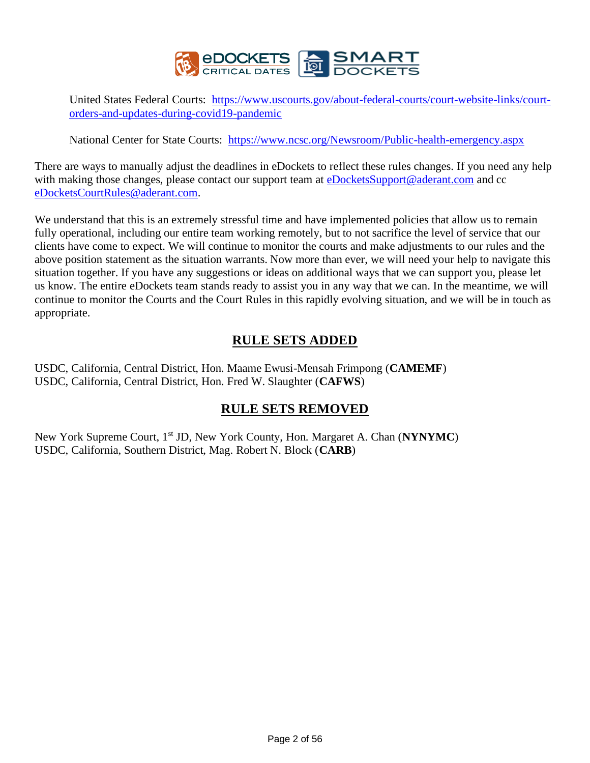United States Federal Courts: [https://www.uscourts.gov/about-federal-courts/court-website-links/court-orders-and-updates-during-covid19-pandemic](https://www.uscourts.gov/about-federal-courts/court-website-links/court-orders-and-updates-during-covid19-pandemic)

National Center for State Courts: [https://www.ncsc.org/Newsroom/Public-health-emergency.aspx](https://www.ncsc.org/Newsroom/Public-health-emergency.aspx)

There are ways to manually adjust the deadlines in eDockets to reflect these rules changes. If you need any help with making those changes, please contact our support team at eDocketsSupport@aderant.com and cc eDocketsCourtRules@aderant.com.

We understand that this is an extremely stressful time and have implemented policies that allow us to remain fully operational, including our entire team working remotely, but to not sacrifice the level of service that our clients have come to expect. We will continue to monitor the courts and make adjustments to our rules and the above position statement as the situation warrants. Now more than ever, we will need your help to navigate this situation together. If you have any suggestions or ideas on additional ways that we can support you, please let us know. The entire eDockets team stands ready to assist you in any way that we can. In the meantime, we will continue to monitor the Courts and the Court Rules in this rapidly evolving situation, and we will be in touch as appropriate.

## RULE SETS ADDED

USDC, California, Central District, Hon. Maame Ewusi-Mensah Frimpong (**CAMEMF**)
USDC, California, Central District, Hon. Fred W. Slaughter (**CAFWS**)

## RULE SETS REMOVED

New York Supreme Court, 1st JD, New York County, Hon. Margaret A. Chan (**NYNYMC**)
USDC, California, Southern District, Mag. Robert N. Block (**CARB**)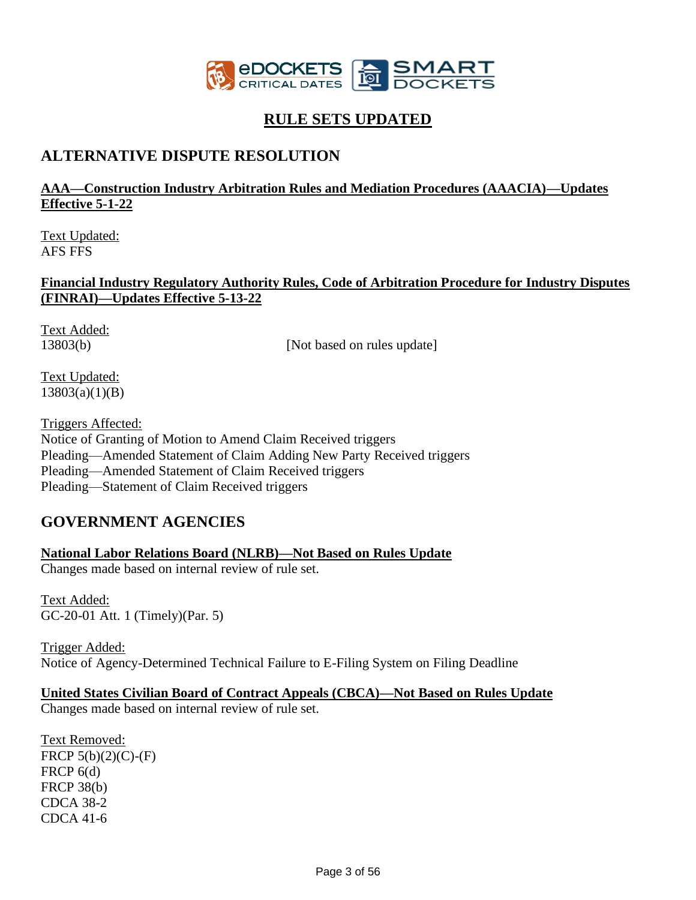# RULE SETS UPDATED

## ALTERNATIVE DISPUTE RESOLUTION

### AAA—Construction Industry Arbitration Rules and Mediation Procedures (AAACIA)—Updates Effective 5-1-22

Text Updated:
AFS FFS

### Financial Industry Regulatory Authority Rules, Code of Arbitration Procedure for Industry Disputes (FINRAI)—Updates Effective 5-13-22

Text Added:
13803(b) [Not based on rules update]

Text Updated:
13803(a)(1)(B)

Triggers Affected:
Notice of Granting of Motion to Amend Claim Received triggers
Pleading—Amended Statement of Claim Adding New Party Received triggers
Pleading—Amended Statement of Claim Received triggers
Pleading—Statement of Claim Received triggers

## GOVERNMENT AGENCIES

### National Labor Relations Board (NLRB)—Not Based on Rules Update

Changes made based on internal review of rule set.

Text Added:
GC-20-01 Att. 1 (Timely)(Par. 5)

Trigger Added:
Notice of Agency-Determined Technical Failure to E-Filing System on Filing Deadline

### United States Civilian Board of Contract Appeals (CBCA)—Not Based on Rules Update

Changes made based on internal review of rule set.

Text Removed:
FRCP 5(b)(2)(C)-(F)
FRCP 6(d)
FRCP 38(b)
CDCA 38-2
CDCA 41-6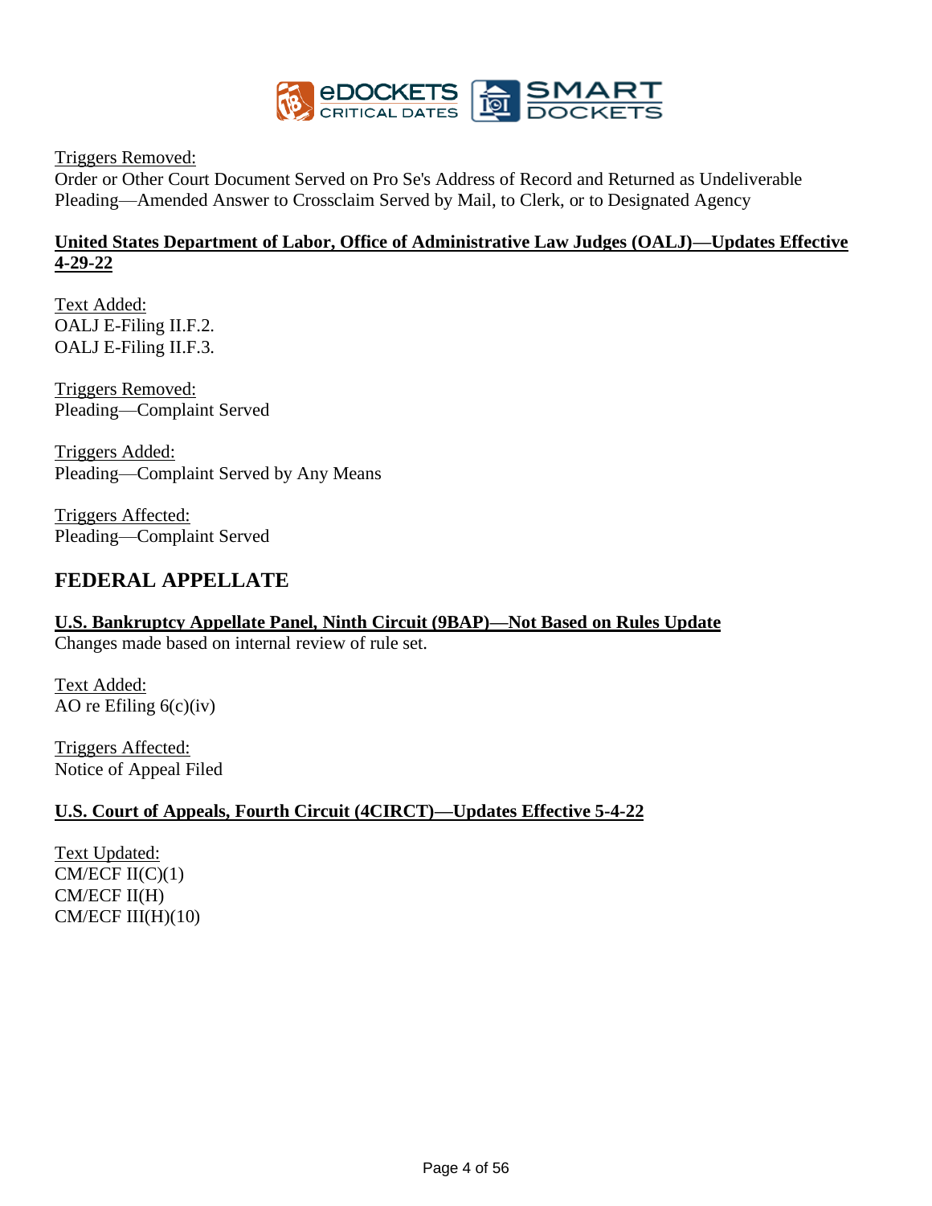Triggers Removed:
Order or Other Court Document Served on Pro Se's Address of Record and Returned as Undeliverable
Pleading—Amended Answer to Crossclaim Served by Mail, to Clerk, or to Designated Agency

**United States Department of Labor, Office of Administrative Law Judges (OALJ)—Updates Effective 4-29-22**

Text Added:
OALJ E-Filing II.F.2.
OALJ E-Filing II.F.3.

Triggers Removed:
Pleading—Complaint Served

Triggers Added:
Pleading—Complaint Served by Any Means

Triggers Affected:
Pleading—Complaint Served

## FEDERAL APPELLATE

**U.S. Bankruptcy Appellate Panel, Ninth Circuit (9BAP)—Not Based on Rules Update**
Changes made based on internal review of rule set.

Text Added:
AO re Efiling 6(c)(iv)

Triggers Affected:
Notice of Appeal Filed

**U.S. Court of Appeals, Fourth Circuit (4CIRCT)—Updates Effective 5-4-22**

Text Updated:
CM/ECF II(C)(1)
CM/ECF II(H)
CM/ECF III(H)(10)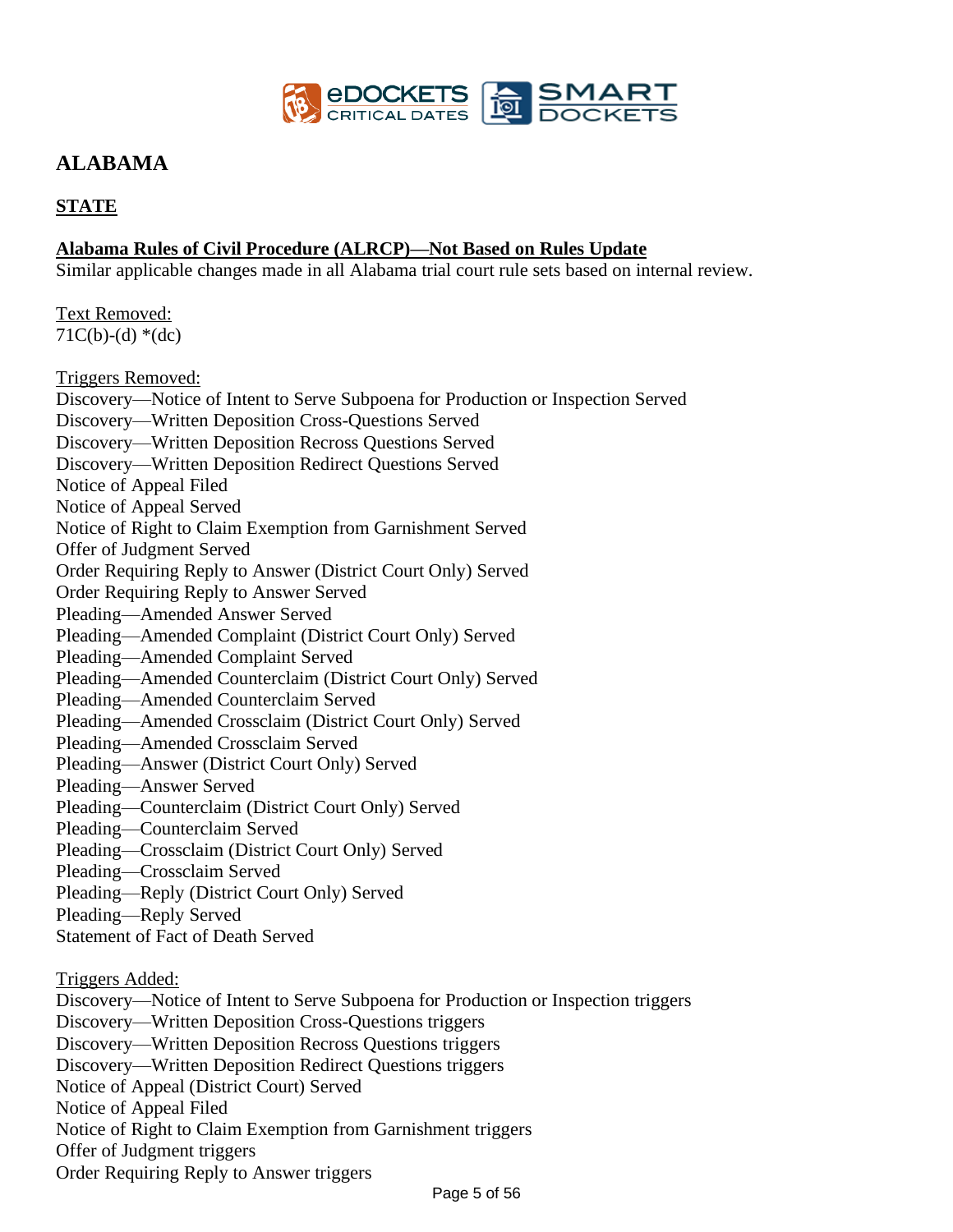# ALABAMA

## STATE

**Alabama Rules of Civil Procedure (ALRCP)—Not Based on Rules Update**

Similar applicable changes made in all Alabama trial court rule sets based on internal review.

Text Removed:
71C(b)-(d) *(dc)

Triggers Removed:
Discovery—Notice of Intent to Serve Subpoena for Production or Inspection Served
Discovery—Written Deposition Cross-Questions Served
Discovery—Written Deposition Recross Questions Served
Discovery—Written Deposition Redirect Questions Served
Notice of Appeal Filed
Notice of Appeal Served
Notice of Right to Claim Exemption from Garnishment Served
Offer of Judgment Served
Order Requiring Reply to Answer (District Court Only) Served
Order Requiring Reply to Answer Served
Pleading—Amended Answer Served
Pleading—Amended Complaint (District Court Only) Served
Pleading—Amended Complaint Served
Pleading—Amended Counterclaim (District Court Only) Served
Pleading—Amended Counterclaim Served
Pleading—Amended Crossclaim (District Court Only) Served
Pleading—Amended Crossclaim Served
Pleading—Answer (District Court Only) Served
Pleading—Answer Served
Pleading—Counterclaim (District Court Only) Served
Pleading—Counterclaim Served
Pleading—Crossclaim (District Court Only) Served
Pleading—Crossclaim Served
Pleading—Reply (District Court Only) Served
Pleading—Reply Served
Statement of Fact of Death Served

Triggers Added:
Discovery—Notice of Intent to Serve Subpoena for Production or Inspection triggers
Discovery—Written Deposition Cross-Questions triggers
Discovery—Written Deposition Recross Questions triggers
Discovery—Written Deposition Redirect Questions triggers
Notice of Appeal (District Court) Served
Notice of Appeal Filed
Notice of Right to Claim Exemption from Garnishment triggers
Offer of Judgment triggers
Order Requiring Reply to Answer triggers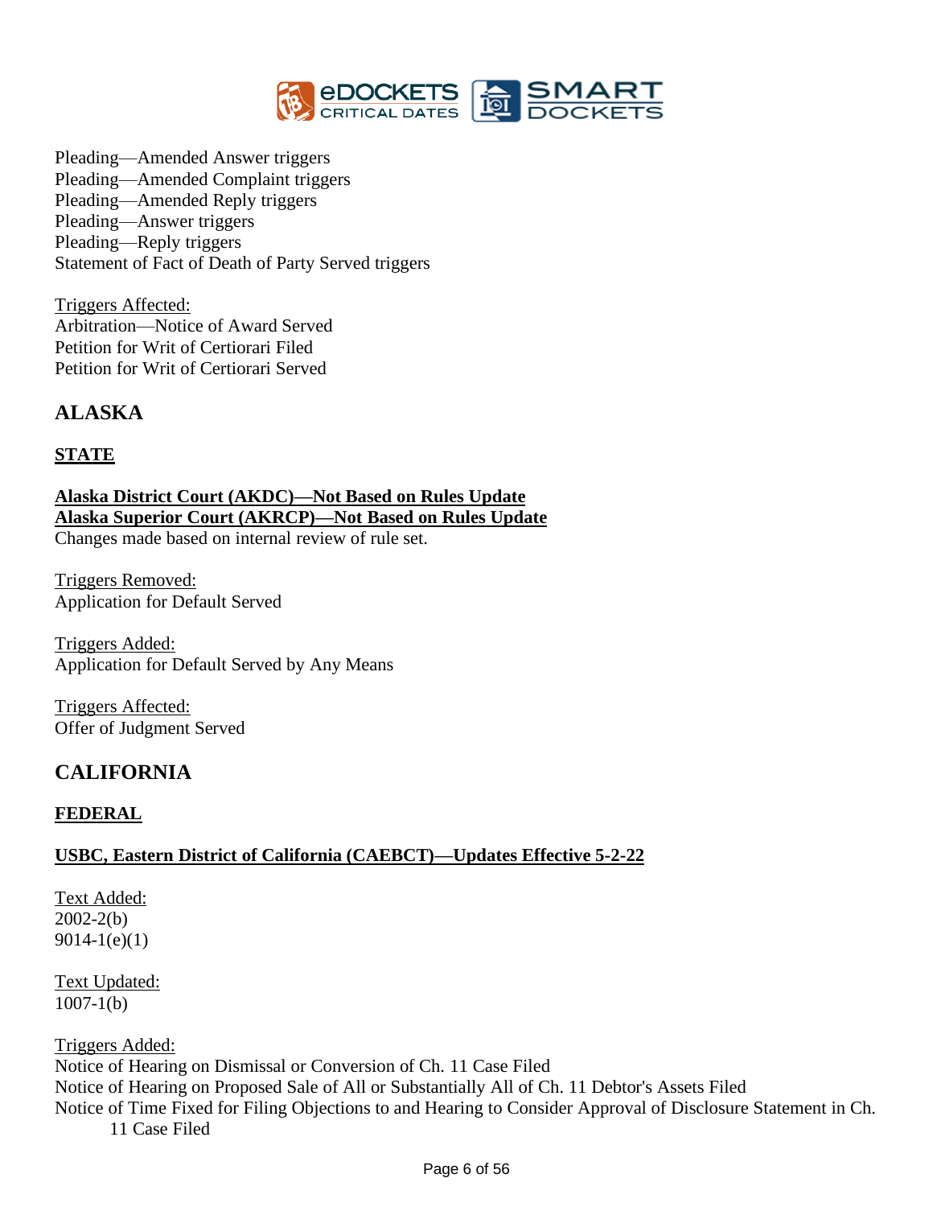Pleading—Amended Answer triggers
Pleading—Amended Complaint triggers
Pleading—Amended Reply triggers
Pleading—Answer triggers
Pleading—Reply triggers
Statement of Fact of Death of Party Served triggers

Triggers Affected:
Arbitration—Notice of Award Served
Petition for Writ of Certiorari Filed
Petition for Writ of Certiorari Served

## ALASKA

### STATE

**Alaska District Court (AKDC)—Not Based on Rules Update**
**Alaska Superior Court (AKRCP)—Not Based on Rules Update**
Changes made based on internal review of rule set.

Triggers Removed:
Application for Default Served

Triggers Added:
Application for Default Served by Any Means

Triggers Affected:
Offer of Judgment Served

## CALIFORNIA

### FEDERAL

**USBC, Eastern District of California (CAEBCT)—Updates Effective 5-2-22**

Text Added:
2002-2(b)
9014-1(e)(1)

Text Updated:
1007-1(b)

Triggers Added:
Notice of Hearing on Dismissal or Conversion of Ch. 11 Case Filed
Notice of Hearing on Proposed Sale of All or Substantially All of Ch. 11 Debtor's Assets Filed
Notice of Time Fixed for Filing Objections to and Hearing to Consider Approval of Disclosure Statement in Ch. 11 Case Filed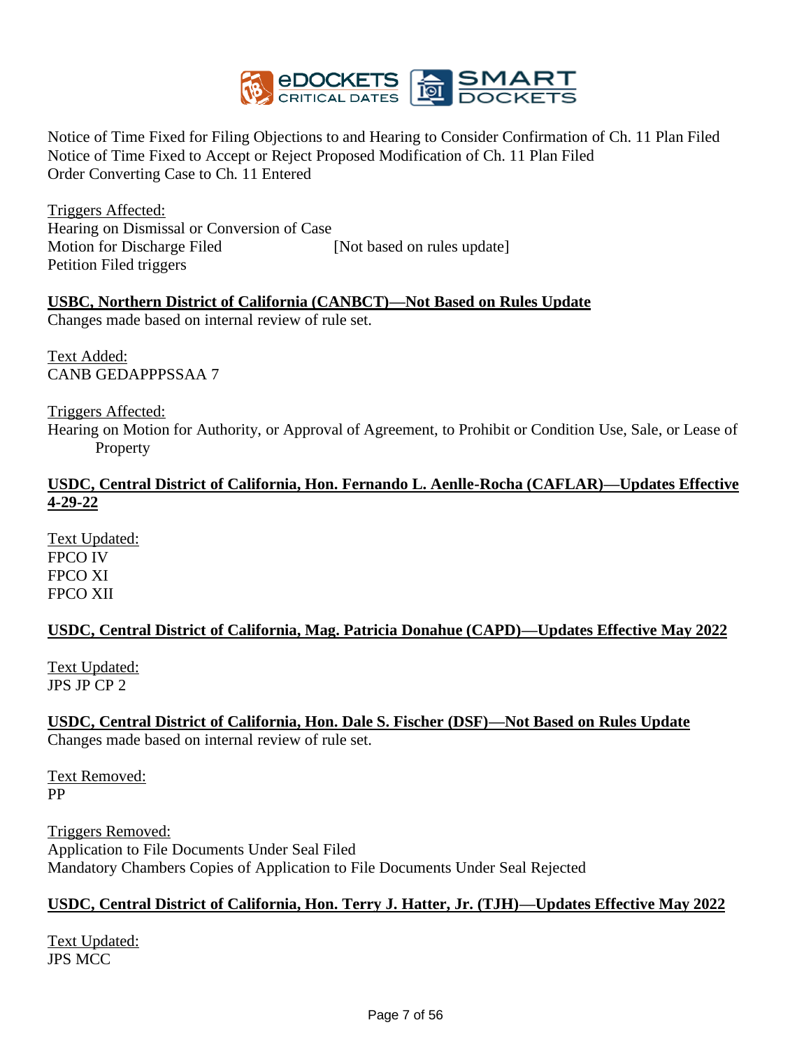Notice of Time Fixed for Filing Objections to and Hearing to Consider Confirmation of Ch. 11 Plan Filed
Notice of Time Fixed to Accept or Reject Proposed Modification of Ch. 11 Plan Filed
Order Converting Case to Ch. 11 Entered

Triggers Affected:
Hearing on Dismissal or Conversion of Case
Motion for Discharge Filed [Not based on rules update]
Petition Filed triggers

**USBC, Northern District of California (CANBCT)—Not Based on Rules Update**
Changes made based on internal review of rule set.

Text Added:
CANB GEDAPPPSSAA 7

Triggers Affected:
Hearing on Motion for Authority, or Approval of Agreement, to Prohibit or Condition Use, Sale, or Lease of Property

**USDC, Central District of California, Hon. Fernando L. Aenlle-Rocha (CAFLAR)—Updates Effective 4-29-22**

Text Updated:
FPCO IV
FPCO XI
FPCO XII

**USDC, Central District of California, Mag. Patricia Donahue (CAPD)—Updates Effective May 2022**

Text Updated:
JPS JP CP 2

**USDC, Central District of California, Hon. Dale S. Fischer (DSF)—Not Based on Rules Update**
Changes made based on internal review of rule set.

Text Removed:
PP

Triggers Removed:
Application to File Documents Under Seal Filed
Mandatory Chambers Copies of Application to File Documents Under Seal Rejected

**USDC, Central District of California, Hon. Terry J. Hatter, Jr. (TJH)—Updates Effective May 2022**

Text Updated:
JPS MCC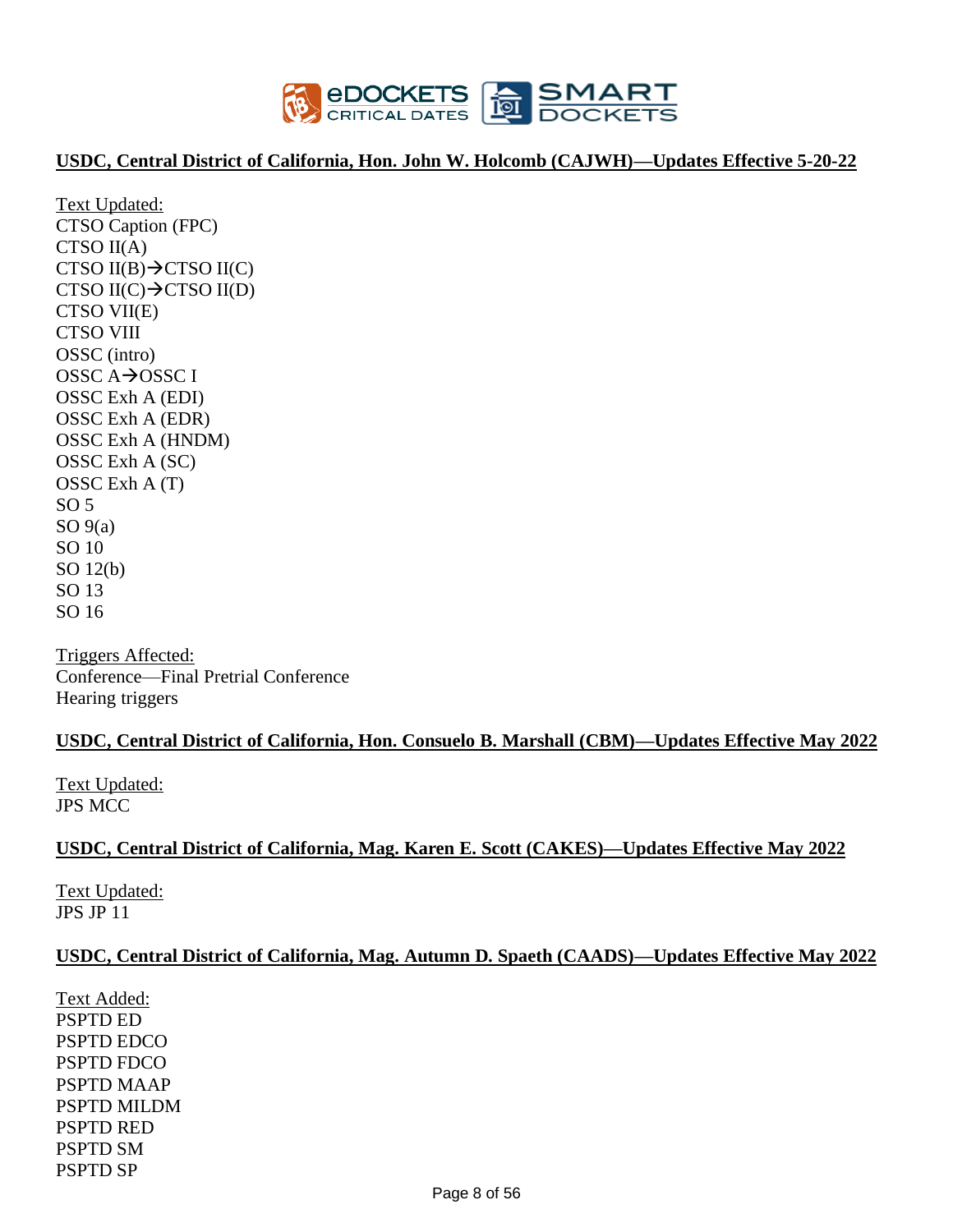## USDC, Central District of California, Hon. John W. Holcomb (CAJWH)—Updates Effective 5-20-22

Text Updated:
CTSO Caption (FPC)
CTSO II(A)
CTSO II(B)→CTSO II(C)
CTSO II(C)→CTSO II(D)
CTSO VII(E)
CTSO VIII
OSSC (intro)
OSSC A→OSSC I
OSSC Exh A (EDI)
OSSC Exh A (EDR)
OSSC Exh A (HNDM)
OSSC Exh A (SC)
OSSC Exh A (T)
SO 5
SO 9(a)
SO 10
SO 12(b)
SO 13
SO 16

Triggers Affected:
Conference—Final Pretrial Conference
Hearing triggers

## USDC, Central District of California, Hon. Consuelo B. Marshall (CBM)—Updates Effective May 2022

Text Updated:
JPS MCC

## USDC, Central District of California, Mag. Karen E. Scott (CAKES)—Updates Effective May 2022

Text Updated:
JPS JP 11

## USDC, Central District of California, Mag. Autumn D. Spaeth (CAADS)—Updates Effective May 2022

Text Added:
PSPTD ED
PSPTD EDCO
PSPTD FDCO
PSPTD MAAP
PSPTD MILDM
PSPTD RED
PSPTD SM
PSPTD SP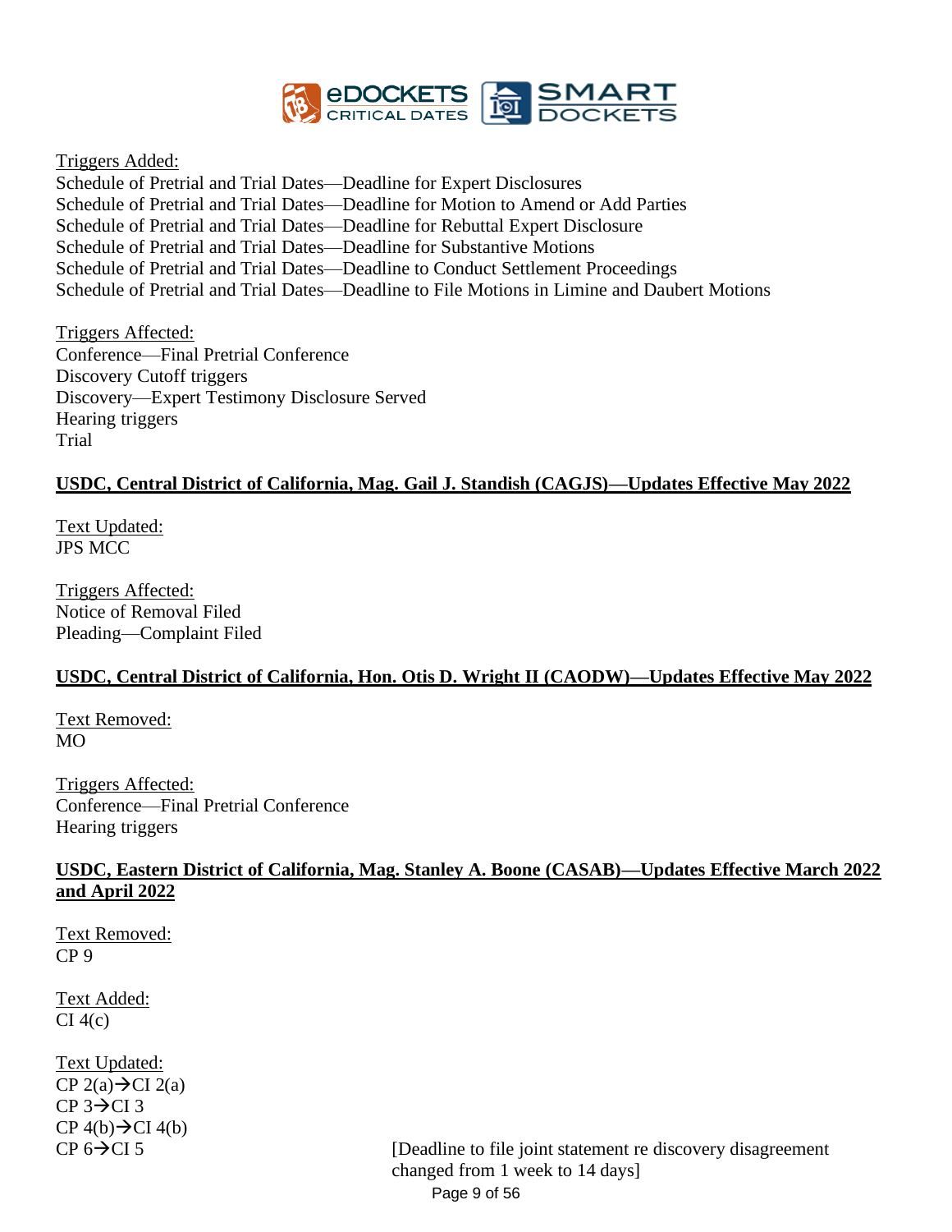Triggers Added:
Schedule of Pretrial and Trial Dates—Deadline for Expert Disclosures
Schedule of Pretrial and Trial Dates—Deadline for Motion to Amend or Add Parties
Schedule of Pretrial and Trial Dates—Deadline for Rebuttal Expert Disclosure
Schedule of Pretrial and Trial Dates—Deadline for Substantive Motions
Schedule of Pretrial and Trial Dates—Deadline to Conduct Settlement Proceedings
Schedule of Pretrial and Trial Dates—Deadline to File Motions in Limine and Daubert Motions

Triggers Affected:
Conference—Final Pretrial Conference
Discovery Cutoff triggers
Discovery—Expert Testimony Disclosure Served
Hearing triggers
Trial

**USDC, Central District of California, Mag. Gail J. Standish (CAGJS)—Updates Effective May 2022**

Text Updated:
JPS MCC

Triggers Affected:
Notice of Removal Filed
Pleading—Complaint Filed

**USDC, Central District of California, Hon. Otis D. Wright II (CAODW)—Updates Effective May 2022**

Text Removed:
MO

Triggers Affected:
Conference—Final Pretrial Conference
Hearing triggers

**USDC, Eastern District of California, Mag. Stanley A. Boone (CASAB)—Updates Effective March 2022 and April 2022**

Text Removed:
CP 9

Text Added:
CI 4(c)

Text Updated:
CP 2(a)→CI 2(a)
CP 3→CI 3
CP 4(b)→CI 4(b)
CP 6→CI 5 [Deadline to file joint statement re discovery disagreement changed from 1 week to 14 days]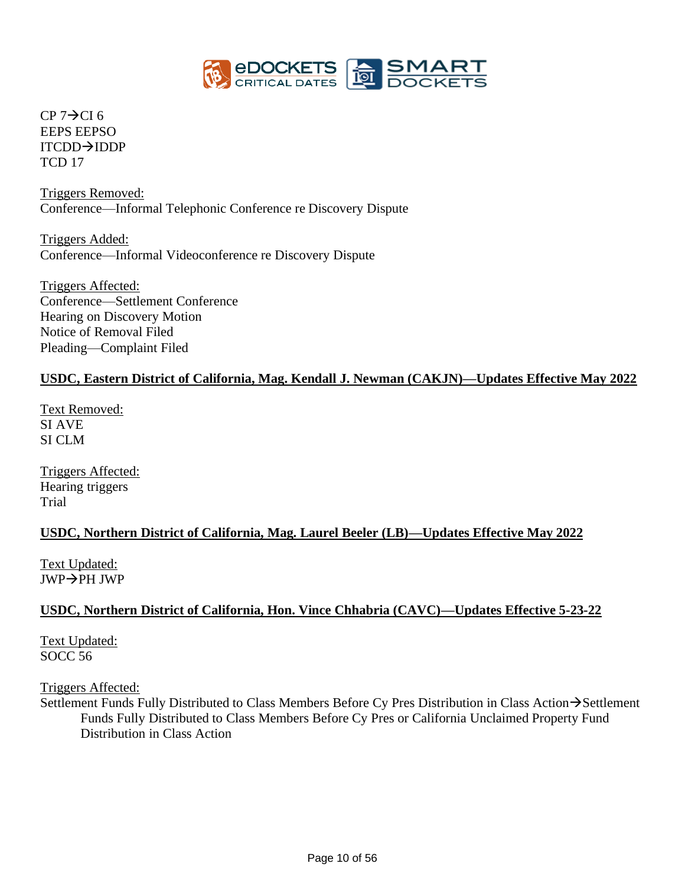CP 7→CI 6
EEPS EEPSO
ITCDD→IDDP
TCD 17

Triggers Removed:
Conference—Informal Telephonic Conference re Discovery Dispute

Triggers Added:
Conference—Informal Videoconference re Discovery Dispute

Triggers Affected:
Conference—Settlement Conference
Hearing on Discovery Motion
Notice of Removal Filed
Pleading—Complaint Filed

**USDC, Eastern District of California, Mag. Kendall J. Newman (CAKJN)—Updates Effective May 2022**

Text Removed:
SI AVE
SI CLM

Triggers Affected:
Hearing triggers
Trial

**USDC, Northern District of California, Mag. Laurel Beeler (LB)—Updates Effective May 2022**

Text Updated:
JWP→PH JWP

**USDC, Northern District of California, Hon. Vince Chhabria (CAVC)—Updates Effective 5-23-22**

Text Updated:
SOCC 56

Triggers Affected:
Settlement Funds Fully Distributed to Class Members Before Cy Pres Distribution in Class Action→Settlement Funds Fully Distributed to Class Members Before Cy Pres or California Unclaimed Property Fund Distribution in Class Action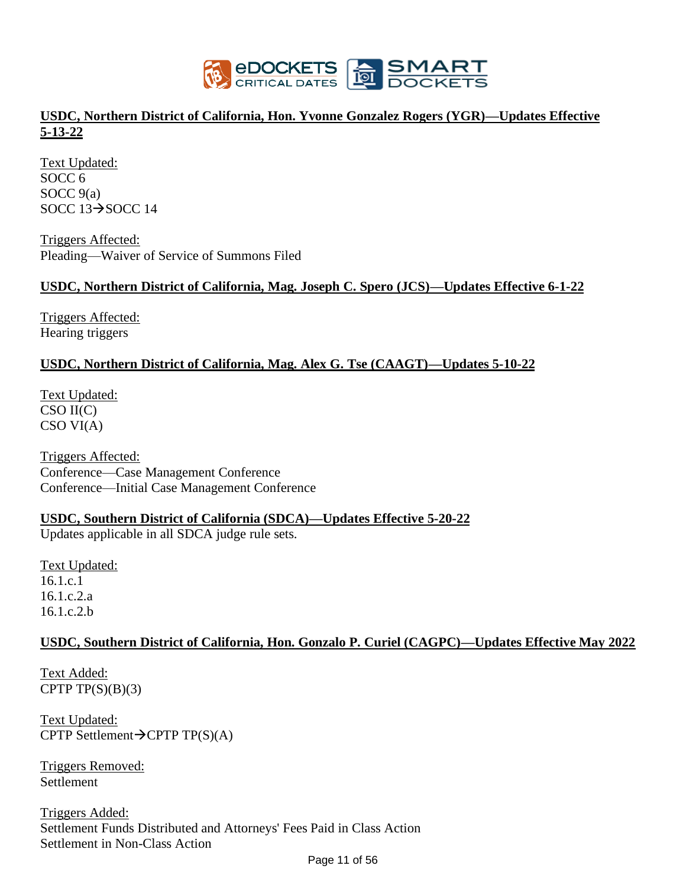**USDC, Northern District of California, Hon. Yvonne Gonzalez Rogers (YGR)—Updates Effective 5-13-22**

Text Updated:
SOCC 6
SOCC 9(a)
SOCC 13→SOCC 14

Triggers Affected:
Pleading—Waiver of Service of Summons Filed

**USDC, Northern District of California, Mag. Joseph C. Spero (JCS)—Updates Effective 6-1-22**

Triggers Affected:
Hearing triggers

**USDC, Northern District of California, Mag. Alex G. Tse (CAAGT)—Updates 5-10-22**

Text Updated:
CSO II(C)
CSO VI(A)

Triggers Affected:
Conference—Case Management Conference
Conference—Initial Case Management Conference

**USDC, Southern District of California (SDCA)—Updates Effective 5-20-22**
Updates applicable in all SDCA judge rule sets.

Text Updated:
16.1.c.1
16.1.c.2.a
16.1.c.2.b

**USDC, Southern District of California, Hon. Gonzalo P. Curiel (CAGPC)—Updates Effective May 2022**

Text Added:
CPTP TP(S)(B)(3)

Text Updated:
CPTP Settlement→CPTP TP(S)(A)

Triggers Removed:
Settlement

Triggers Added:
Settlement Funds Distributed and Attorneys' Fees Paid in Class Action
Settlement in Non-Class Action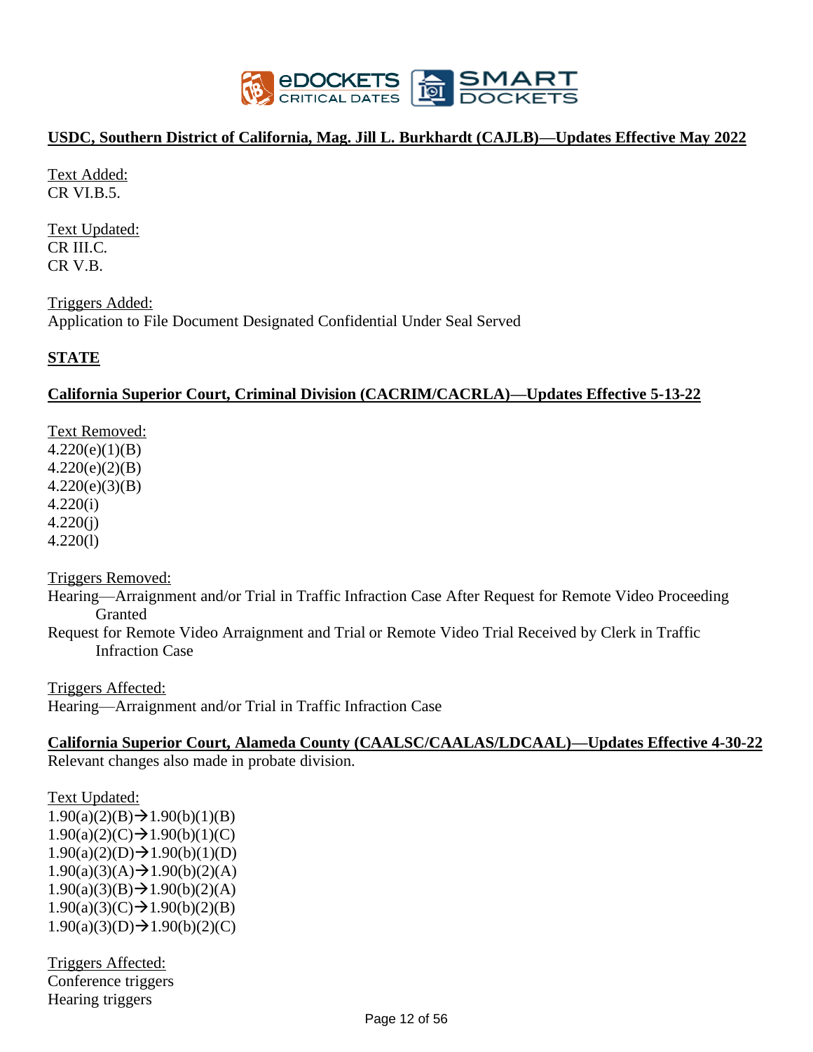**USDC, Southern District of California, Mag. Jill L. Burkhardt (CAJLB)—Updates Effective May 2022**

Text Added:
CR VI.B.5.

Text Updated:
CR III.C.
CR V.B.

Triggers Added:
Application to File Document Designated Confidential Under Seal Served

## STATE

**California Superior Court, Criminal Division (CACRIM/CACRLA)—Updates Effective 5-13-22**

Text Removed:
4.220(e)(1)(B)
4.220(e)(2)(B)
4.220(e)(3)(B)
4.220(i)
4.220(j)
4.220(l)

Triggers Removed:
Hearing—Arraignment and/or Trial in Traffic Infraction Case After Request for Remote Video Proceeding Granted
Request for Remote Video Arraignment and Trial or Remote Video Trial Received by Clerk in Traffic Infraction Case

Triggers Affected:
Hearing—Arraignment and/or Trial in Traffic Infraction Case

**California Superior Court, Alameda County (CAALSC/CAALAS/LDCAAL)—Updates Effective 4-30-22**
Relevant changes also made in probate division.

Text Updated:
1.90(a)(2)(B)→1.90(b)(1)(B)
1.90(a)(2)(C)→1.90(b)(1)(C)
1.90(a)(2)(D)→1.90(b)(1)(D)
1.90(a)(3)(A)→1.90(b)(2)(A)
1.90(a)(3)(B)→1.90(b)(2)(A)
1.90(a)(3)(C)→1.90(b)(2)(B)
1.90(a)(3)(D)→1.90(b)(2)(C)

Triggers Affected:
Conference triggers
Hearing triggers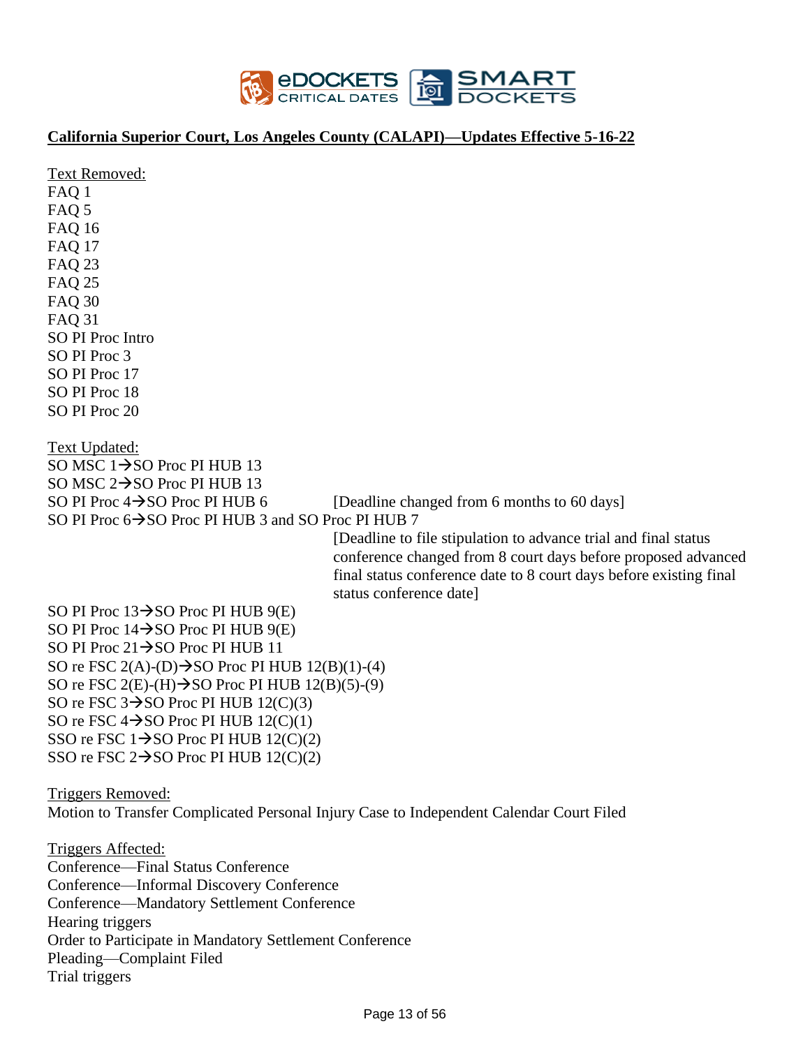**California Superior Court, Los Angeles County (CALAPI)—Updates Effective 5-16-22**

Text Removed:
FAQ 1
FAQ 5
FAQ 16
FAQ 17
FAQ 23
FAQ 25
FAQ 30
FAQ 31
SO PI Proc Intro
SO PI Proc 3
SO PI Proc 17
SO PI Proc 18
SO PI Proc 20

Text Updated:
SO MSC 1→SO Proc PI HUB 13
SO MSC 2→SO Proc PI HUB 13
SO PI Proc 4→SO Proc PI HUB 6 [Deadline changed from 6 months to 60 days]
SO PI Proc 6→SO Proc PI HUB 3 and SO Proc PI HUB 7 [Deadline to file stipulation to advance trial and final status conference changed from 8 court days before proposed advanced final status conference date to 8 court days before existing final status conference date]
SO PI Proc 13→SO Proc PI HUB 9(E)
SO PI Proc 14→SO Proc PI HUB 9(E)
SO PI Proc 21→SO Proc PI HUB 11
SO re FSC 2(A)-(D)→SO Proc PI HUB 12(B)(1)-(4)
SO re FSC 2(E)-(H)→SO Proc PI HUB 12(B)(5)-(9)
SO re FSC 3→SO Proc PI HUB 12(C)(3)
SO re FSC 4→SO Proc PI HUB 12(C)(1)
SSO re FSC 1→SO Proc PI HUB 12(C)(2)
SSO re FSC 2→SO Proc PI HUB 12(C)(2)

Triggers Removed:
Motion to Transfer Complicated Personal Injury Case to Independent Calendar Court Filed

Triggers Affected:
Conference—Final Status Conference
Conference—Informal Discovery Conference
Conference—Mandatory Settlement Conference
Hearing triggers
Order to Participate in Mandatory Settlement Conference
Pleading—Complaint Filed
Trial triggers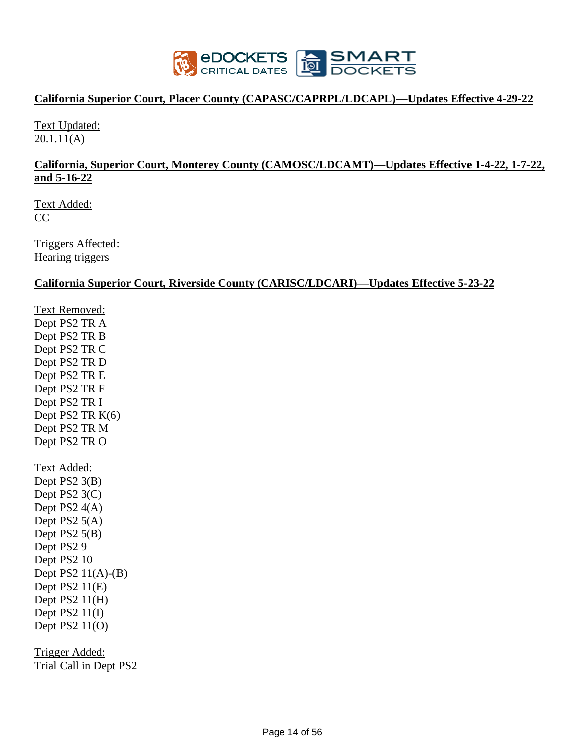**California Superior Court, Placer County (CAPASC/CAPRPL/LDCAPL)—Updates Effective 4-29-22**

Text Updated:
20.1.11(A)

**California, Superior Court, Monterey County (CAMOSC/LDCAMT)—Updates Effective 1-4-22, 1-7-22, and 5-16-22**

Text Added:
CC

Triggers Affected:
Hearing triggers

**California Superior Court, Riverside County (CARISC/LDCARI)—Updates Effective 5-23-22**

Text Removed:
Dept PS2 TR A
Dept PS2 TR B
Dept PS2 TR C
Dept PS2 TR D
Dept PS2 TR E
Dept PS2 TR F
Dept PS2 TR I
Dept PS2 TR K(6)
Dept PS2 TR M
Dept PS2 TR O

Text Added:
Dept PS2 3(B)
Dept PS2 3(C)
Dept PS2 4(A)
Dept PS2 5(A)
Dept PS2 5(B)
Dept PS2 9
Dept PS2 10
Dept PS2 11(A)-(B)
Dept PS2 11(E)
Dept PS2 11(H)
Dept PS2 11(I)
Dept PS2 11(O)

Trigger Added:
Trial Call in Dept PS2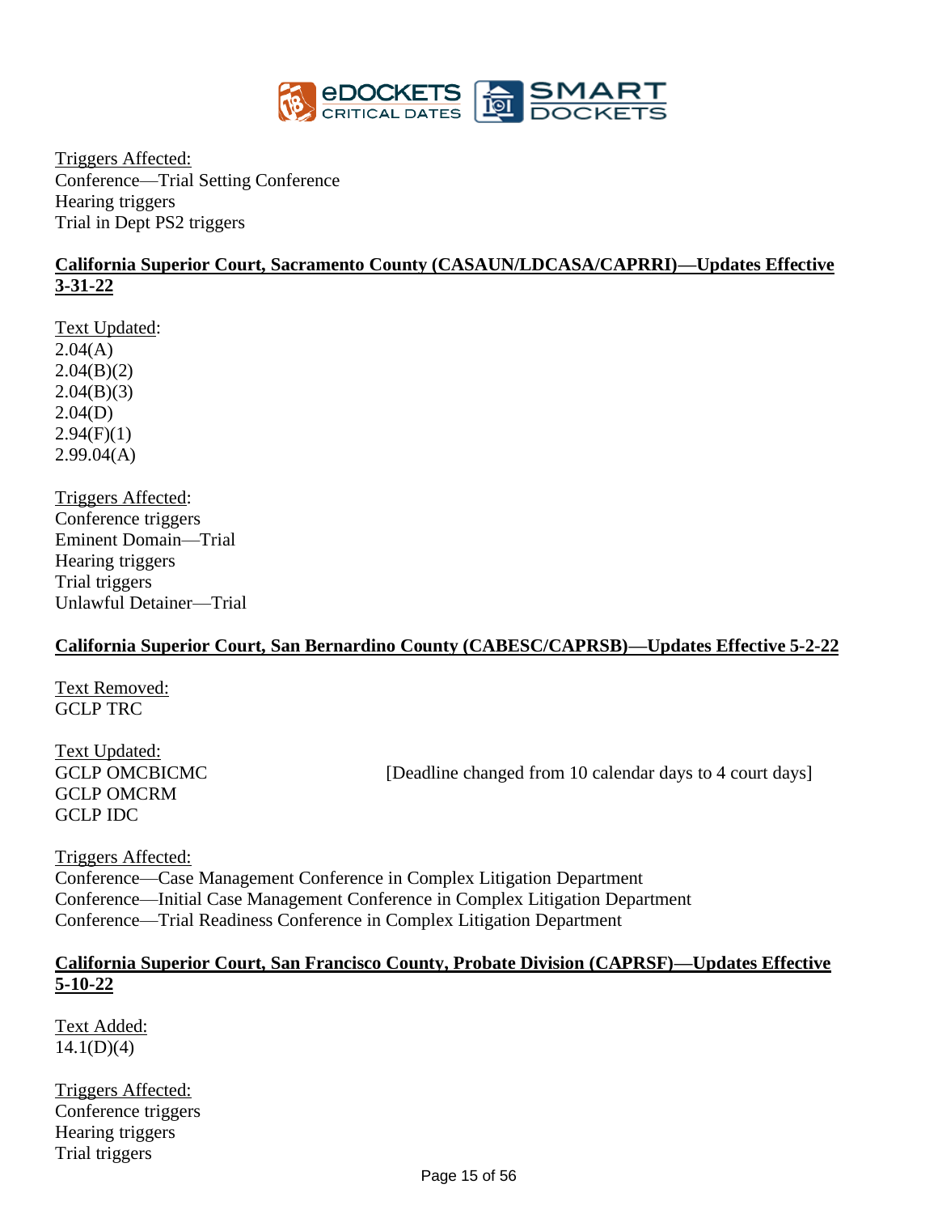Triggers Affected:
Conference—Trial Setting Conference
Hearing triggers
Trial in Dept PS2 triggers

**California Superior Court, Sacramento County (CASAUN/LDCASA/CAPRRI)—Updates Effective 3-31-22**

Text Updated:
2.04(A)
2.04(B)(2)
2.04(B)(3)
2.04(D)
2.94(F)(1)
2.99.04(A)

Triggers Affected:
Conference triggers
Eminent Domain—Trial
Hearing triggers
Trial triggers
Unlawful Detainer—Trial

**California Superior Court, San Bernardino County (CABESC/CAPRSB)—Updates Effective 5-2-22**

Text Removed:
GCLP TRC

Text Updated:
GCLP OMCBICMC [Deadline changed from 10 calendar days to 4 court days]
GCLP OMCRM
GCLP IDC

Triggers Affected:
Conference—Case Management Conference in Complex Litigation Department
Conference—Initial Case Management Conference in Complex Litigation Department
Conference—Trial Readiness Conference in Complex Litigation Department

**California Superior Court, San Francisco County, Probate Division (CAPRSF)—Updates Effective 5-10-22**

Text Added:
14.1(D)(4)

Triggers Affected:
Conference triggers
Hearing triggers
Trial triggers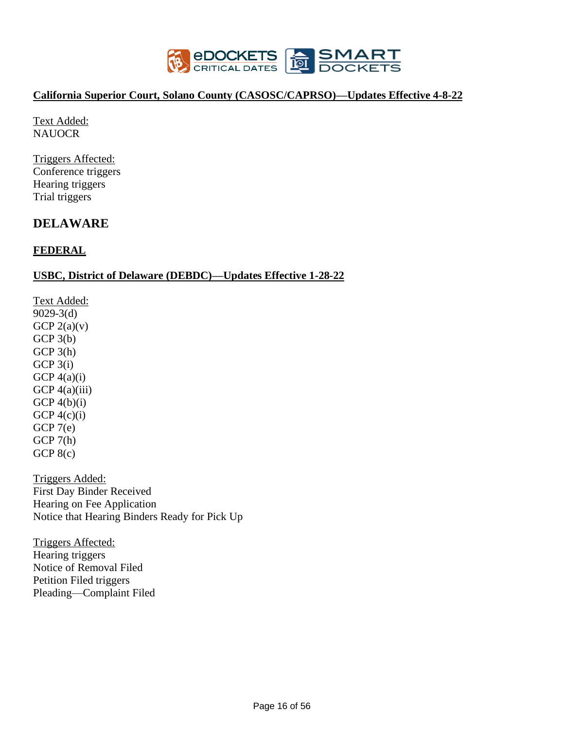**California Superior Court, Solano County (CASOSC/CAPRSO)—Updates Effective 4-8-22**

Text Added:
NAUOCR

Triggers Affected:
Conference triggers
Hearing triggers
Trial triggers

## DELAWARE

### FEDERAL

**USBC, District of Delaware (DEBDC)—Updates Effective 1-28-22**

Text Added:
9029-3(d)
GCP 2(a)(v)
GCP 3(b)
GCP 3(h)
GCP 3(i)
GCP 4(a)(i)
GCP 4(a)(iii)
GCP 4(b)(i)
GCP 4(c)(i)
GCP 7(e)
GCP 7(h)
GCP 8(c)

Triggers Added:
First Day Binder Received
Hearing on Fee Application
Notice that Hearing Binders Ready for Pick Up

Triggers Affected:
Hearing triggers
Notice of Removal Filed
Petition Filed triggers
Pleading—Complaint Filed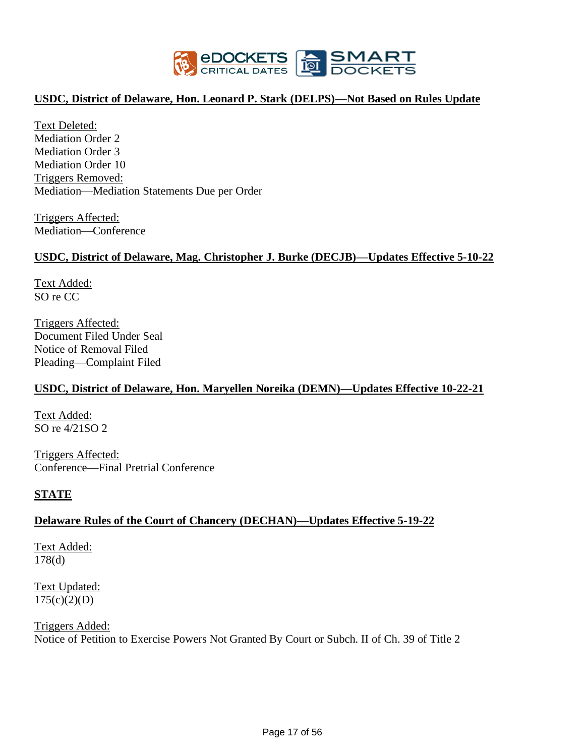**USDC, District of Delaware, Hon. Leonard P. Stark (DELPS)—Not Based on Rules Update**

Text Deleted:
Mediation Order 2
Mediation Order 3
Mediation Order 10
Triggers Removed:
Mediation—Mediation Statements Due per Order

Triggers Affected:
Mediation—Conference

**USDC, District of Delaware, Mag. Christopher J. Burke (DECJB)—Updates Effective 5-10-22**

Text Added:
SO re CC

Triggers Affected:
Document Filed Under Seal
Notice of Removal Filed
Pleading—Complaint Filed

**USDC, District of Delaware, Hon. Maryellen Noreika (DEMN)—Updates Effective 10-22-21**

Text Added:
SO re 4/21SO 2

Triggers Affected:
Conference—Final Pretrial Conference

**STATE**

**Delaware Rules of the Court of Chancery (DECHAN)—Updates Effective 5-19-22**

Text Added:
178(d)

Text Updated:
175(c)(2)(D)

Triggers Added:
Notice of Petition to Exercise Powers Not Granted By Court or Subch. II of Ch. 39 of Title 2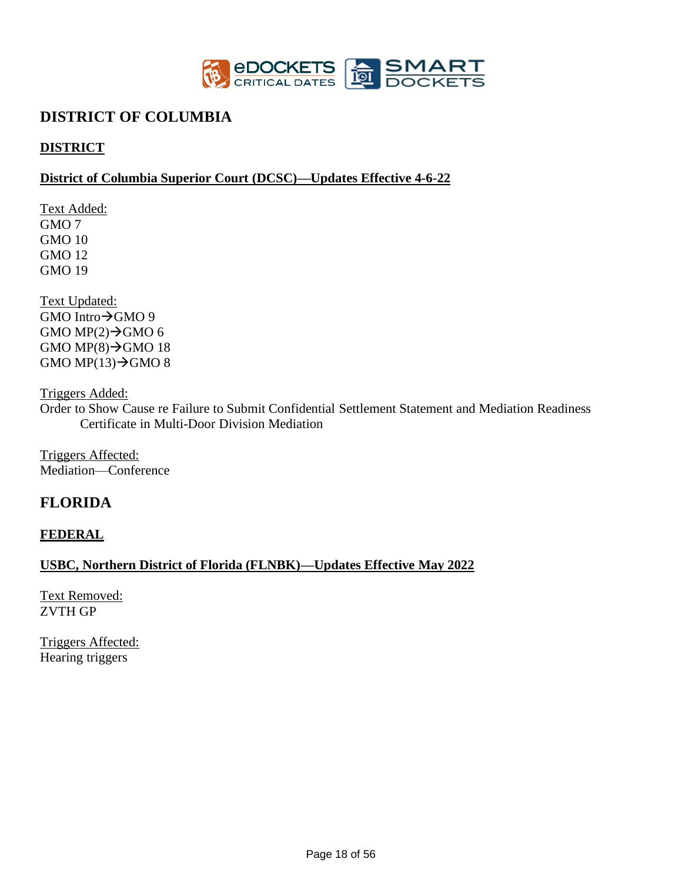## DISTRICT OF COLUMBIA

### DISTRICT

**District of Columbia Superior Court (DCSC)—Updates Effective 4-6-22**

Text Added:
GMO 7
GMO 10
GMO 12
GMO 19

Text Updated:
GMO Intro→GMO 9
GMO MP(2)→GMO 6
GMO MP(8)→GMO 18
GMO MP(13)→GMO 8

Triggers Added:
Order to Show Cause re Failure to Submit Confidential Settlement Statement and Mediation Readiness Certificate in Multi-Door Division Mediation

Triggers Affected:
Mediation—Conference

## FLORIDA

### FEDERAL

**USBC, Northern District of Florida (FLNBK)—Updates Effective May 2022**

Text Removed:
ZVTH GP

Triggers Affected:
Hearing triggers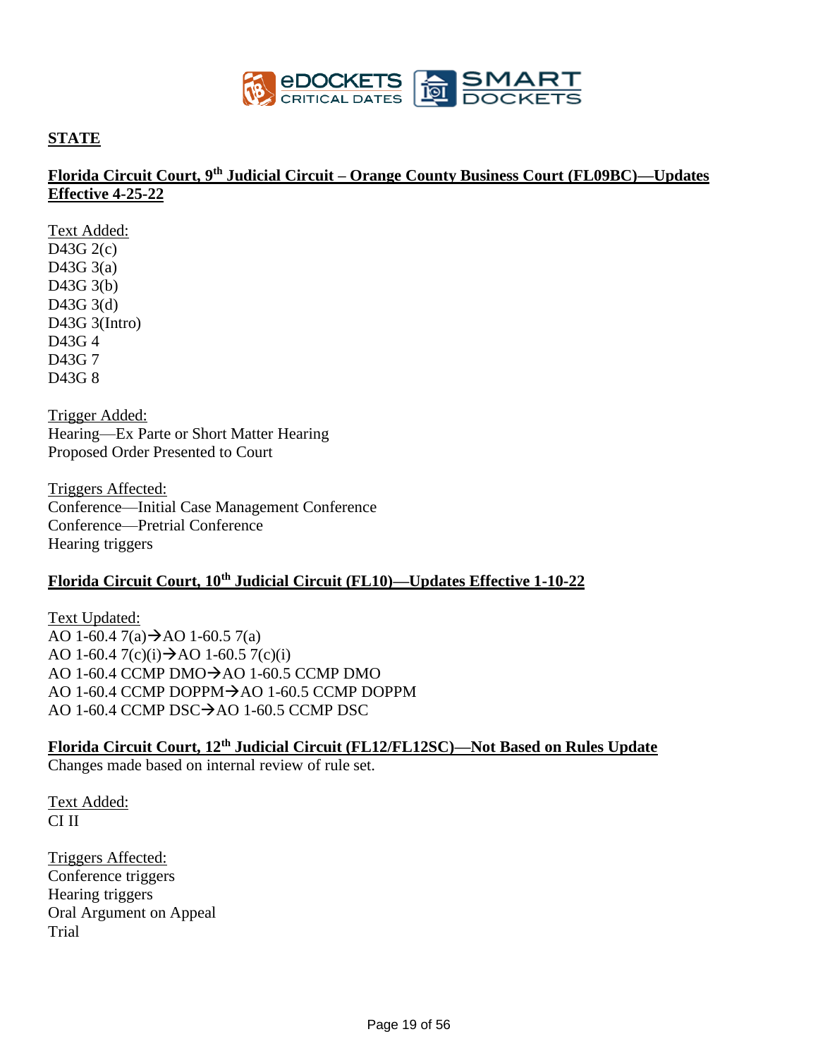## STATE

### Florida Circuit Court, 9th Judicial Circuit – Orange County Business Court (FL09BC)—Updates Effective 4-25-22

Text Added:
D43G 2(c)
D43G 3(a)
D43G 3(b)
D43G 3(d)
D43G 3(Intro)
D43G 4
D43G 7
D43G 8

Trigger Added:
Hearing—Ex Parte or Short Matter Hearing
Proposed Order Presented to Court

Triggers Affected:
Conference—Initial Case Management Conference
Conference—Pretrial Conference
Hearing triggers

### Florida Circuit Court, 10th Judicial Circuit (FL10)—Updates Effective 1-10-22

Text Updated:
AO 1-60.4 7(a)→AO 1-60.5 7(a)
AO 1-60.4 7(c)(i)→AO 1-60.5 7(c)(i)
AO 1-60.4 CCMP DMO→AO 1-60.5 CCMP DMO
AO 1-60.4 CCMP DOPPM→AO 1-60.5 CCMP DOPPM
AO 1-60.4 CCMP DSC→AO 1-60.5 CCMP DSC

### Florida Circuit Court, 12th Judicial Circuit (FL12/FL12SC)—Not Based on Rules Update

Changes made based on internal review of rule set.

Text Added:
CI II

Triggers Affected:
Conference triggers
Hearing triggers
Oral Argument on Appeal
Trial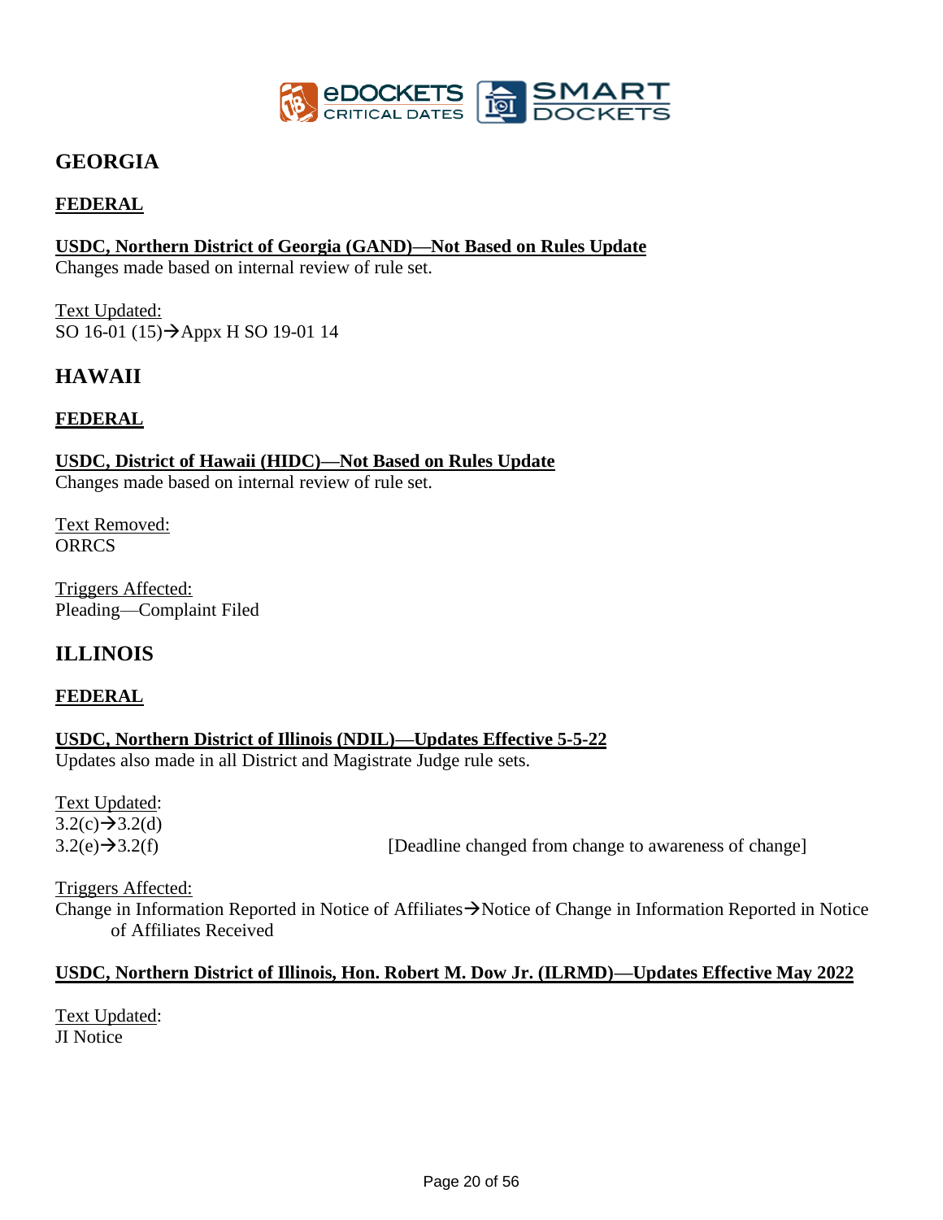# GEORGIA

## FEDERAL

**USDC, Northern District of Georgia (GAND)—Not Based on Rules Update**
Changes made based on internal review of rule set.

Text Updated:
SO 16-01 (15)→Appx H SO 19-01 14

# HAWAII

## FEDERAL

**USDC, District of Hawaii (HIDC)—Not Based on Rules Update**
Changes made based on internal review of rule set.

Text Removed:
ORRCS

Triggers Affected:
Pleading—Complaint Filed

# ILLINOIS

## FEDERAL

**USDC, Northern District of Illinois (NDIL)—Updates Effective 5-5-22**
Updates also made in all District and Magistrate Judge rule sets.

Text Updated:
3.2(c)→3.2(d)
3.2(e)→3.2(f) [Deadline changed from change to awareness of change]

Triggers Affected:
Change in Information Reported in Notice of Affiliates→Notice of Change in Information Reported in Notice of Affiliates Received

**USDC, Northern District of Illinois, Hon. Robert M. Dow Jr. (ILRMD)—Updates Effective May 2022**

Text Updated:
JI Notice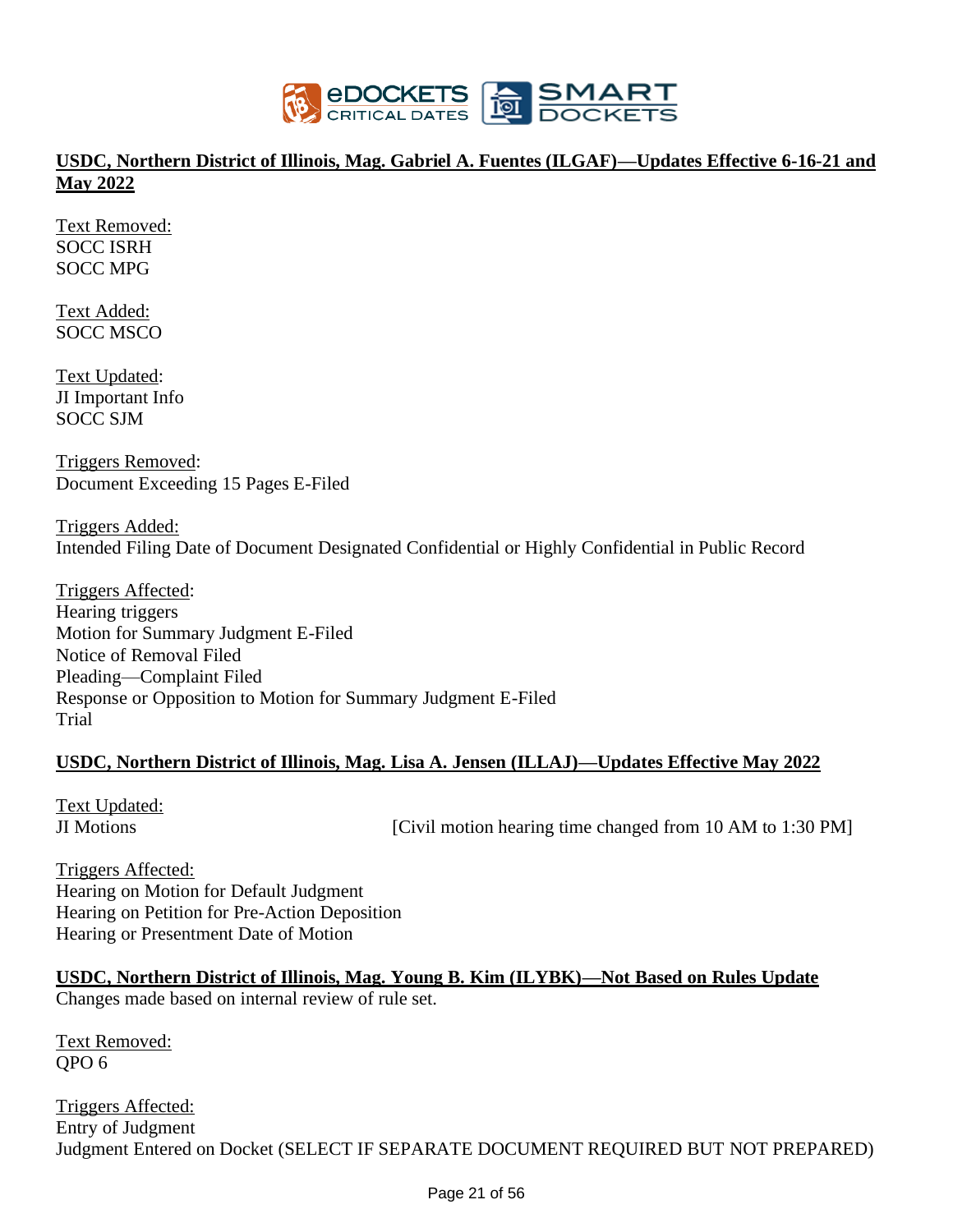## USDC, Northern District of Illinois, Mag. Gabriel A. Fuentes (ILGAF)—Updates Effective 6-16-21 and May 2022

Text Removed:
SOCC ISRH
SOCC MPG

Text Added:
SOCC MSCO

Text Updated:
JI Important Info
SOCC SJM

Triggers Removed:
Document Exceeding 15 Pages E-Filed

Triggers Added:
Intended Filing Date of Document Designated Confidential or Highly Confidential in Public Record

Triggers Affected:
Hearing triggers
Motion for Summary Judgment E-Filed
Notice of Removal Filed
Pleading—Complaint Filed
Response or Opposition to Motion for Summary Judgment E-Filed
Trial

## USDC, Northern District of Illinois, Mag. Lisa A. Jensen (ILLAJ)—Updates Effective May 2022

Text Updated:
JI Motions [Civil motion hearing time changed from 10 AM to 1:30 PM]

Triggers Affected:
Hearing on Motion for Default Judgment
Hearing on Petition for Pre-Action Deposition
Hearing or Presentment Date of Motion

## USDC, Northern District of Illinois, Mag. Young B. Kim (ILYBK)—Not Based on Rules Update

Changes made based on internal review of rule set.

Text Removed:
QPO 6

Triggers Affected:
Entry of Judgment
Judgment Entered on Docket (SELECT IF SEPARATE DOCUMENT REQUIRED BUT NOT PREPARED)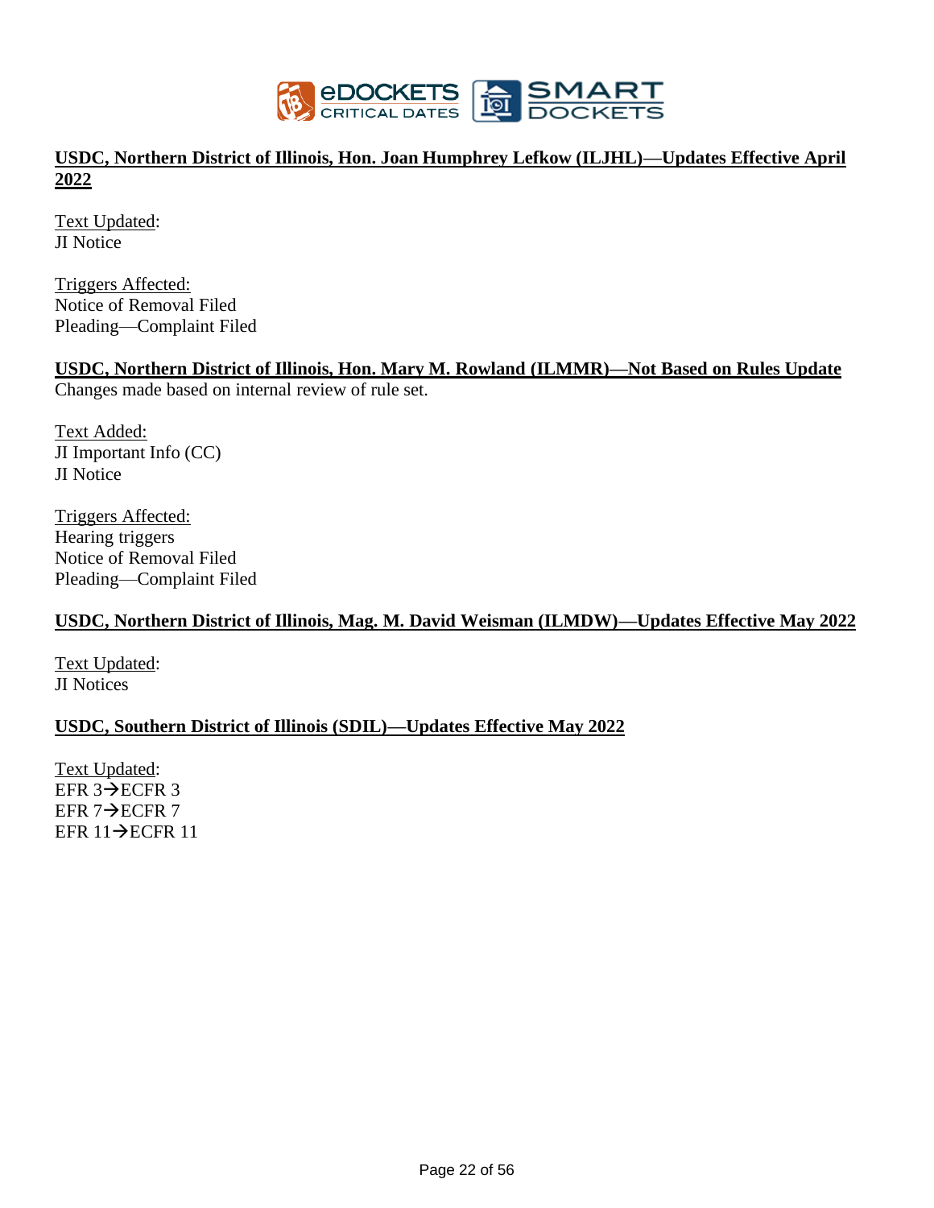**USDC, Northern District of Illinois, Hon. Joan Humphrey Lefkow (ILJHL)—Updates Effective April 2022**

Text Updated:
JI Notice

Triggers Affected:
Notice of Removal Filed
Pleading—Complaint Filed

**USDC, Northern District of Illinois, Hon. Mary M. Rowland (ILMMR)—Not Based on Rules Update**
Changes made based on internal review of rule set.

Text Added:
JI Important Info (CC)
JI Notice

Triggers Affected:
Hearing triggers
Notice of Removal Filed
Pleading—Complaint Filed

**USDC, Northern District of Illinois, Mag. M. David Weisman (ILMDW)—Updates Effective May 2022**

Text Updated:
JI Notices

**USDC, Southern District of Illinois (SDIL)—Updates Effective May 2022**

Text Updated:
EFR 3→ECFR 3
EFR 7→ECFR 7
EFR 11→ECFR 11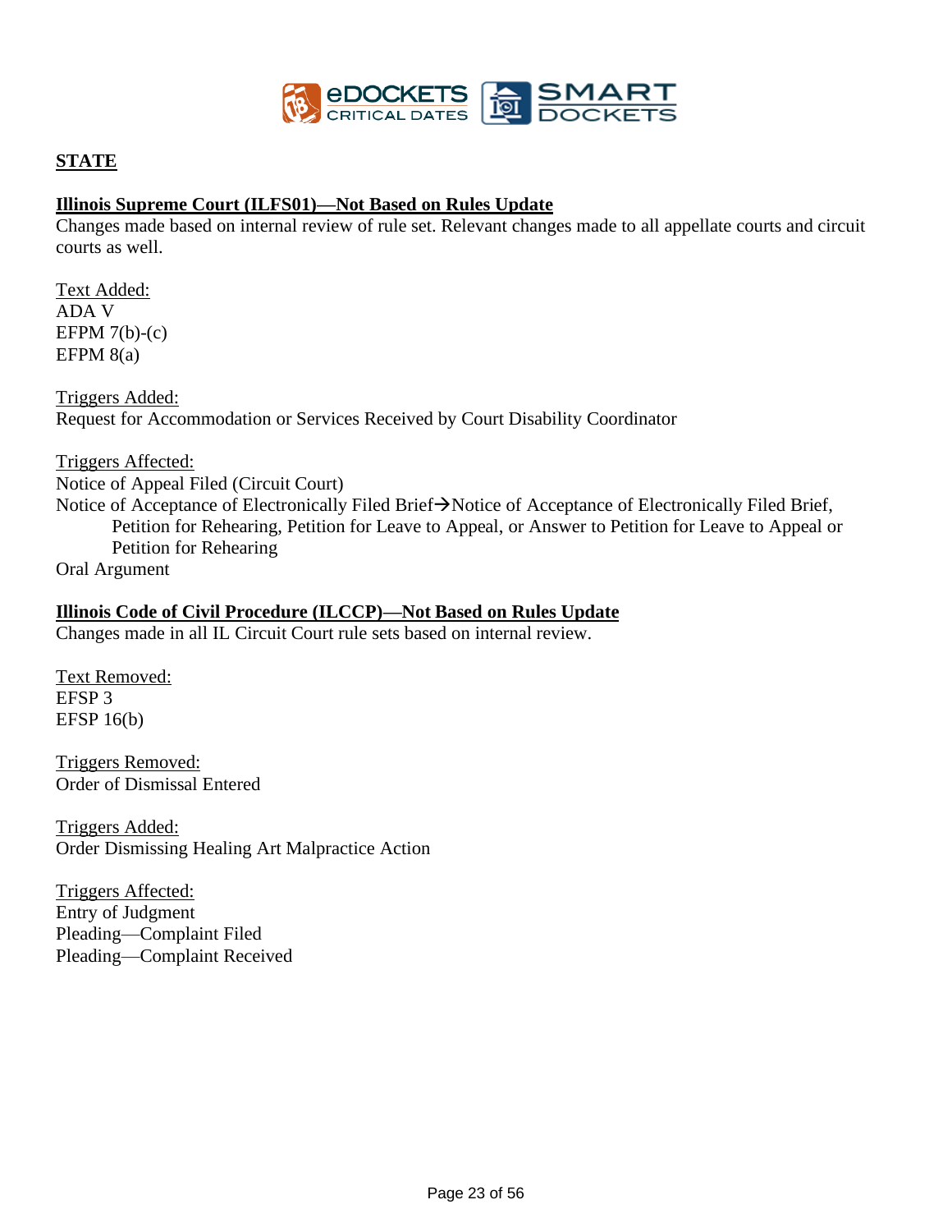## STATE

### Illinois Supreme Court (ILFS01)—Not Based on Rules Update

Changes made based on internal review of rule set. Relevant changes made to all appellate courts and circuit courts as well.

Text Added:
ADA V
EFPM 7(b)-(c)
EFPM 8(a)

Triggers Added:
Request for Accommodation or Services Received by Court Disability Coordinator

Triggers Affected:
Notice of Appeal Filed (Circuit Court)
Notice of Acceptance of Electronically Filed Brief→Notice of Acceptance of Electronically Filed Brief, Petition for Rehearing, Petition for Leave to Appeal, or Answer to Petition for Leave to Appeal or Petition for Rehearing
Oral Argument

### Illinois Code of Civil Procedure (ILCCP)—Not Based on Rules Update

Changes made in all IL Circuit Court rule sets based on internal review.

Text Removed:
EFSP 3
EFSP 16(b)

Triggers Removed:
Order of Dismissal Entered

Triggers Added:
Order Dismissing Healing Art Malpractice Action

Triggers Affected:
Entry of Judgment
Pleading—Complaint Filed
Pleading—Complaint Received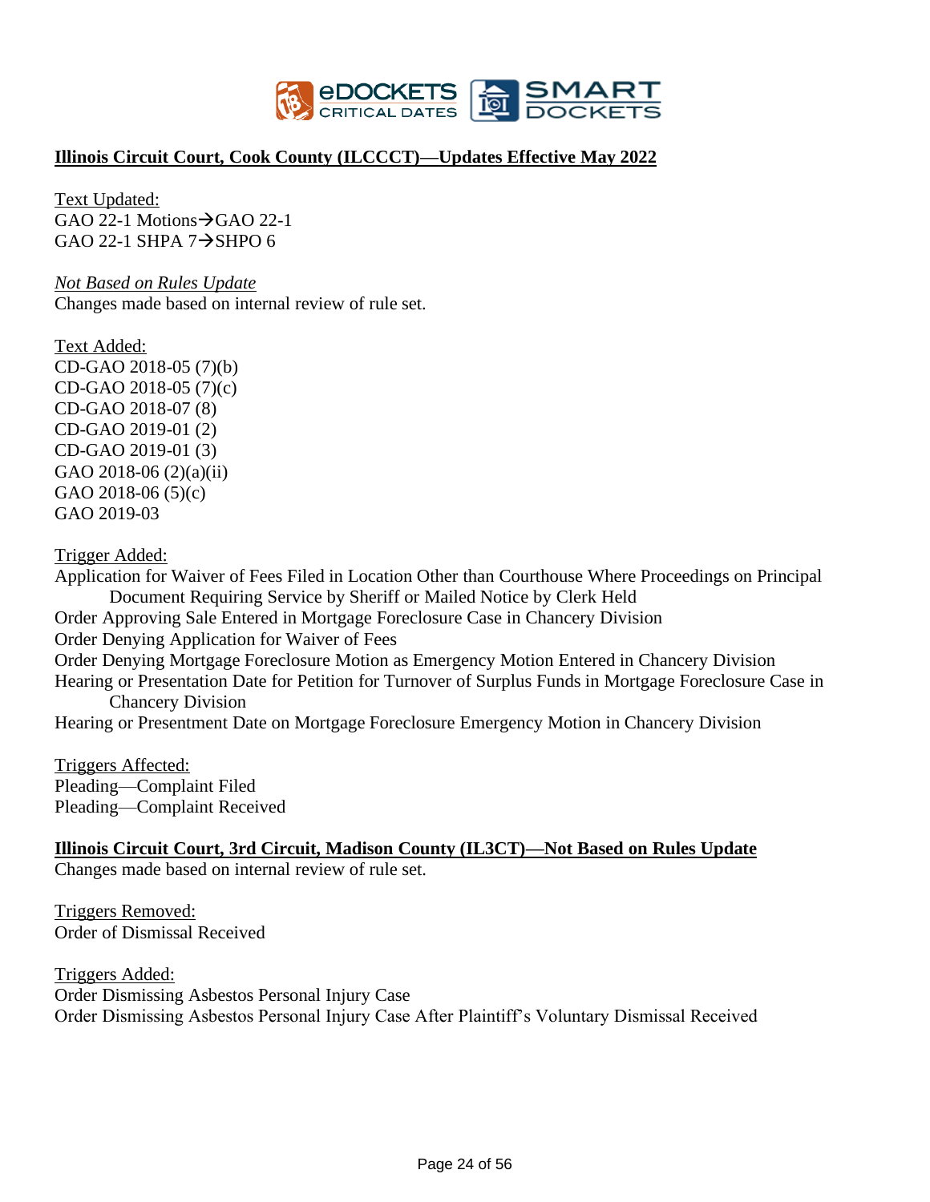**Illinois Circuit Court, Cook County (ILCCCT)—Updates Effective May 2022**

Text Updated:
GAO 22-1 Motions→GAO 22-1
GAO 22-1 SHPA 7→SHPO 6

*Not Based on Rules Update*
Changes made based on internal review of rule set.

Text Added:
CD-GAO 2018-05 (7)(b)
CD-GAO 2018-05 (7)(c)
CD-GAO 2018-07 (8)
CD-GAO 2019-01 (2)
CD-GAO 2019-01 (3)
GAO 2018-06 (2)(a)(ii)
GAO 2018-06 (5)(c)
GAO 2019-03

Trigger Added:
Application for Waiver of Fees Filed in Location Other than Courthouse Where Proceedings on Principal Document Requiring Service by Sheriff or Mailed Notice by Clerk Held
Order Approving Sale Entered in Mortgage Foreclosure Case in Chancery Division
Order Denying Application for Waiver of Fees
Order Denying Mortgage Foreclosure Motion as Emergency Motion Entered in Chancery Division
Hearing or Presentation Date for Petition for Turnover of Surplus Funds in Mortgage Foreclosure Case in Chancery Division
Hearing or Presentment Date on Mortgage Foreclosure Emergency Motion in Chancery Division

Triggers Affected:
Pleading—Complaint Filed
Pleading—Complaint Received

**Illinois Circuit Court, 3rd Circuit, Madison County (IL3CT)—Not Based on Rules Update**
Changes made based on internal review of rule set.

Triggers Removed:
Order of Dismissal Received

Triggers Added:
Order Dismissing Asbestos Personal Injury Case
Order Dismissing Asbestos Personal Injury Case After Plaintiff's Voluntary Dismissal Received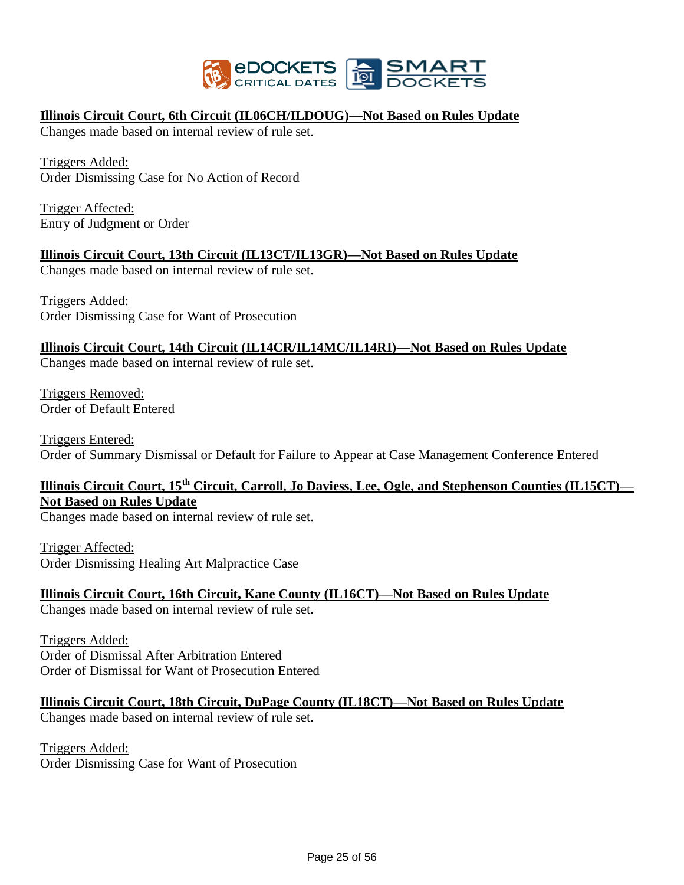**Illinois Circuit Court, 6th Circuit (IL06CH/ILDOUG)—Not Based on Rules Update**

Changes made based on internal review of rule set.

Triggers Added:
Order Dismissing Case for No Action of Record

Trigger Affected:
Entry of Judgment or Order

**Illinois Circuit Court, 13th Circuit (IL13CT/IL13GR)—Not Based on Rules Update**

Changes made based on internal review of rule set.

Triggers Added:
Order Dismissing Case for Want of Prosecution

**Illinois Circuit Court, 14th Circuit (IL14CR/IL14MC/IL14RI)—Not Based on Rules Update**

Changes made based on internal review of rule set.

Triggers Removed:
Order of Default Entered

Triggers Entered:
Order of Summary Dismissal or Default for Failure to Appear at Case Management Conference Entered

**Illinois Circuit Court, 15th Circuit, Carroll, Jo Daviess, Lee, Ogle, and Stephenson Counties (IL15CT)—Not Based on Rules Update**

Changes made based on internal review of rule set.

Trigger Affected:
Order Dismissing Healing Art Malpractice Case

**Illinois Circuit Court, 16th Circuit, Kane County (IL16CT)—Not Based on Rules Update**

Changes made based on internal review of rule set.

Triggers Added:
Order of Dismissal After Arbitration Entered
Order of Dismissal for Want of Prosecution Entered

**Illinois Circuit Court, 18th Circuit, DuPage County (IL18CT)—Not Based on Rules Update**

Changes made based on internal review of rule set.

Triggers Added:
Order Dismissing Case for Want of Prosecution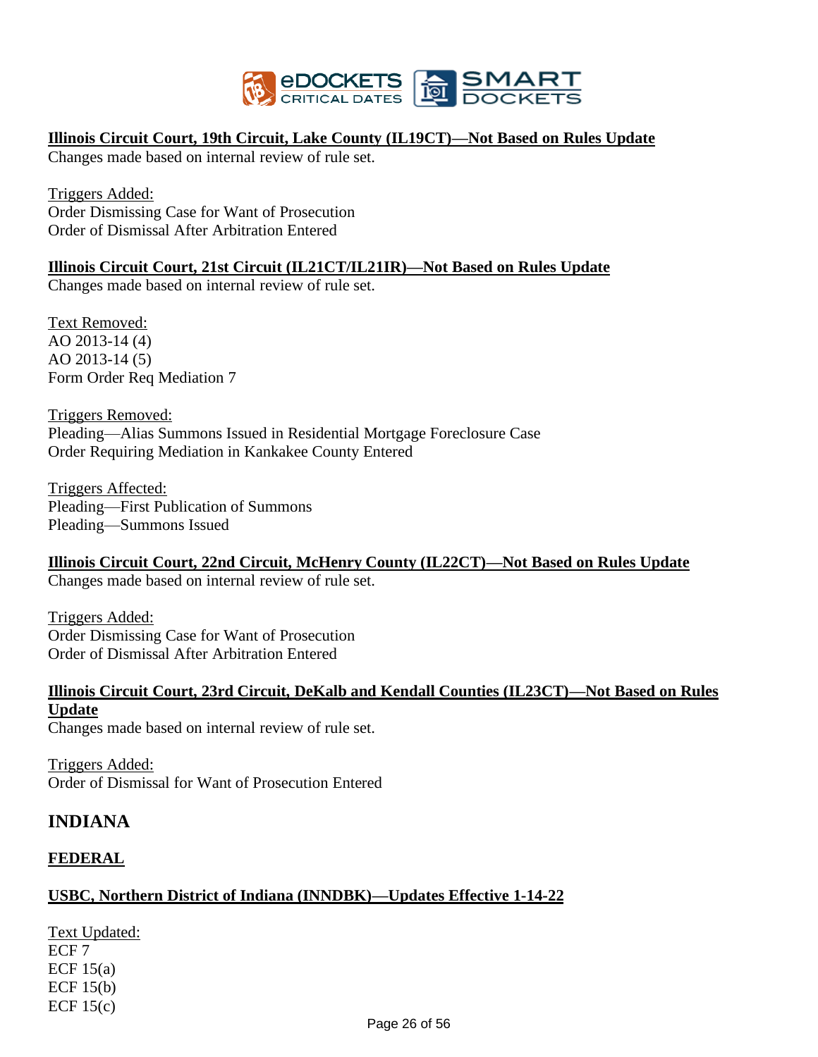**Illinois Circuit Court, 19th Circuit, Lake County (IL19CT)—Not Based on Rules Update**

Changes made based on internal review of rule set.

Triggers Added:
Order Dismissing Case for Want of Prosecution
Order of Dismissal After Arbitration Entered

**Illinois Circuit Court, 21st Circuit (IL21CT/IL21IR)—Not Based on Rules Update**

Changes made based on internal review of rule set.

Text Removed:
AO 2013-14 (4)
AO 2013-14 (5)
Form Order Req Mediation 7

Triggers Removed:
Pleading—Alias Summons Issued in Residential Mortgage Foreclosure Case
Order Requiring Mediation in Kankakee County Entered

Triggers Affected:
Pleading—First Publication of Summons
Pleading—Summons Issued

**Illinois Circuit Court, 22nd Circuit, McHenry County (IL22CT)—Not Based on Rules Update**

Changes made based on internal review of rule set.

Triggers Added:
Order Dismissing Case for Want of Prosecution
Order of Dismissal After Arbitration Entered

**Illinois Circuit Court, 23rd Circuit, DeKalb and Kendall Counties (IL23CT)—Not Based on Rules Update**

Changes made based on internal review of rule set.

Triggers Added:
Order of Dismissal for Want of Prosecution Entered

## INDIANA

### FEDERAL

**USBC, Northern District of Indiana (INNDBK)—Updates Effective 1-14-22**

Text Updated:
ECF 7
ECF 15(a)
ECF 15(b)
ECF 15(c)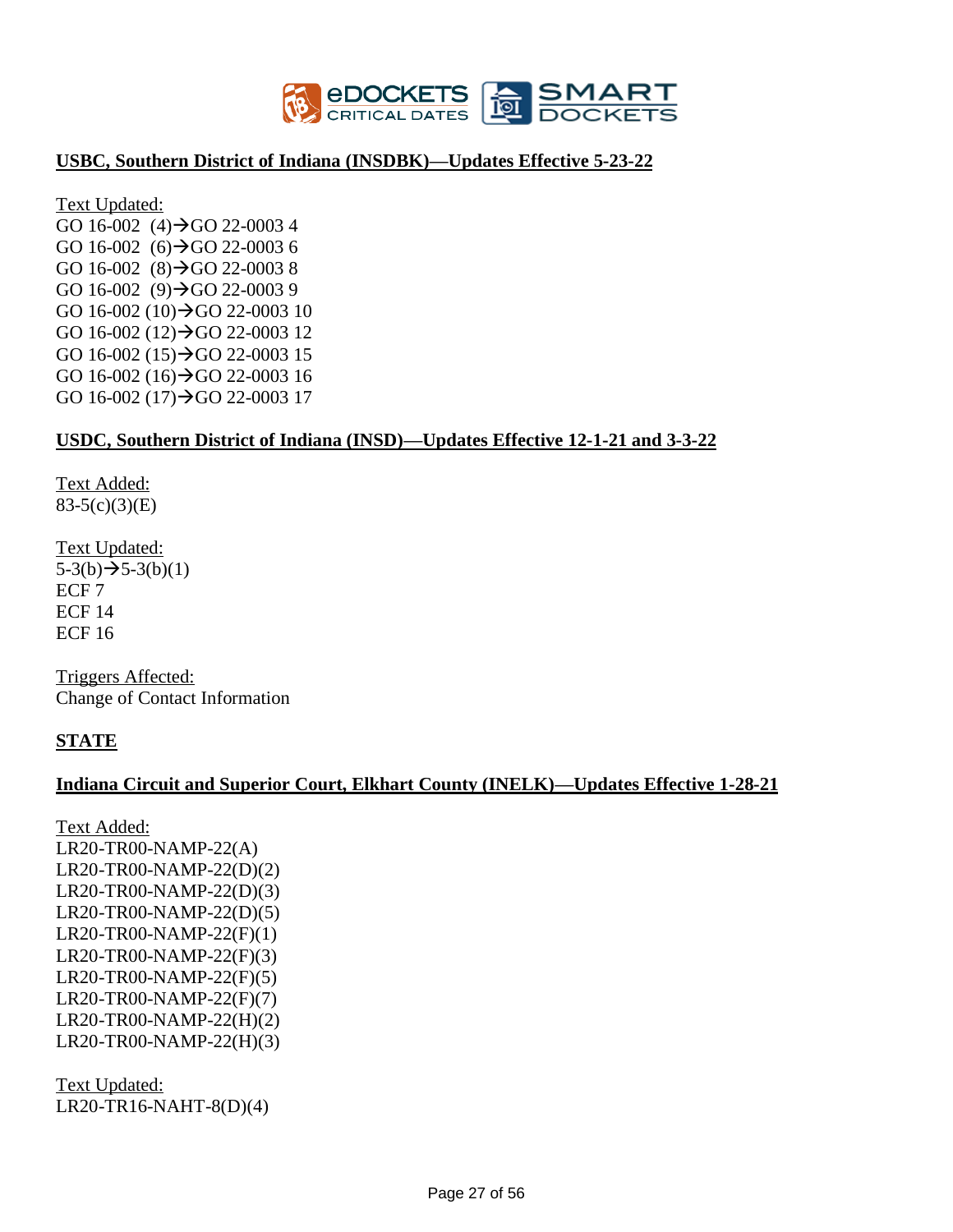**USBC, Southern District of Indiana (INSDBK)—Updates Effective 5-23-22**

Text Updated:
GO 16-002 (4)→GO 22-0003 4
GO 16-002 (6)→GO 22-0003 6
GO 16-002 (8)→GO 22-0003 8
GO 16-002 (9)→GO 22-0003 9
GO 16-002 (10)→GO 22-0003 10
GO 16-002 (12)→GO 22-0003 12
GO 16-002 (15)→GO 22-0003 15
GO 16-002 (16)→GO 22-0003 16
GO 16-002 (17)→GO 22-0003 17

**USDC, Southern District of Indiana (INSD)—Updates Effective 12-1-21 and 3-3-22**

Text Added:
83-5(c)(3)(E)

Text Updated:
5-3(b)→5-3(b)(1)
ECF 7
ECF 14
ECF 16

Triggers Affected:
Change of Contact Information

**STATE**

**Indiana Circuit and Superior Court, Elkhart County (INELK)—Updates Effective 1-28-21**

Text Added:
LR20-TR00-NAMP-22(A)
LR20-TR00-NAMP-22(D)(2)
LR20-TR00-NAMP-22(D)(3)
LR20-TR00-NAMP-22(D)(5)
LR20-TR00-NAMP-22(F)(1)
LR20-TR00-NAMP-22(F)(3)
LR20-TR00-NAMP-22(F)(5)
LR20-TR00-NAMP-22(F)(7)
LR20-TR00-NAMP-22(H)(2)
LR20-TR00-NAMP-22(H)(3)

Text Updated:
LR20-TR16-NAHT-8(D)(4)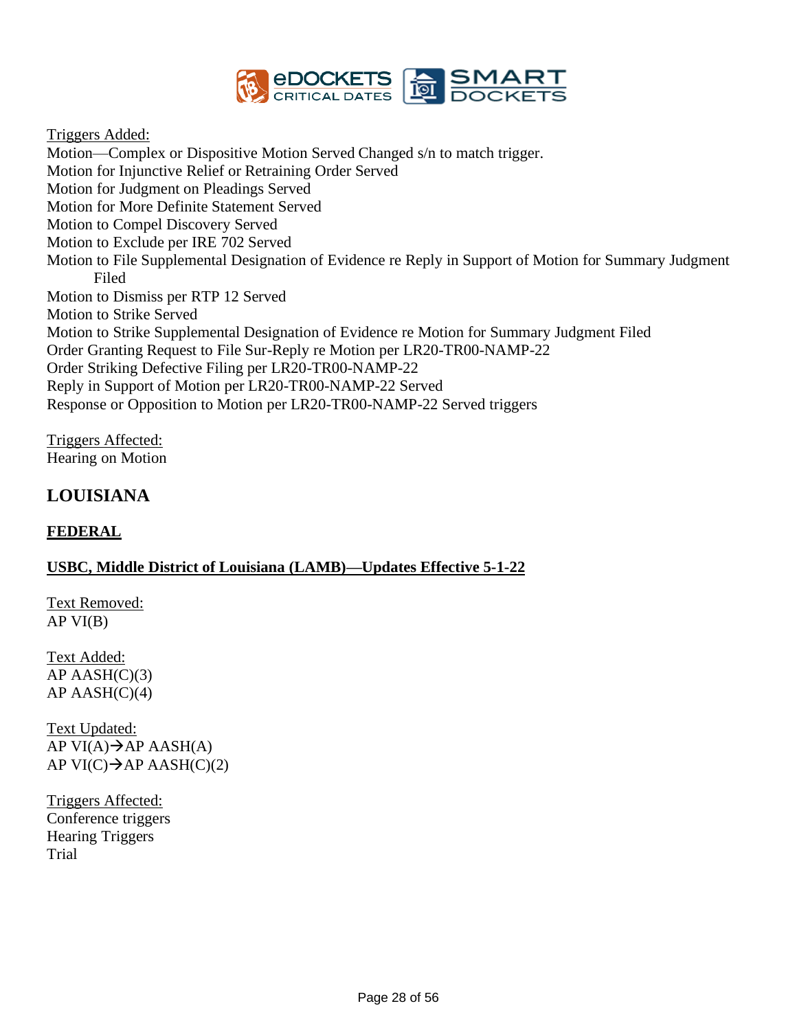Triggers Added:
Motion—Complex or Dispositive Motion Served Changed s/n to match trigger.
Motion for Injunctive Relief or Retraining Order Served
Motion for Judgment on Pleadings Served
Motion for More Definite Statement Served
Motion to Compel Discovery Served
Motion to Exclude per IRE 702 Served
Motion to File Supplemental Designation of Evidence re Reply in Support of Motion for Summary Judgment Filed
Motion to Dismiss per RTP 12 Served
Motion to Strike Served
Motion to Strike Supplemental Designation of Evidence re Motion for Summary Judgment Filed
Order Granting Request to File Sur-Reply re Motion per LR20-TR00-NAMP-22
Order Striking Defective Filing per LR20-TR00-NAMP-22
Reply in Support of Motion per LR20-TR00-NAMP-22 Served
Response or Opposition to Motion per LR20-TR00-NAMP-22 Served triggers

Triggers Affected:
Hearing on Motion

## LOUISIANA

### FEDERAL

#### USBC, Middle District of Louisiana (LAMB)—Updates Effective 5-1-22

Text Removed:
AP VI(B)

Text Added:
AP AASH(C)(3)
AP AASH(C)(4)

Text Updated:
AP VI(A)→AP AASH(A)
AP VI(C)→AP AASH(C)(2)

Triggers Affected:
Conference triggers
Hearing Triggers
Trial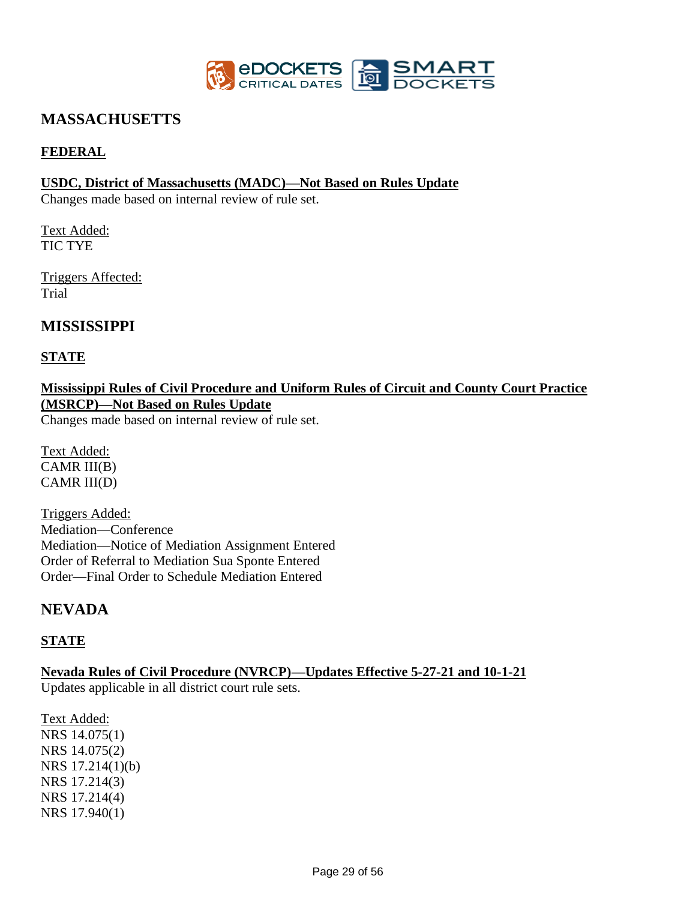## MASSACHUSETTS

### FEDERAL

**USDC, District of Massachusetts (MADC)—Not Based on Rules Update**
Changes made based on internal review of rule set.

Text Added:
TIC TYE

Triggers Affected:
Trial

## MISSISSIPPI

### STATE

**Mississippi Rules of Civil Procedure and Uniform Rules of Circuit and County Court Practice (MSRCP)—Not Based on Rules Update**
Changes made based on internal review of rule set.

Text Added:
CAMR III(B)
CAMR III(D)

Triggers Added:
Mediation—Conference
Mediation—Notice of Mediation Assignment Entered
Order of Referral to Mediation Sua Sponte Entered
Order—Final Order to Schedule Mediation Entered

## NEVADA

### STATE

**Nevada Rules of Civil Procedure (NVRCP)—Updates Effective 5-27-21 and 10-1-21**
Updates applicable in all district court rule sets.

Text Added:
NRS 14.075(1)
NRS 14.075(2)
NRS 17.214(1)(b)
NRS 17.214(3)
NRS 17.214(4)
NRS 17.940(1)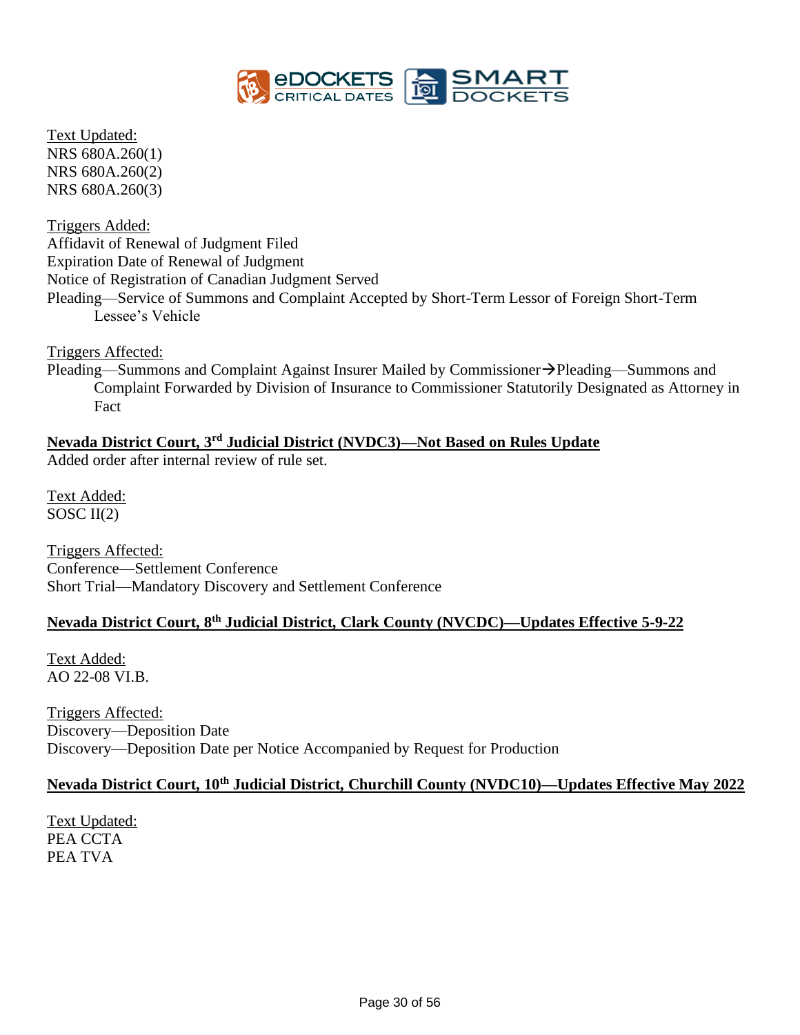Text Updated:
NRS 680A.260(1)
NRS 680A.260(2)
NRS 680A.260(3)

Triggers Added:
Affidavit of Renewal of Judgment Filed
Expiration Date of Renewal of Judgment
Notice of Registration of Canadian Judgment Served
Pleading—Service of Summons and Complaint Accepted by Short-Term Lessor of Foreign Short-Term Lessee's Vehicle

Triggers Affected:
Pleading—Summons and Complaint Against Insurer Mailed by Commissioner→Pleading—Summons and Complaint Forwarded by Division of Insurance to Commissioner Statutorily Designated as Attorney in Fact

**Nevada District Court, 3rd Judicial District (NVDC3)—Not Based on Rules Update**

Added order after internal review of rule set.

Text Added:
SOSC II(2)

Triggers Affected:
Conference—Settlement Conference
Short Trial—Mandatory Discovery and Settlement Conference

**Nevada District Court, 8th Judicial District, Clark County (NVCDC)—Updates Effective 5-9-22**

Text Added:
AO 22-08 VI.B.

Triggers Affected:
Discovery—Deposition Date
Discovery—Deposition Date per Notice Accompanied by Request for Production

**Nevada District Court, 10th Judicial District, Churchill County (NVDC10)—Updates Effective May 2022**

Text Updated:
PEA CCTA
PEA TVA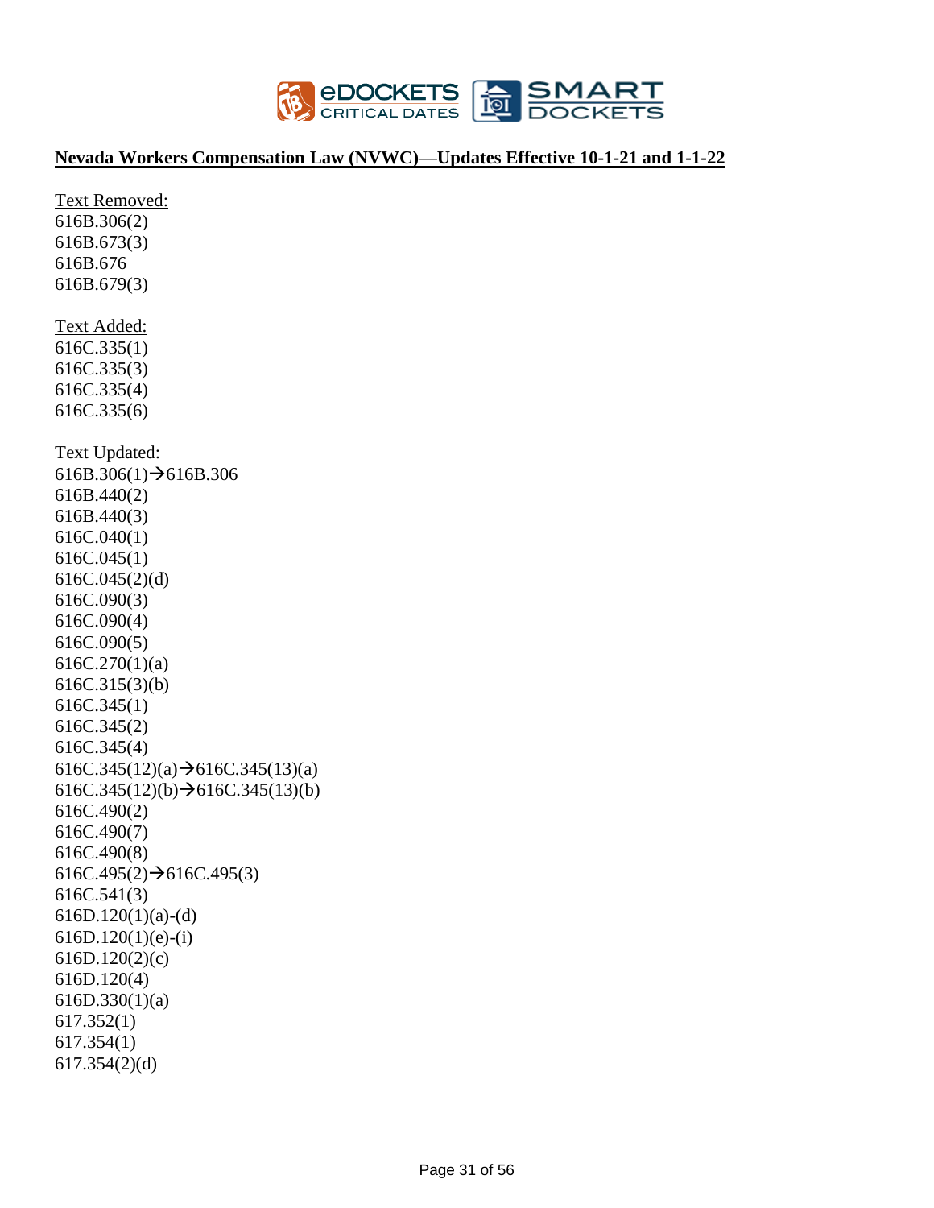**Nevada Workers Compensation Law (NVWC)—Updates Effective 10-1-21 and 1-1-22**

Text Removed:
616B.306(2)
616B.673(3)
616B.676
616B.679(3)

Text Added:
616C.335(1)
616C.335(3)
616C.335(4)
616C.335(6)

Text Updated:
616B.306(1)→616B.306
616B.440(2)
616B.440(3)
616C.040(1)
616C.045(1)
616C.045(2)(d)
616C.090(3)
616C.090(4)
616C.090(5)
616C.270(1)(a)
616C.315(3)(b)
616C.345(1)
616C.345(2)
616C.345(4)
616C.345(12)(a)→616C.345(13)(a)
616C.345(12)(b)→616C.345(13)(b)
616C.490(2)
616C.490(7)
616C.490(8)
616C.495(2)→616C.495(3)
616C.541(3)
616D.120(1)(a)-(d)
616D.120(1)(e)-(i)
616D.120(2)(c)
616D.120(4)
616D.330(1)(a)
617.352(1)
617.354(1)
617.354(2)(d)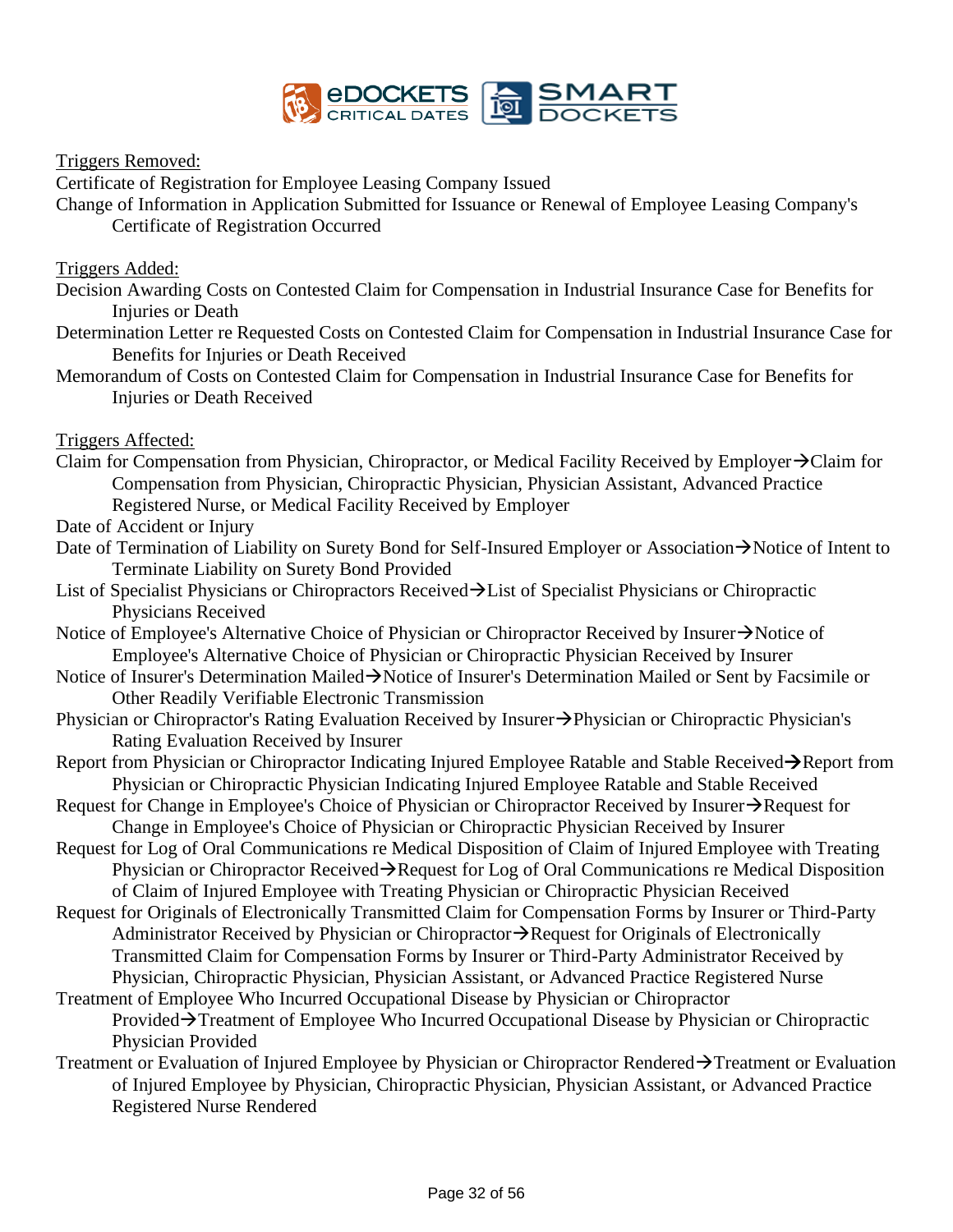Triggers Removed:

Certificate of Registration for Employee Leasing Company Issued

Change of Information in Application Submitted for Issuance or Renewal of Employee Leasing Company's Certificate of Registration Occurred

Triggers Added:

Decision Awarding Costs on Contested Claim for Compensation in Industrial Insurance Case for Benefits for Injuries or Death

Determination Letter re Requested Costs on Contested Claim for Compensation in Industrial Insurance Case for Benefits for Injuries or Death Received

Memorandum of Costs on Contested Claim for Compensation in Industrial Insurance Case for Benefits for Injuries or Death Received

Triggers Affected:

Claim for Compensation from Physician, Chiropractor, or Medical Facility Received by Employer→Claim for Compensation from Physician, Chiropractic Physician, Physician Assistant, Advanced Practice Registered Nurse, or Medical Facility Received by Employer

Date of Accident or Injury

Date of Termination of Liability on Surety Bond for Self-Insured Employer or Association→Notice of Intent to Terminate Liability on Surety Bond Provided

List of Specialist Physicians or Chiropractors Received→List of Specialist Physicians or Chiropractic Physicians Received

Notice of Employee's Alternative Choice of Physician or Chiropractor Received by Insurer→Notice of Employee's Alternative Choice of Physician or Chiropractic Physician Received by Insurer

Notice of Insurer's Determination Mailed→Notice of Insurer's Determination Mailed or Sent by Facsimile or Other Readily Verifiable Electronic Transmission

Physician or Chiropractor's Rating Evaluation Received by Insurer→Physician or Chiropractic Physician's Rating Evaluation Received by Insurer

Report from Physician or Chiropractor Indicating Injured Employee Ratable and Stable Received→Report from Physician or Chiropractic Physician Indicating Injured Employee Ratable and Stable Received

Request for Change in Employee's Choice of Physician or Chiropractor Received by Insurer→Request for Change in Employee's Choice of Physician or Chiropractic Physician Received by Insurer

Request for Log of Oral Communications re Medical Disposition of Claim of Injured Employee with Treating Physician or Chiropractor Received→Request for Log of Oral Communications re Medical Disposition of Claim of Injured Employee with Treating Physician or Chiropractic Physician Received

Request for Originals of Electronically Transmitted Claim for Compensation Forms by Insurer or Third-Party Administrator Received by Physician or Chiropractor→Request for Originals of Electronically Transmitted Claim for Compensation Forms by Insurer or Third-Party Administrator Received by Physician, Chiropractic Physician, Physician Assistant, or Advanced Practice Registered Nurse

Treatment of Employee Who Incurred Occupational Disease by Physician or Chiropractor Provided→Treatment of Employee Who Incurred Occupational Disease by Physician or Chiropractic Physician Provided

Treatment or Evaluation of Injured Employee by Physician or Chiropractor Rendered→Treatment or Evaluation of Injured Employee by Physician, Chiropractic Physician, Physician Assistant, or Advanced Practice Registered Nurse Rendered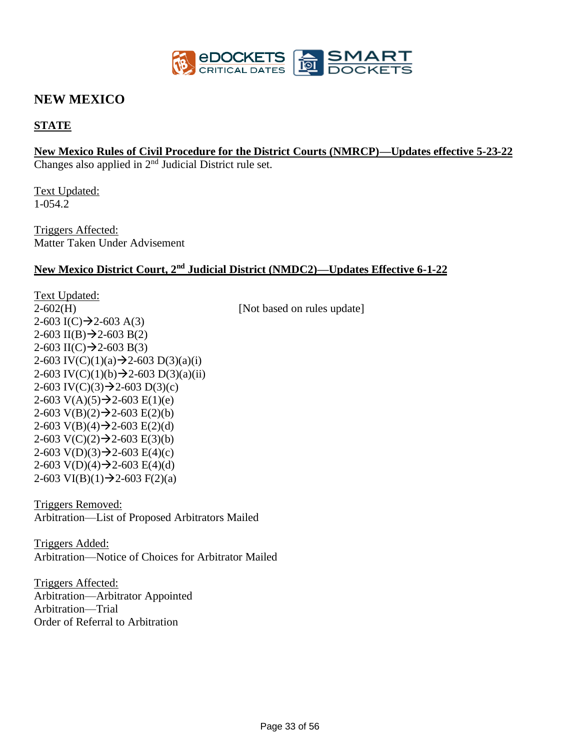# NEW MEXICO

## STATE

**New Mexico Rules of Civil Procedure for the District Courts (NMRCP)—Updates effective 5-23-22**

Changes also applied in 2nd Judicial District rule set.

Text Updated:
1-054.2

Triggers Affected:
Matter Taken Under Advisement

**New Mexico District Court, 2nd Judicial District (NMDC2)—Updates Effective 6-1-22**

Text Updated:
2-602(H) [Not based on rules update]
2-603 I(C)→2-603 A(3)
2-603 II(B)→2-603 B(2)
2-603 II(C)→2-603 B(3)
2-603 IV(C)(1)(a)→2-603 D(3)(a)(i)
2-603 IV(C)(1)(b)→2-603 D(3)(a)(ii)
2-603 IV(C)(3)→2-603 D(3)(c)
2-603 V(A)(5)→2-603 E(1)(e)
2-603 V(B)(2)→2-603 E(2)(b)
2-603 V(B)(4)→2-603 E(2)(d)
2-603 V(C)(2)→2-603 E(3)(b)
2-603 V(D)(3)→2-603 E(4)(c)
2-603 V(D)(4)→2-603 E(4)(d)
2-603 VI(B)(1)→2-603 F(2)(a)

Triggers Removed:
Arbitration—List of Proposed Arbitrators Mailed

Triggers Added:
Arbitration—Notice of Choices for Arbitrator Mailed

Triggers Affected:
Arbitration—Arbitrator Appointed
Arbitration—Trial
Order of Referral to Arbitration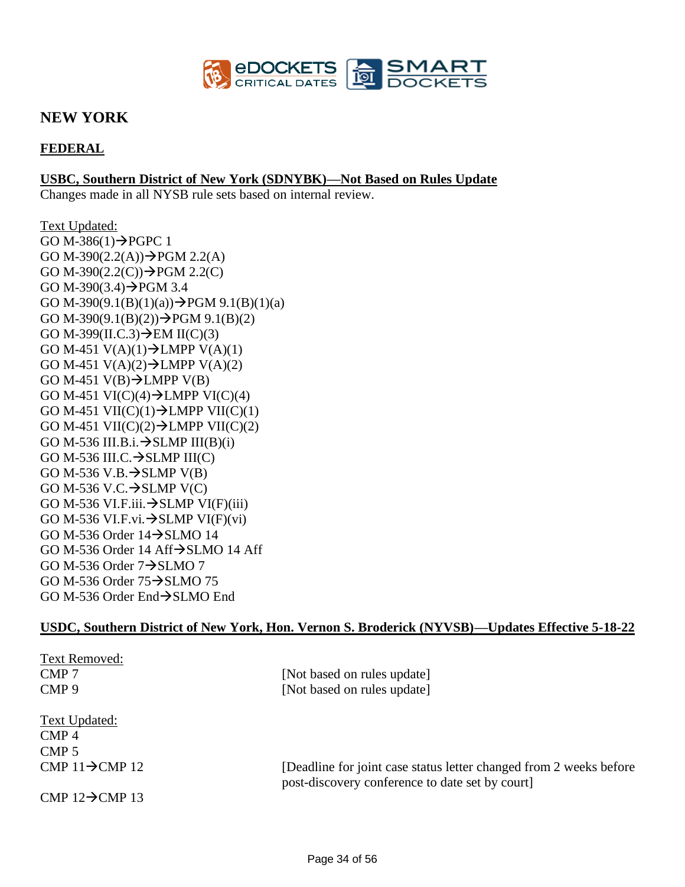## NEW YORK

### FEDERAL

**USBC, Southern District of New York (SDNYBK)—Not Based on Rules Update**

Changes made in all NYSB rule sets based on internal review.

Text Updated:

GO M-386(1)→PGPC 1
GO M-390(2.2(A))→PGM 2.2(A)
GO M-390(2.2(C))→PGM 2.2(C)
GO M-390(3.4)→PGM 3.4
GO M-390(9.1(B)(1)(a))→PGM 9.1(B)(1)(a)
GO M-390(9.1(B)(2))→PGM 9.1(B)(2)
GO M-399(II.C.3)→EM II(C)(3)
GO M-451 V(A)(1)→LMPP V(A)(1)
GO M-451 V(A)(2)→LMPP V(A)(2)
GO M-451 V(B)→LMPP V(B)
GO M-451 VI(C)(4)→LMPP VI(C)(4)
GO M-451 VII(C)(1)→LMPP VII(C)(1)
GO M-451 VII(C)(2)→LMPP VII(C)(2)
GO M-536 III.B.i.→SLMP III(B)(i)
GO M-536 III.C.→SLMP III(C)
GO M-536 V.B.→SLMP V(B)
GO M-536 V.C.→SLMP V(C)
GO M-536 VI.F.iii.→SLMP VI(F)(iii)
GO M-536 VI.F.vi.→SLMP VI(F)(vi)
GO M-536 Order 14→SLMO 14
GO M-536 Order 14 Aff→SLMO 14 Aff
GO M-536 Order 7→SLMO 7
GO M-536 Order 75→SLMO 75
GO M-536 Order End→SLMO End

**USDC, Southern District of New York, Hon. Vernon S. Broderick (NYVSB)—Updates Effective 5-18-22**

Text Removed:

| | |
|---|---|
| CMP 7 | [Not based on rules update] |
| CMP 9 | [Not based on rules update] |

Text Updated:

| | |
|---|---|
| CMP 4 | |
| CMP 5 | |
| CMP 11→CMP 12 | [Deadline for joint case status letter changed from 2 weeks before post-discovery conference to date set by court] |
| CMP 12→CMP 13 | |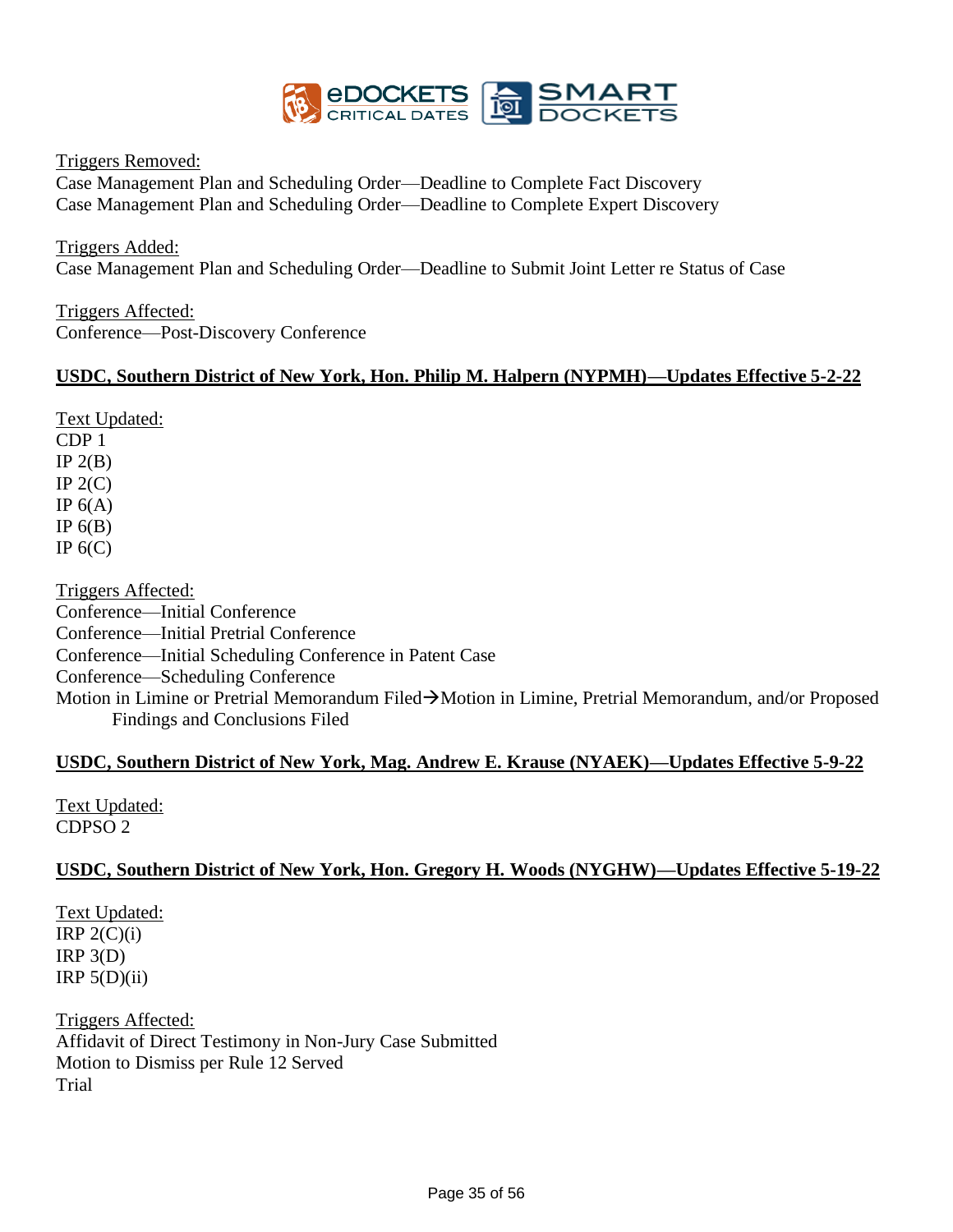Triggers Removed:
Case Management Plan and Scheduling Order—Deadline to Complete Fact Discovery
Case Management Plan and Scheduling Order—Deadline to Complete Expert Discovery

Triggers Added:
Case Management Plan and Scheduling Order—Deadline to Submit Joint Letter re Status of Case

Triggers Affected:
Conference—Post-Discovery Conference

**USDC, Southern District of New York, Hon. Philip M. Halpern (NYPMH)—Updates Effective 5-2-22**

Text Updated:
CDP 1
IP 2(B)
IP 2(C)
IP 6(A)
IP 6(B)
IP 6(C)

Triggers Affected:
Conference—Initial Conference
Conference—Initial Pretrial Conference
Conference—Initial Scheduling Conference in Patent Case
Conference—Scheduling Conference
Motion in Limine or Pretrial Memorandum Filed→Motion in Limine, Pretrial Memorandum, and/or Proposed Findings and Conclusions Filed

**USDC, Southern District of New York, Mag. Andrew E. Krause (NYAEK)—Updates Effective 5-9-22**

Text Updated:
CDPSO 2

**USDC, Southern District of New York, Hon. Gregory H. Woods (NYGHW)—Updates Effective 5-19-22**

Text Updated:
IRP 2(C)(i)
IRP 3(D)
IRP 5(D)(ii)

Triggers Affected:
Affidavit of Direct Testimony in Non-Jury Case Submitted
Motion to Dismiss per Rule 12 Served
Trial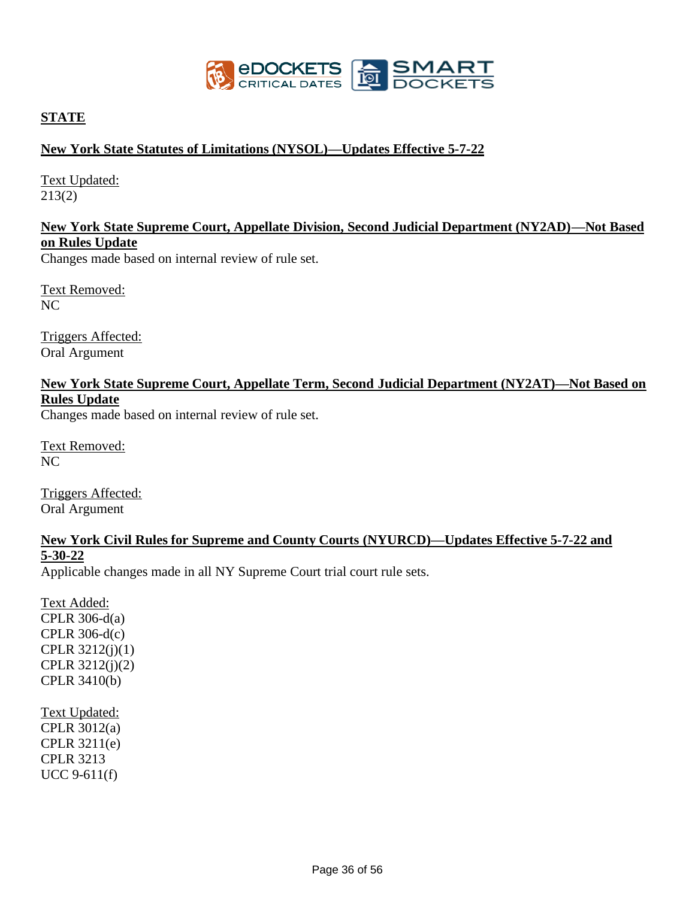## STATE

### New York State Statutes of Limitations (NYSOL)—Updates Effective 5-7-22

Text Updated:
213(2)

### New York State Supreme Court, Appellate Division, Second Judicial Department (NY2AD)—Not Based on Rules Update

Changes made based on internal review of rule set.

Text Removed:
NC

Triggers Affected:
Oral Argument

### New York State Supreme Court, Appellate Term, Second Judicial Department (NY2AT)—Not Based on Rules Update

Changes made based on internal review of rule set.

Text Removed:
NC

Triggers Affected:
Oral Argument

### New York Civil Rules for Supreme and County Courts (NYURCD)—Updates Effective 5-7-22 and 5-30-22

Applicable changes made in all NY Supreme Court trial court rule sets.

Text Added:
CPLR 306-d(a)
CPLR 306-d(c)
CPLR 3212(j)(1)
CPLR 3212(j)(2)
CPLR 3410(b)

Text Updated:
CPLR 3012(a)
CPLR 3211(e)
CPLR 3213
UCC 9-611(f)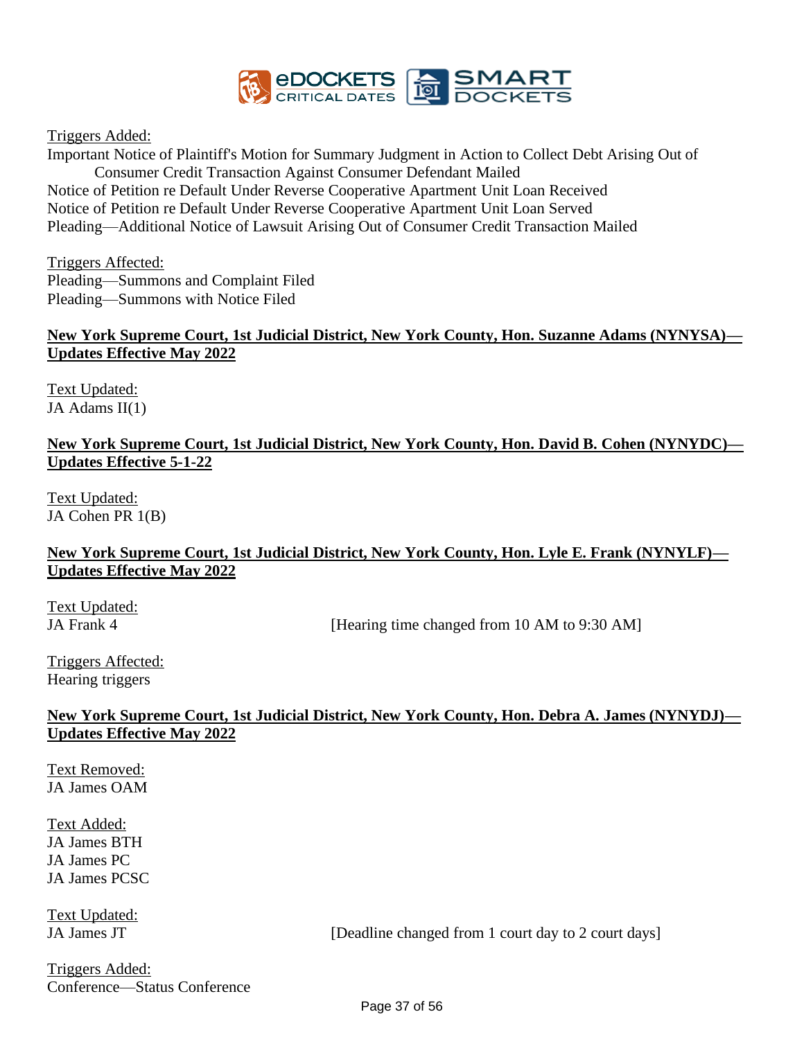Triggers Added:
Important Notice of Plaintiff's Motion for Summary Judgment in Action to Collect Debt Arising Out of Consumer Credit Transaction Against Consumer Defendant Mailed
Notice of Petition re Default Under Reverse Cooperative Apartment Unit Loan Received
Notice of Petition re Default Under Reverse Cooperative Apartment Unit Loan Served
Pleading—Additional Notice of Lawsuit Arising Out of Consumer Credit Transaction Mailed

Triggers Affected:
Pleading—Summons and Complaint Filed
Pleading—Summons with Notice Filed

**New York Supreme Court, 1st Judicial District, New York County, Hon. Suzanne Adams (NYNYSA)—Updates Effective May 2022**

Text Updated:
JA Adams II(1)

**New York Supreme Court, 1st Judicial District, New York County, Hon. David B. Cohen (NYNYDC)—Updates Effective 5-1-22**

Text Updated:
JA Cohen PR 1(B)

**New York Supreme Court, 1st Judicial District, New York County, Hon. Lyle E. Frank (NYNYLF)—Updates Effective May 2022**

Text Updated:
JA Frank 4 [Hearing time changed from 10 AM to 9:30 AM]

Triggers Affected:
Hearing triggers

**New York Supreme Court, 1st Judicial District, New York County, Hon. Debra A. James (NYNYDJ)—Updates Effective May 2022**

Text Removed:
JA James OAM

Text Added:
JA James BTH
JA James PC
JA James PCSC

Text Updated:
JA James JT [Deadline changed from 1 court day to 2 court days]

Triggers Added:
Conference—Status Conference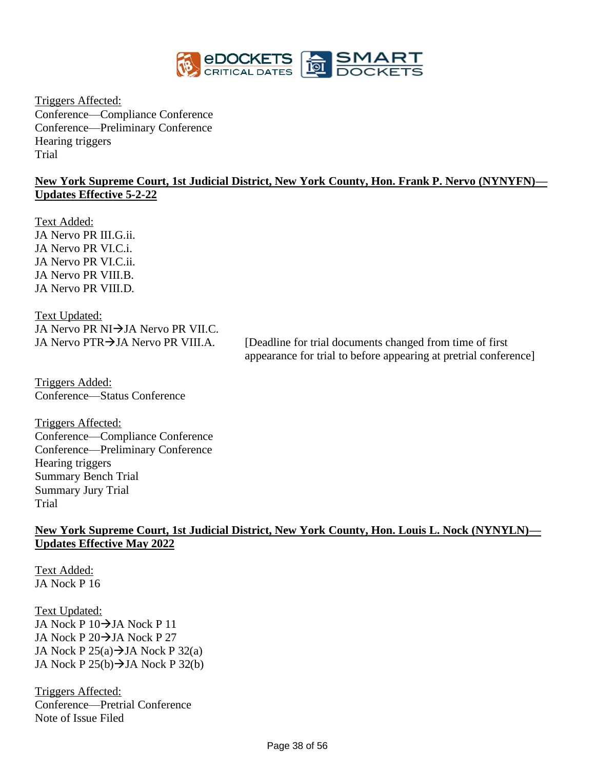Triggers Affected:
Conference—Compliance Conference
Conference—Preliminary Conference
Hearing triggers
Trial

**New York Supreme Court, 1st Judicial District, New York County, Hon. Frank P. Nervo (NYNYFN)—Updates Effective 5-2-22**

Text Added:
JA Nervo PR III.G.ii.
JA Nervo PR VI.C.i.
JA Nervo PR VI.C.ii.
JA Nervo PR VIII.B.
JA Nervo PR VIII.D.

Text Updated:
JA Nervo PR NI→JA Nervo PR VII.C.
JA Nervo PTR→JA Nervo PR VIII.A. [Deadline for trial documents changed from time of first appearance for trial to before appearing at pretrial conference]

Triggers Added:
Conference—Status Conference

Triggers Affected:
Conference—Compliance Conference
Conference—Preliminary Conference
Hearing triggers
Summary Bench Trial
Summary Jury Trial
Trial

**New York Supreme Court, 1st Judicial District, New York County, Hon. Louis L. Nock (NYNYLN)—Updates Effective May 2022**

Text Added:
JA Nock P 16

Text Updated:
JA Nock P 10→JA Nock P 11
JA Nock P 20→JA Nock P 27
JA Nock P 25(a)→JA Nock P 32(a)
JA Nock P 25(b)→JA Nock P 32(b)

Triggers Affected:
Conference—Pretrial Conference
Note of Issue Filed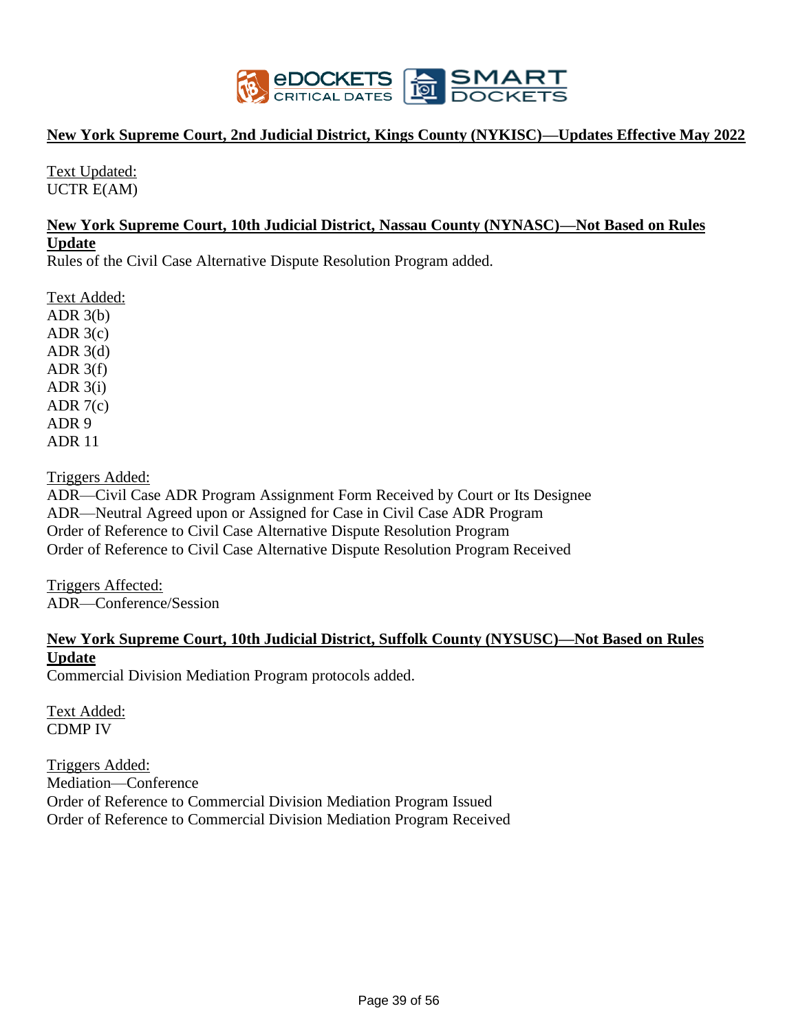**New York Supreme Court, 2nd Judicial District, Kings County (NYKISC)—Updates Effective May 2022**

Text Updated:
UCTR E(AM)

**New York Supreme Court, 10th Judicial District, Nassau County (NYNASC)—Not Based on Rules Update**

Rules of the Civil Case Alternative Dispute Resolution Program added.

Text Added:
ADR 3(b)
ADR 3(c)
ADR 3(d)
ADR 3(f)
ADR 3(i)
ADR 7(c)
ADR 9
ADR 11

Triggers Added:
ADR—Civil Case ADR Program Assignment Form Received by Court or Its Designee
ADR—Neutral Agreed upon or Assigned for Case in Civil Case ADR Program
Order of Reference to Civil Case Alternative Dispute Resolution Program
Order of Reference to Civil Case Alternative Dispute Resolution Program Received

Triggers Affected:
ADR—Conference/Session

**New York Supreme Court, 10th Judicial District, Suffolk County (NYSUSC)—Not Based on Rules Update**

Commercial Division Mediation Program protocols added.

Text Added:
CDMP IV

Triggers Added:
Mediation—Conference
Order of Reference to Commercial Division Mediation Program Issued
Order of Reference to Commercial Division Mediation Program Received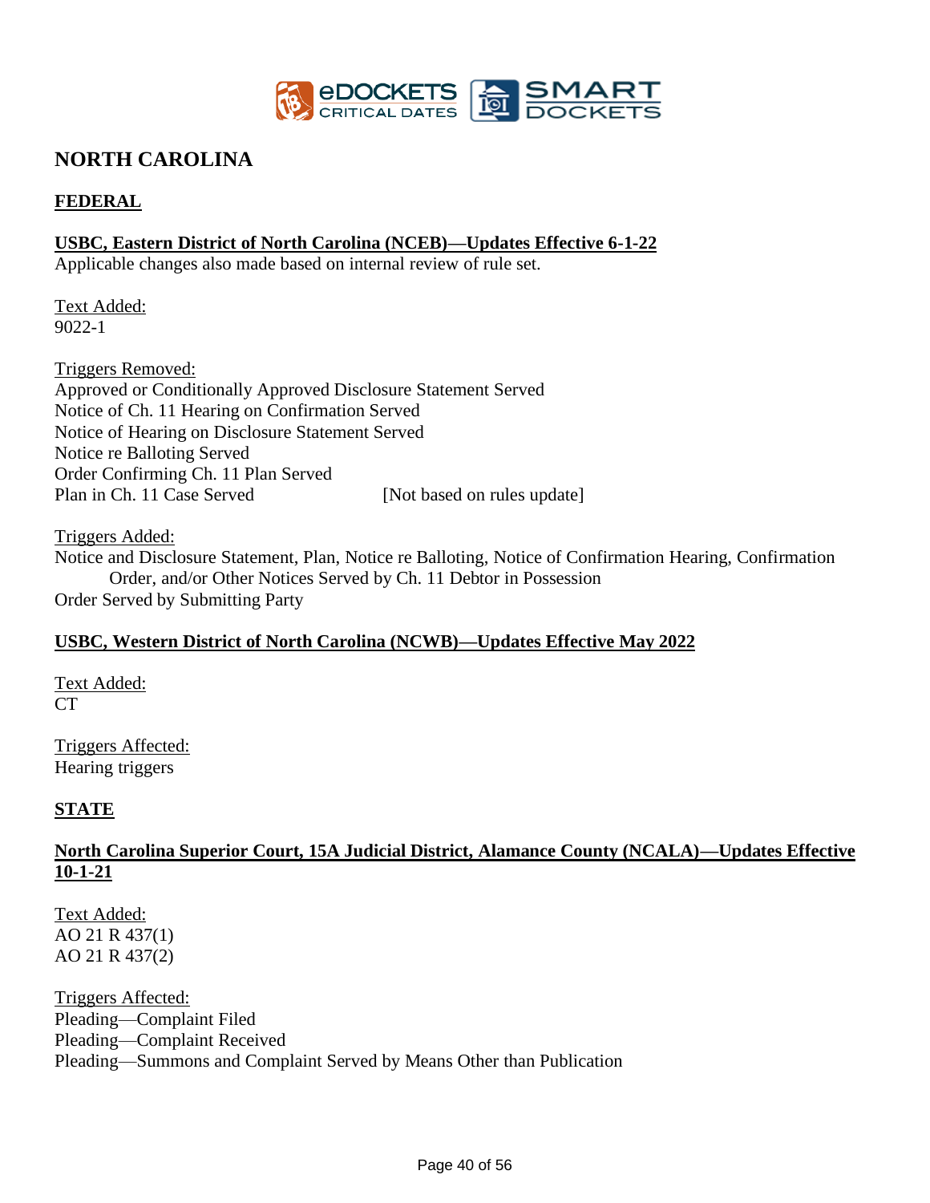## NORTH CAROLINA

### FEDERAL

**USBC, Eastern District of North Carolina (NCEB)—Updates Effective 6-1-22**

Applicable changes also made based on internal review of rule set.

Text Added:
9022-1

Triggers Removed:
Approved or Conditionally Approved Disclosure Statement Served
Notice of Ch. 11 Hearing on Confirmation Served
Notice of Hearing on Disclosure Statement Served
Notice re Balloting Served
Order Confirming Ch. 11 Plan Served
Plan in Ch. 11 Case Served [Not based on rules update]

Triggers Added:
Notice and Disclosure Statement, Plan, Notice re Balloting, Notice of Confirmation Hearing, Confirmation Order, and/or Other Notices Served by Ch. 11 Debtor in Possession
Order Served by Submitting Party

**USBC, Western District of North Carolina (NCWB)—Updates Effective May 2022**

Text Added:
CT

Triggers Affected:
Hearing triggers

### STATE

**North Carolina Superior Court, 15A Judicial District, Alamance County (NCALA)—Updates Effective 10-1-21**

Text Added:
AO 21 R 437(1)
AO 21 R 437(2)

Triggers Affected:
Pleading—Complaint Filed
Pleading—Complaint Received
Pleading—Summons and Complaint Served by Means Other than Publication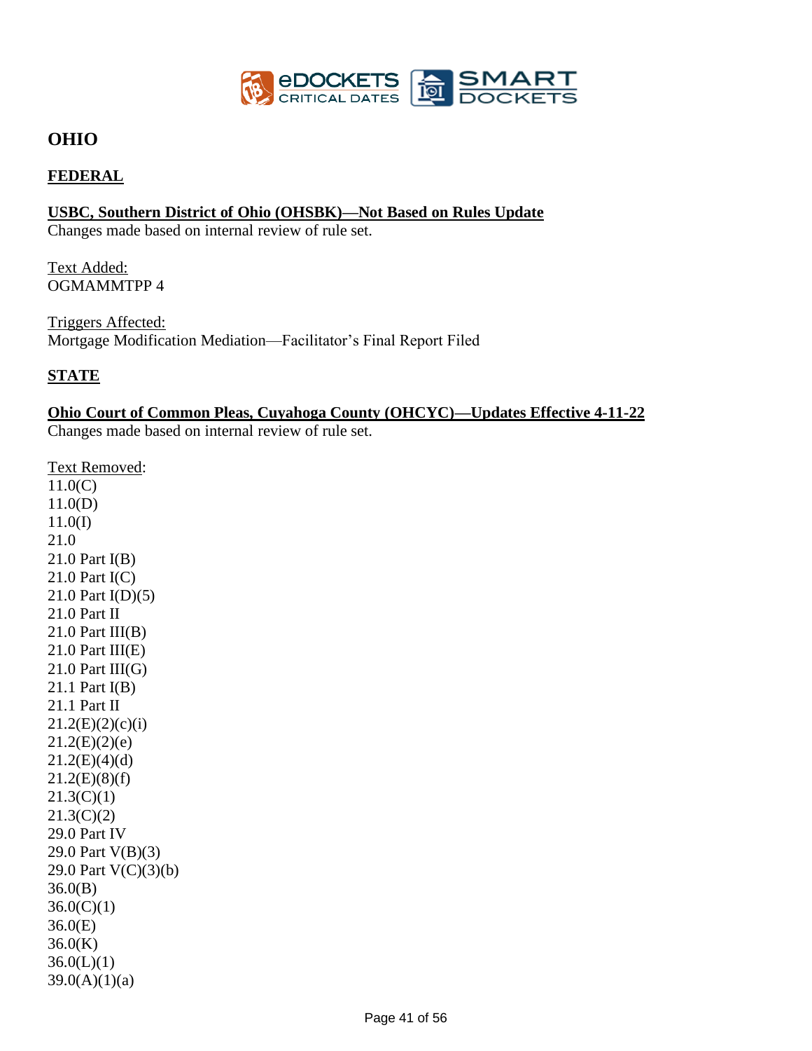# OHIO

## FEDERAL

**USBC, Southern District of Ohio (OHSBK)—Not Based on Rules Update**

Changes made based on internal review of rule set.

Text Added:
OGMAMMTPP 4

Triggers Affected:
Mortgage Modification Mediation—Facilitator's Final Report Filed

## STATE

**Ohio Court of Common Pleas, Cuyahoga County (OHCYC)—Updates Effective 4-11-22**

Changes made based on internal review of rule set.

Text Removed:
11.0(C)
11.0(D)
11.0(I)
21.0
21.0 Part I(B)
21.0 Part I(C)
21.0 Part I(D)(5)
21.0 Part II
21.0 Part III(B)
21.0 Part III(E)
21.0 Part III(G)
21.1 Part I(B)
21.1 Part II
21.2(E)(2)(c)(i)
21.2(E)(2)(e)
21.2(E)(4)(d)
21.2(E)(8)(f)
21.3(C)(1)
21.3(C)(2)
29.0 Part IV
29.0 Part V(B)(3)
29.0 Part V(C)(3)(b)
36.0(B)
36.0(C)(1)
36.0(E)
36.0(K)
36.0(L)(1)
39.0(A)(1)(a)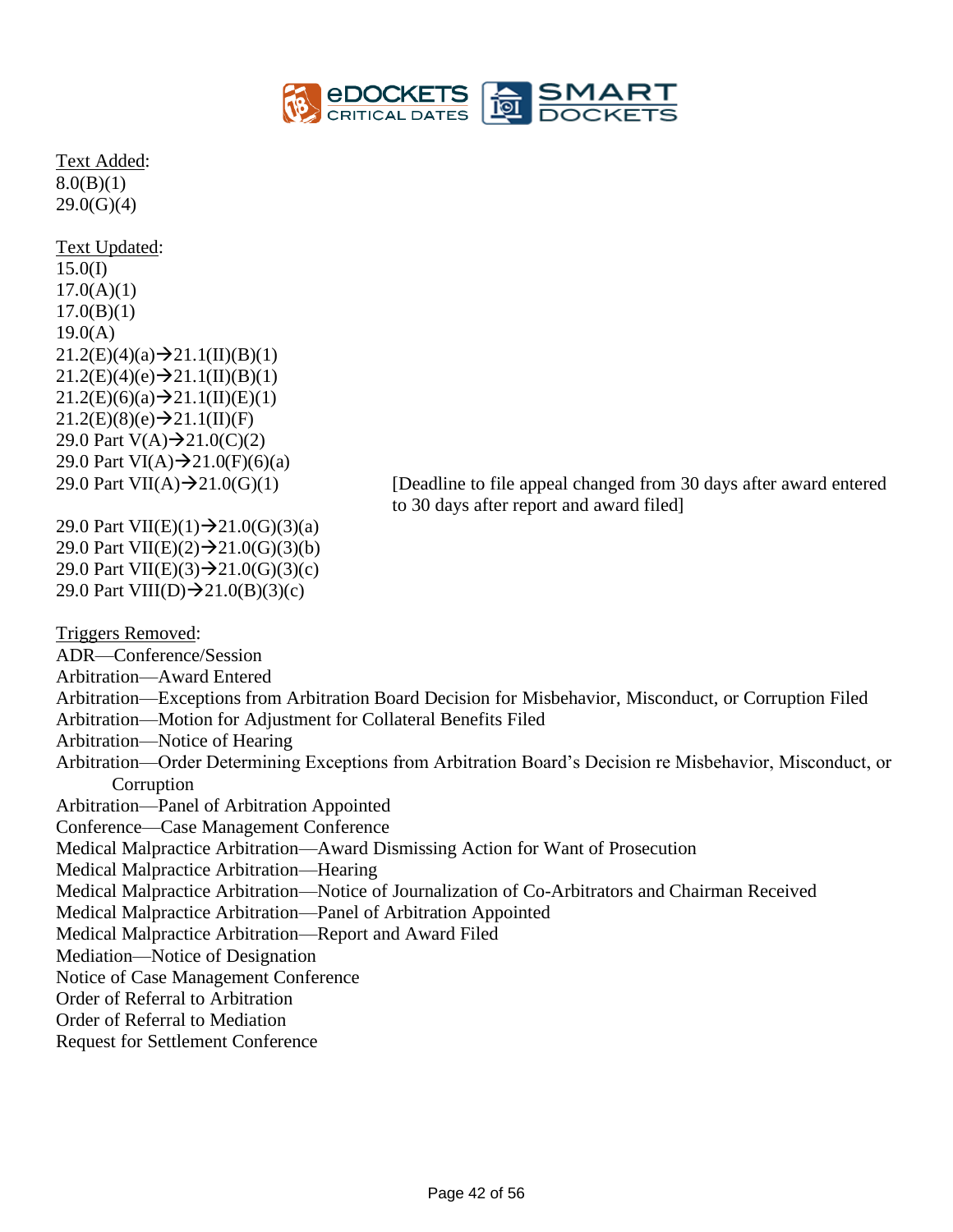Text Added:
8.0(B)(1)
29.0(G)(4)

Text Updated:
15.0(I)
17.0(A)(1)
17.0(B)(1)
19.0(A)
21.2(E)(4)(a)→21.1(II)(B)(1)
21.2(E)(4)(e)→21.1(II)(B)(1)
21.2(E)(6)(a)→21.1(II)(E)(1)
21.2(E)(8)(e)→21.1(II)(F)
29.0 Part V(A)→21.0(C)(2)
29.0 Part VI(A)→21.0(F)(6)(a)
29.0 Part VII(A)→21.0(G)(1) [Deadline to file appeal changed from 30 days after award entered to 30 days after report and award filed]
29.0 Part VII(E)(1)→21.0(G)(3)(a)
29.0 Part VII(E)(2)→21.0(G)(3)(b)
29.0 Part VII(E)(3)→21.0(G)(3)(c)
29.0 Part VIII(D)→21.0(B)(3)(c)

Triggers Removed:
ADR—Conference/Session
Arbitration—Award Entered
Arbitration—Exceptions from Arbitration Board Decision for Misbehavior, Misconduct, or Corruption Filed
Arbitration—Motion for Adjustment for Collateral Benefits Filed
Arbitration—Notice of Hearing
Arbitration—Order Determining Exceptions from Arbitration Board's Decision re Misbehavior, Misconduct, or Corruption
Arbitration—Panel of Arbitration Appointed
Conference—Case Management Conference
Medical Malpractice Arbitration—Award Dismissing Action for Want of Prosecution
Medical Malpractice Arbitration—Hearing
Medical Malpractice Arbitration—Notice of Journalization of Co-Arbitrators and Chairman Received
Medical Malpractice Arbitration—Panel of Arbitration Appointed
Medical Malpractice Arbitration—Report and Award Filed
Mediation—Notice of Designation
Notice of Case Management Conference
Order of Referral to Arbitration
Order of Referral to Mediation
Request for Settlement Conference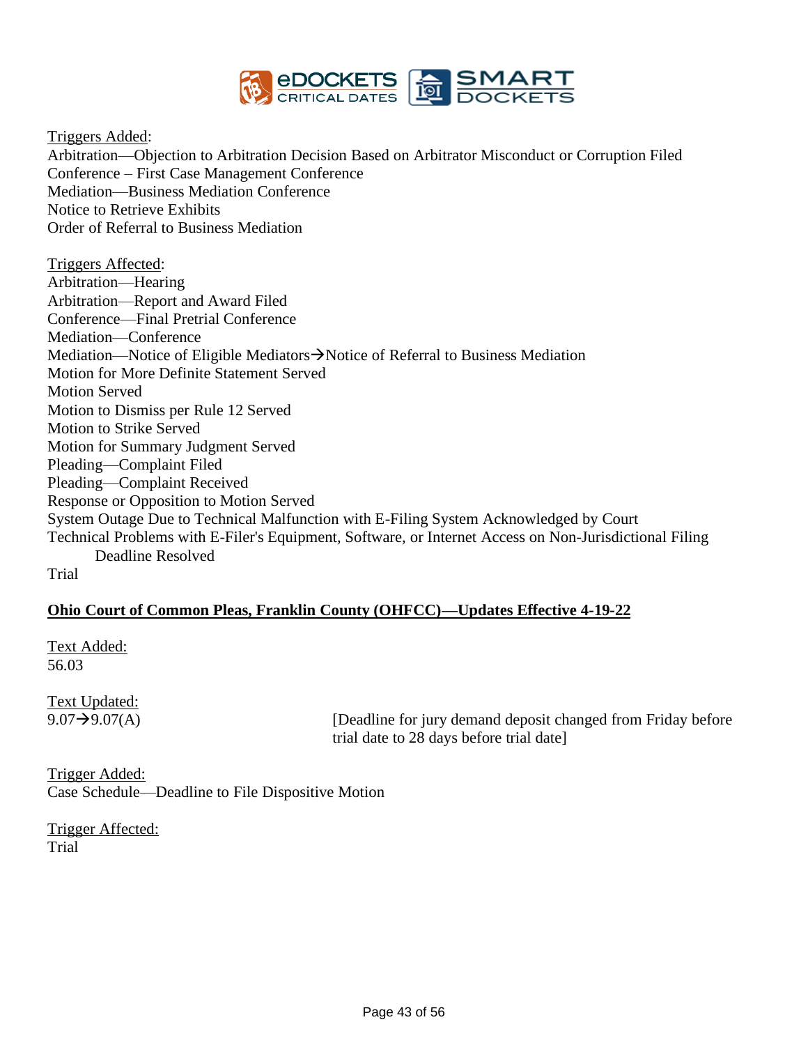Triggers Added:
Arbitration—Objection to Arbitration Decision Based on Arbitrator Misconduct or Corruption Filed
Conference – First Case Management Conference
Mediation—Business Mediation Conference
Notice to Retrieve Exhibits
Order of Referral to Business Mediation

Triggers Affected:
Arbitration—Hearing
Arbitration—Report and Award Filed
Conference—Final Pretrial Conference
Mediation—Conference
Mediation—Notice of Eligible Mediators→Notice of Referral to Business Mediation
Motion for More Definite Statement Served
Motion Served
Motion to Dismiss per Rule 12 Served
Motion to Strike Served
Motion for Summary Judgment Served
Pleading—Complaint Filed
Pleading—Complaint Received
Response or Opposition to Motion Served
System Outage Due to Technical Malfunction with E-Filing System Acknowledged by Court
Technical Problems with E-Filer's Equipment, Software, or Internet Access on Non-Jurisdictional Filing Deadline Resolved
Trial

**Ohio Court of Common Pleas, Franklin County (OHFCC)—Updates Effective 4-19-22**

Text Added:
56.03

Text Updated:
9.07→9.07(A) [Deadline for jury demand deposit changed from Friday before trial date to 28 days before trial date]

Trigger Added:
Case Schedule—Deadline to File Dispositive Motion

Trigger Affected:
Trial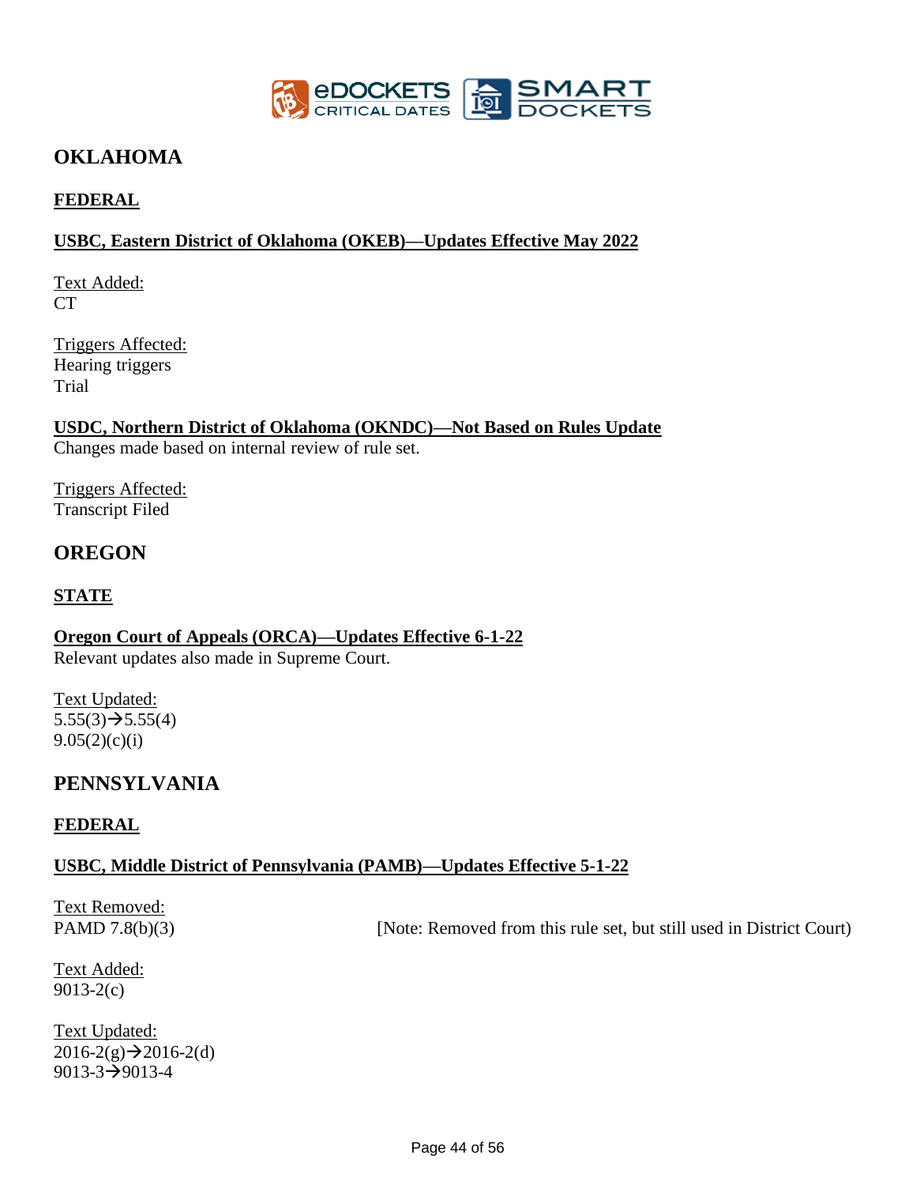## OKLAHOMA

### FEDERAL

### USBC, Eastern District of Oklahoma (OKEB)—Updates Effective May 2022

Text Added:
CT

Triggers Affected:
Hearing triggers
Trial

### USDC, Northern District of Oklahoma (OKNDC)—Not Based on Rules Update

Changes made based on internal review of rule set.

Triggers Affected:
Transcript Filed

## OREGON

### STATE

### Oregon Court of Appeals (ORCA)—Updates Effective 6-1-22

Relevant updates also made in Supreme Court.

Text Updated:
5.55(3)→5.55(4)
9.05(2)(c)(i)

## PENNSYLVANIA

### FEDERAL

### USBC, Middle District of Pennsylvania (PAMB)—Updates Effective 5-1-22

Text Removed:
PAMD 7.8(b)(3) [Note: Removed from this rule set, but still used in District Court]

Text Added:
9013-2(c)

Text Updated:
2016-2(g)→2016-2(d)
9013-3→9013-4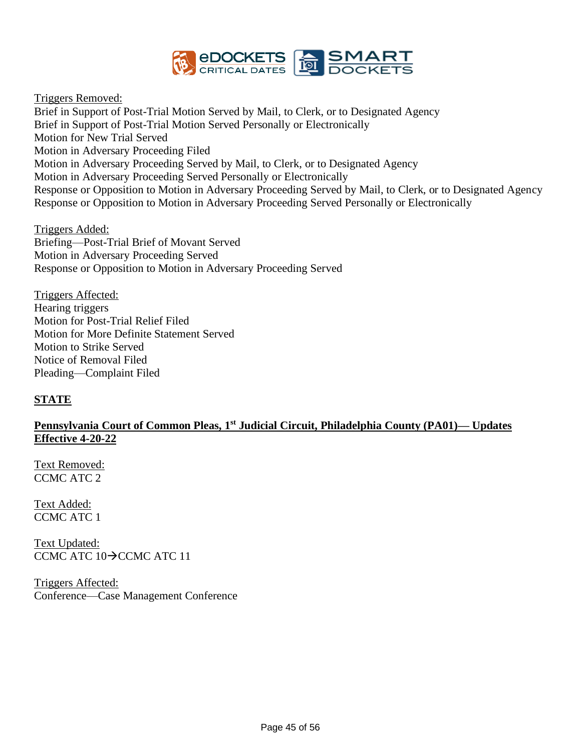Triggers Removed:
Brief in Support of Post-Trial Motion Served by Mail, to Clerk, or to Designated Agency
Brief in Support of Post-Trial Motion Served Personally or Electronically
Motion for New Trial Served
Motion in Adversary Proceeding Filed
Motion in Adversary Proceeding Served by Mail, to Clerk, or to Designated Agency
Motion in Adversary Proceeding Served Personally or Electronically
Response or Opposition to Motion in Adversary Proceeding Served by Mail, to Clerk, or to Designated Agency
Response or Opposition to Motion in Adversary Proceeding Served Personally or Electronically

Triggers Added:
Briefing—Post-Trial Brief of Movant Served
Motion in Adversary Proceeding Served
Response or Opposition to Motion in Adversary Proceeding Served

Triggers Affected:
Hearing triggers
Motion for Post-Trial Relief Filed
Motion for More Definite Statement Served
Motion to Strike Served
Notice of Removal Filed
Pleading—Complaint Filed

## STATE

### Pennsylvania Court of Common Pleas, 1st Judicial Circuit, Philadelphia County (PA01)— Updates Effective 4-20-22

Text Removed:
CCMC ATC 2

Text Added:
CCMC ATC 1

Text Updated:
CCMC ATC 10→CCMC ATC 11

Triggers Affected:
Conference—Case Management Conference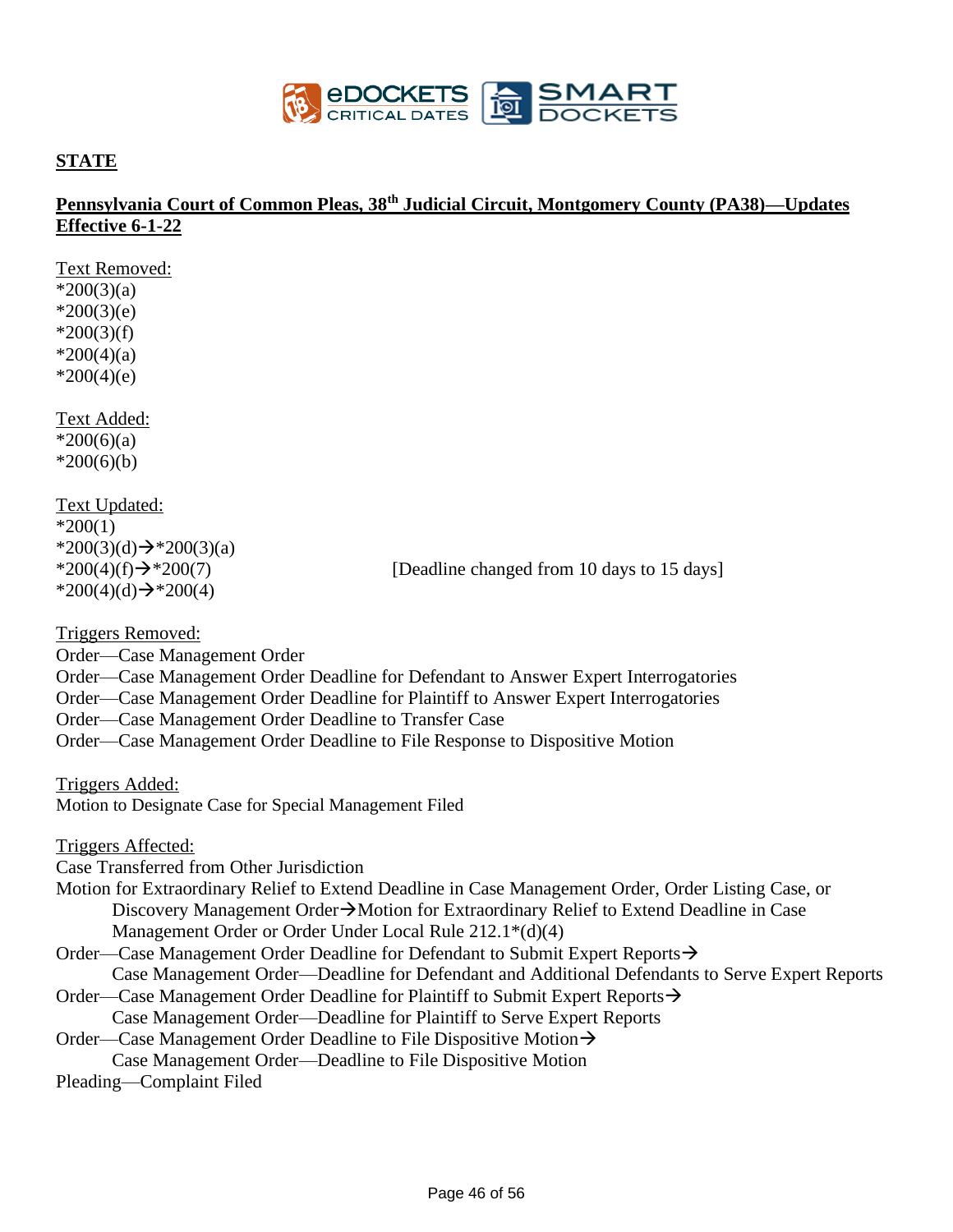**STATE**

**Pennsylvania Court of Common Pleas, 38th Judicial Circuit, Montgomery County (PA38)—Updates Effective 6-1-22**

Text Removed:
*200(3)(a)
*200(3)(e)
*200(3)(f)
*200(4)(a)
*200(4)(e)

Text Added:
*200(6)(a)
*200(6)(b)

Text Updated:
*200(1)
*200(3)(d)→*200(3)(a)
*200(4)(f)→*200(7) [Deadline changed from 10 days to 15 days]
*200(4)(d)→*200(4)

Triggers Removed:
Order—Case Management Order
Order—Case Management Order Deadline for Defendant to Answer Expert Interrogatories
Order—Case Management Order Deadline for Plaintiff to Answer Expert Interrogatories
Order—Case Management Order Deadline to Transfer Case
Order—Case Management Order Deadline to File Response to Dispositive Motion

Triggers Added:
Motion to Designate Case for Special Management Filed

Triggers Affected:
Case Transferred from Other Jurisdiction
Motion for Extraordinary Relief to Extend Deadline in Case Management Order, Order Listing Case, or Discovery Management Order→Motion for Extraordinary Relief to Extend Deadline in Case Management Order or Order Under Local Rule 212.1*(d)(4)
Order—Case Management Order Deadline for Defendant to Submit Expert Reports→ Case Management Order—Deadline for Defendant and Additional Defendants to Serve Expert Reports
Order—Case Management Order Deadline for Plaintiff to Submit Expert Reports→ Case Management Order—Deadline for Plaintiff to Serve Expert Reports
Order—Case Management Order Deadline to File Dispositive Motion→ Case Management Order—Deadline to File Dispositive Motion
Pleading—Complaint Filed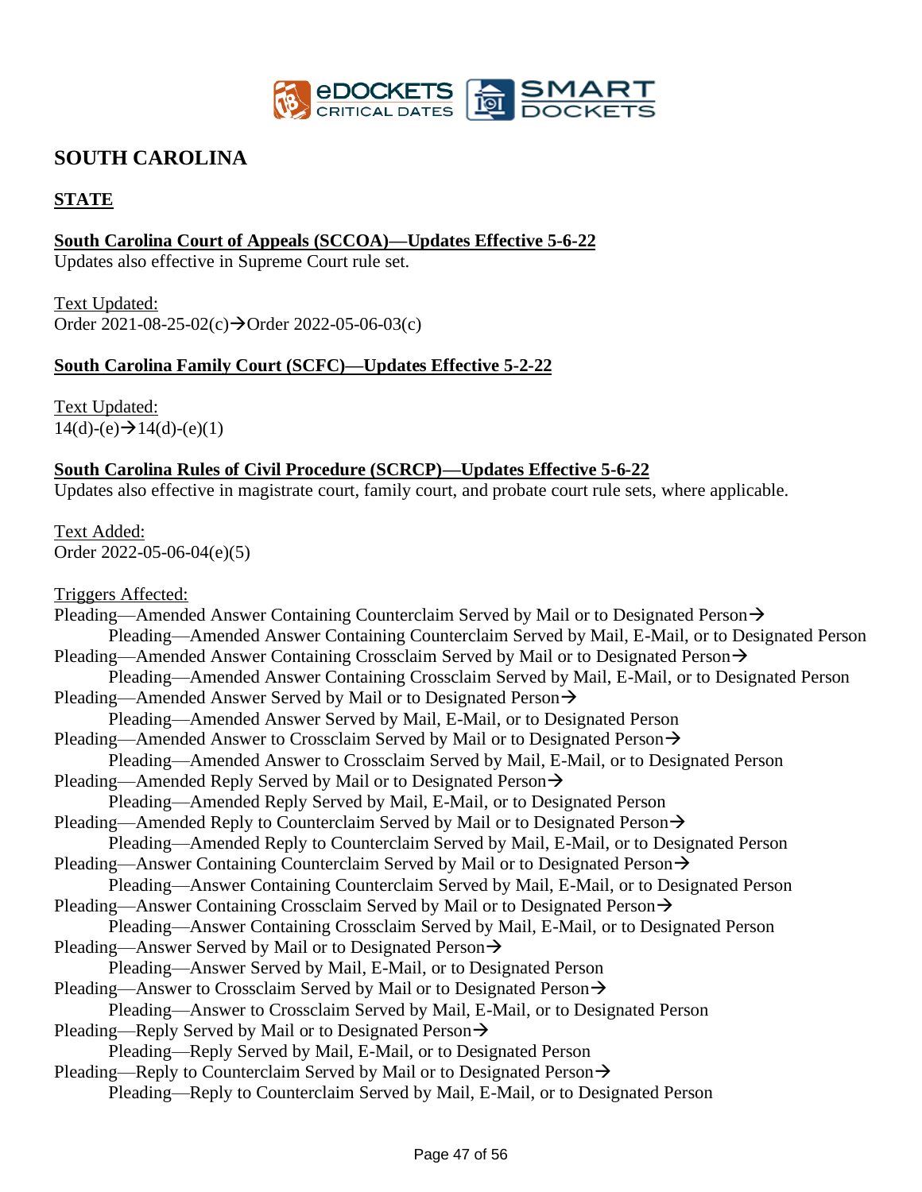## SOUTH CAROLINA

### STATE

**South Carolina Court of Appeals (SCCOA)—Updates Effective 5-6-22**

Updates also effective in Supreme Court rule set.

Text Updated:
Order 2021-08-25-02(c)→Order 2022-05-06-03(c)

**South Carolina Family Court (SCFC)—Updates Effective 5-2-22**

Text Updated:
14(d)-(e)→14(d)-(e)(1)

**South Carolina Rules of Civil Procedure (SCRCP)—Updates Effective 5-6-22**

Updates also effective in magistrate court, family court, and probate court rule sets, where applicable.

Text Added:
Order 2022-05-06-04(e)(5)

Triggers Affected:

- Pleading—Amended Answer Containing Counterclaim Served by Mail or to Designated Person→
  - Pleading—Amended Answer Containing Counterclaim Served by Mail, E-Mail, or to Designated Person
- Pleading—Amended Answer Containing Crossclaim Served by Mail or to Designated Person→
  - Pleading—Amended Answer Containing Crossclaim Served by Mail, E-Mail, or to Designated Person
- Pleading—Amended Answer Served by Mail or to Designated Person→
  - Pleading—Amended Answer Served by Mail, E-Mail, or to Designated Person
- Pleading—Amended Answer to Crossclaim Served by Mail or to Designated Person→
  - Pleading—Amended Answer to Crossclaim Served by Mail, E-Mail, or to Designated Person
- Pleading—Amended Reply Served by Mail or to Designated Person→
  - Pleading—Amended Reply Served by Mail, E-Mail, or to Designated Person
- Pleading—Amended Reply to Counterclaim Served by Mail or to Designated Person→
  - Pleading—Amended Reply to Counterclaim Served by Mail, E-Mail, or to Designated Person
- Pleading—Answer Containing Counterclaim Served by Mail or to Designated Person→
  - Pleading—Answer Containing Counterclaim Served by Mail, E-Mail, or to Designated Person
- Pleading—Answer Containing Crossclaim Served by Mail or to Designated Person→
  - Pleading—Answer Containing Crossclaim Served by Mail, E-Mail, or to Designated Person
- Pleading—Answer Served by Mail or to Designated Person→
  - Pleading—Answer Served by Mail, E-Mail, or to Designated Person
- Pleading—Answer to Crossclaim Served by Mail or to Designated Person→
  - Pleading—Answer to Crossclaim Served by Mail, E-Mail, or to Designated Person
- Pleading—Reply Served by Mail or to Designated Person→
  - Pleading—Reply Served by Mail, E-Mail, or to Designated Person
- Pleading—Reply to Counterclaim Served by Mail or to Designated Person→
  - Pleading—Reply to Counterclaim Served by Mail, E-Mail, or to Designated Person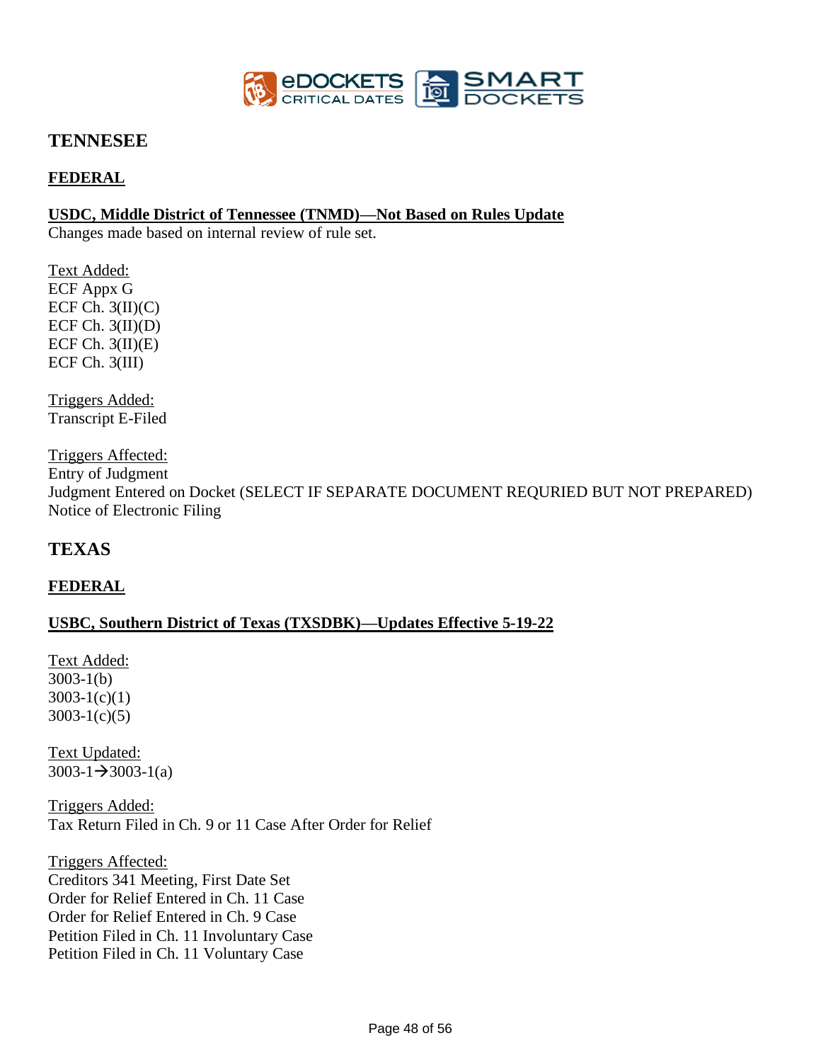# TENNESEE

## FEDERAL

**USDC, Middle District of Tennessee (TNMD)—Not Based on Rules Update**

Changes made based on internal review of rule set.

Text Added:
ECF Appx G
ECF Ch. 3(II)(C)
ECF Ch. 3(II)(D)
ECF Ch. 3(II)(E)
ECF Ch. 3(III)

Triggers Added:
Transcript E-Filed

Triggers Affected:
Entry of Judgment
Judgment Entered on Docket (SELECT IF SEPARATE DOCUMENT REQURIED BUT NOT PREPARED)
Notice of Electronic Filing

# TEXAS

## FEDERAL

**USBC, Southern District of Texas (TXSDBK)—Updates Effective 5-19-22**

Text Added:
3003-1(b)
3003-1(c)(1)
3003-1(c)(5)

Text Updated:
3003-1→3003-1(a)

Triggers Added:
Tax Return Filed in Ch. 9 or 11 Case After Order for Relief

Triggers Affected:
Creditors 341 Meeting, First Date Set
Order for Relief Entered in Ch. 11 Case
Order for Relief Entered in Ch. 9 Case
Petition Filed in Ch. 11 Involuntary Case
Petition Filed in Ch. 11 Voluntary Case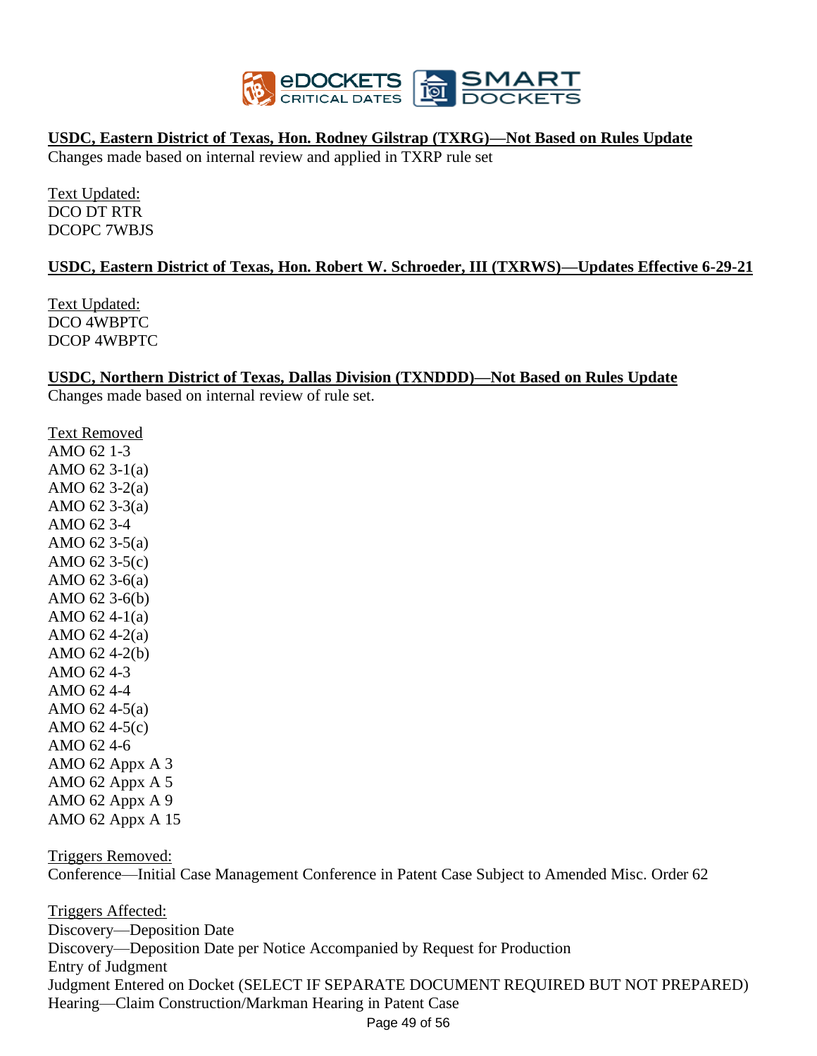**USDC, Eastern District of Texas, Hon. Rodney Gilstrap (TXRG)—Not Based on Rules Update**

Changes made based on internal review and applied in TXRP rule set

Text Updated:
DCO DT RTR
DCOPC 7WBJS

**USDC, Eastern District of Texas, Hon. Robert W. Schroeder, III (TXRWS)—Updates Effective 6-29-21**

Text Updated:
DCO 4WBPTC
DCOP 4WBPTC

**USDC, Northern District of Texas, Dallas Division (TXNDDD)—Not Based on Rules Update**

Changes made based on internal review of rule set.

Text Removed
AMO 62 1-3
AMO 62 3-1(a)
AMO 62 3-2(a)
AMO 62 3-3(a)
AMO 62 3-4
AMO 62 3-5(a)
AMO 62 3-5(c)
AMO 62 3-6(a)
AMO 62 3-6(b)
AMO 62 4-1(a)
AMO 62 4-2(a)
AMO 62 4-2(b)
AMO 62 4-3
AMO 62 4-4
AMO 62 4-5(a)
AMO 62 4-5(c)
AMO 62 4-6
AMO 62 Appx A 3
AMO 62 Appx A 5
AMO 62 Appx A 9
AMO 62 Appx A 15

Triggers Removed:
Conference—Initial Case Management Conference in Patent Case Subject to Amended Misc. Order 62

Triggers Affected:
Discovery—Deposition Date
Discovery—Deposition Date per Notice Accompanied by Request for Production
Entry of Judgment
Judgment Entered on Docket (SELECT IF SEPARATE DOCUMENT REQUIRED BUT NOT PREPARED)
Hearing—Claim Construction/Markman Hearing in Patent Case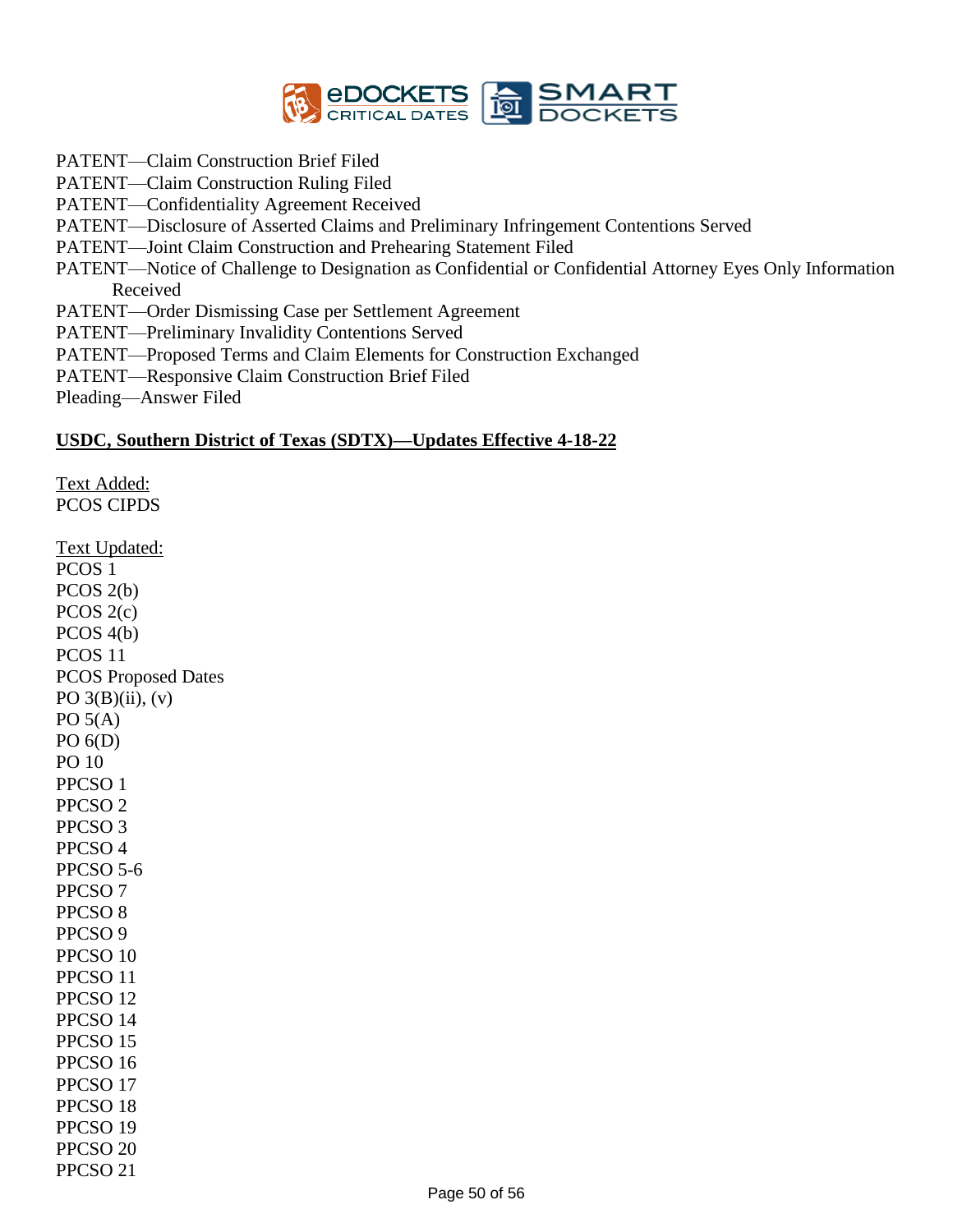PATENT—Claim Construction Brief Filed
PATENT—Claim Construction Ruling Filed
PATENT—Confidentiality Agreement Received
PATENT—Disclosure of Asserted Claims and Preliminary Infringement Contentions Served
PATENT—Joint Claim Construction and Prehearing Statement Filed
PATENT—Notice of Challenge to Designation as Confidential or Confidential Attorney Eyes Only Information Received
PATENT—Order Dismissing Case per Settlement Agreement
PATENT—Preliminary Invalidity Contentions Served
PATENT—Proposed Terms and Claim Elements for Construction Exchanged
PATENT—Responsive Claim Construction Brief Filed
Pleading—Answer Filed

**USDC, Southern District of Texas (SDTX)—Updates Effective 4-18-22**

Text Added:
PCOS CIPDS

Text Updated:
PCOS 1
PCOS 2(b)
PCOS 2(c)
PCOS 4(b)
PCOS 11
PCOS Proposed Dates
PO 3(B)(ii), (v)
PO 5(A)
PO 6(D)
PO 10
PPCSO 1
PPCSO 2
PPCSO 3
PPCSO 4
PPCSO 5-6
PPCSO 7
PPCSO 8
PPCSO 9
PPCSO 10
PPCSO 11
PPCSO 12
PPCSO 14
PPCSO 15
PPCSO 16
PPCSO 17
PPCSO 18
PPCSO 19
PPCSO 20
PPCSO 21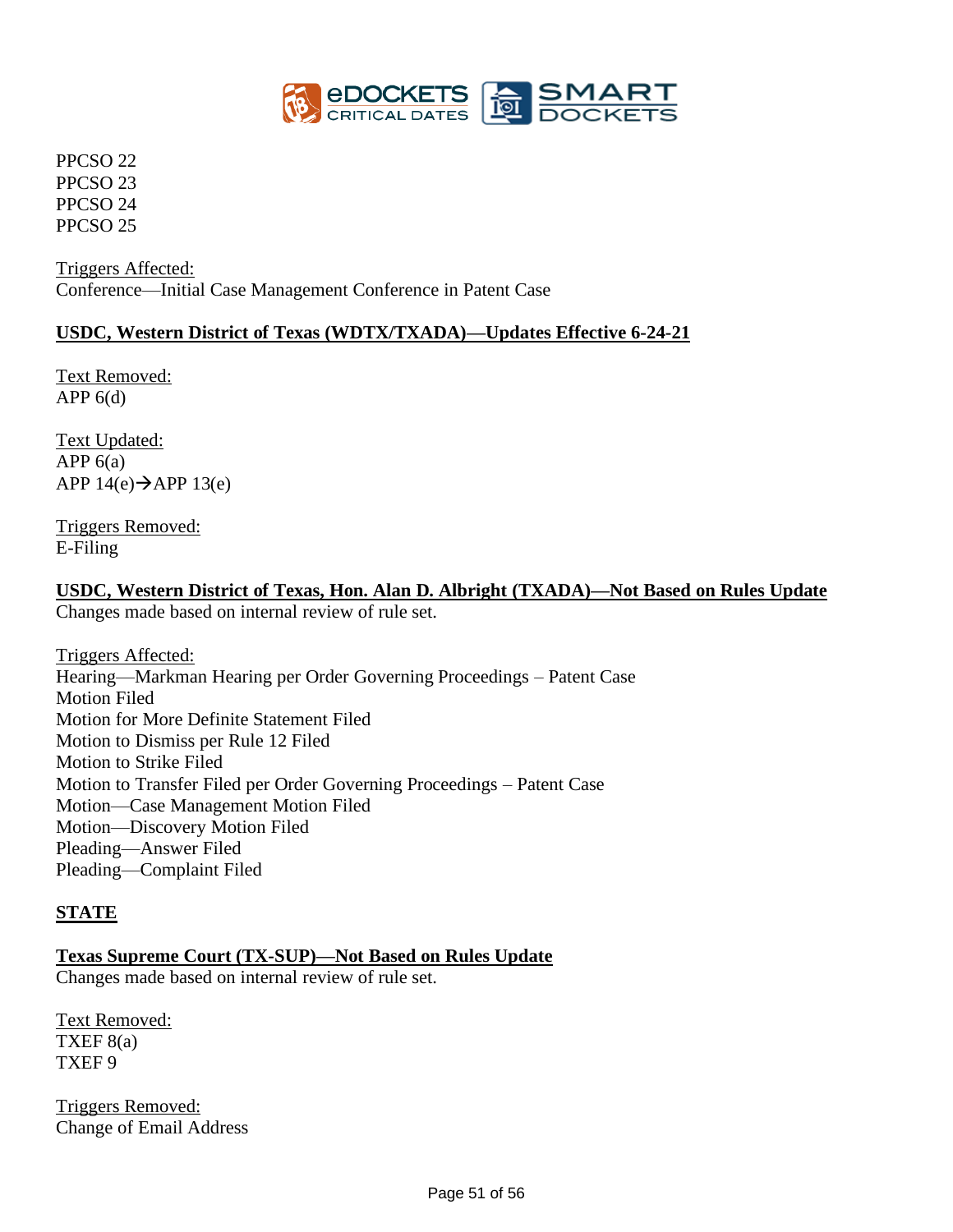PPCSO 22
PPCSO 23
PPCSO 24
PPCSO 25

<u>Triggers Affected:</u>
Conference—Initial Case Management Conference in Patent Case

**<u>USDC, Western District of Texas (WDTX/TXADA)—Updates Effective 6-24-21</u>**

<u>Text Removed:</u>
APP 6(d)

<u>Text Updated:</u>
APP 6(a)
APP 14(e)→APP 13(e)

<u>Triggers Removed:</u>
E-Filing

**<u>USDC, Western District of Texas, Hon. Alan D. Albright (TXADA)—Not Based on Rules Update</u>**
Changes made based on internal review of rule set.

<u>Triggers Affected:</u>
Hearing—Markman Hearing per Order Governing Proceedings – Patent Case
Motion Filed
Motion for More Definite Statement Filed
Motion to Dismiss per Rule 12 Filed
Motion to Strike Filed
Motion to Transfer Filed per Order Governing Proceedings – Patent Case
Motion—Case Management Motion Filed
Motion—Discovery Motion Filed
Pleading—Answer Filed
Pleading—Complaint Filed

## <u>STATE</u>

**<u>Texas Supreme Court (TX-SUP)—Not Based on Rules Update</u>**
Changes made based on internal review of rule set.

<u>Text Removed:</u>
TXEF 8(a)
TXEF 9

<u>Triggers Removed:</u>
Change of Email Address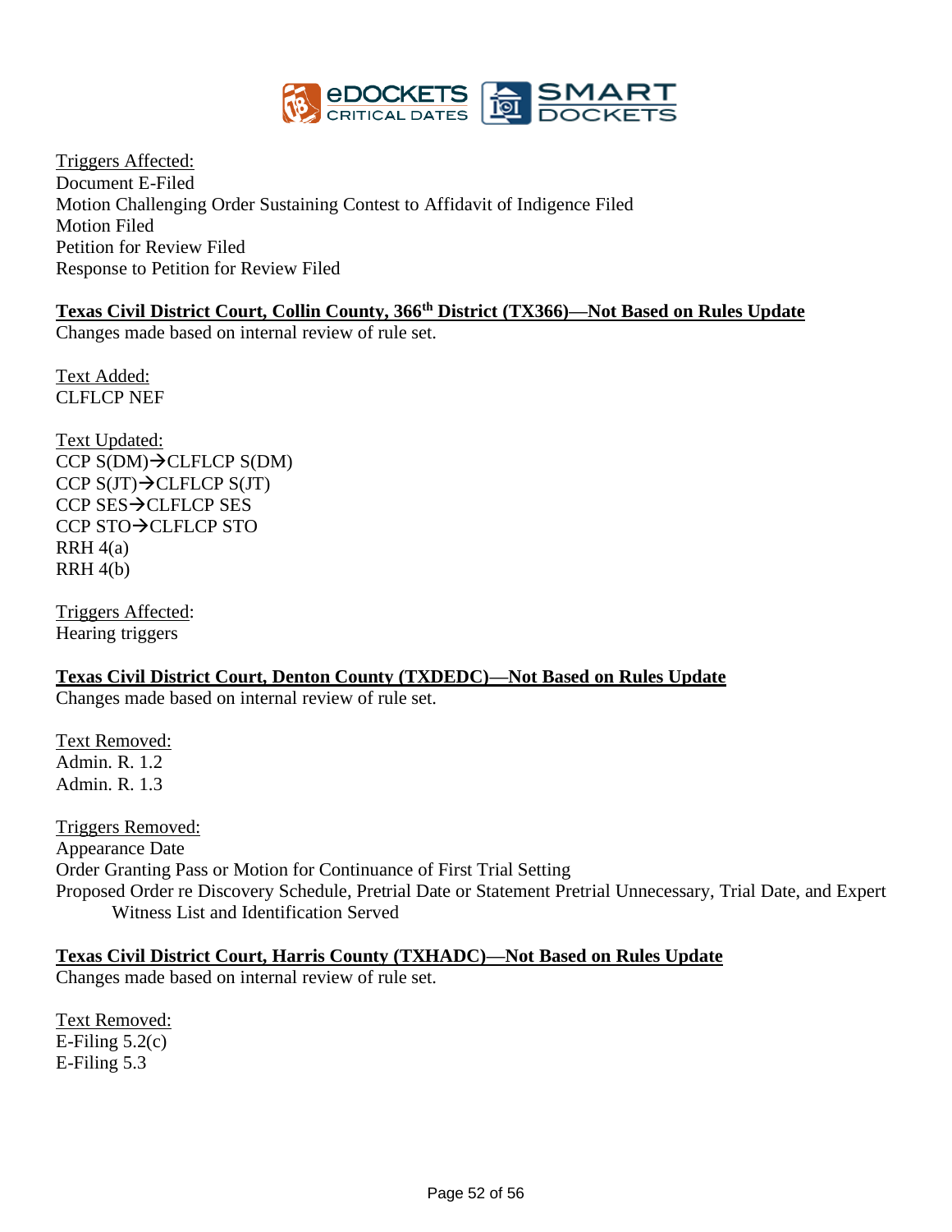Triggers Affected:
Document E-Filed
Motion Challenging Order Sustaining Contest to Affidavit of Indigence Filed
Motion Filed
Petition for Review Filed
Response to Petition for Review Filed

**Texas Civil District Court, Collin County, 366th District (TX366)—Not Based on Rules Update**
Changes made based on internal review of rule set.

Text Added:
CLFLCP NEF

Text Updated:
CCP S(DM)→CLFLCP S(DM)
CCP S(JT)→CLFLCP S(JT)
CCP SES→CLFLCP SES
CCP STO→CLFLCP STO
RRH 4(a)
RRH 4(b)

Triggers Affected:
Hearing triggers

**Texas Civil District Court, Denton County (TXDEDC)—Not Based on Rules Update**
Changes made based on internal review of rule set.

Text Removed:
Admin. R. 1.2
Admin. R. 1.3

Triggers Removed:
Appearance Date
Order Granting Pass or Motion for Continuance of First Trial Setting
Proposed Order re Discovery Schedule, Pretrial Date or Statement Pretrial Unnecessary, Trial Date, and Expert Witness List and Identification Served

**Texas Civil District Court, Harris County (TXHADC)—Not Based on Rules Update**
Changes made based on internal review of rule set.

Text Removed:
E-Filing 5.2(c)
E-Filing 5.3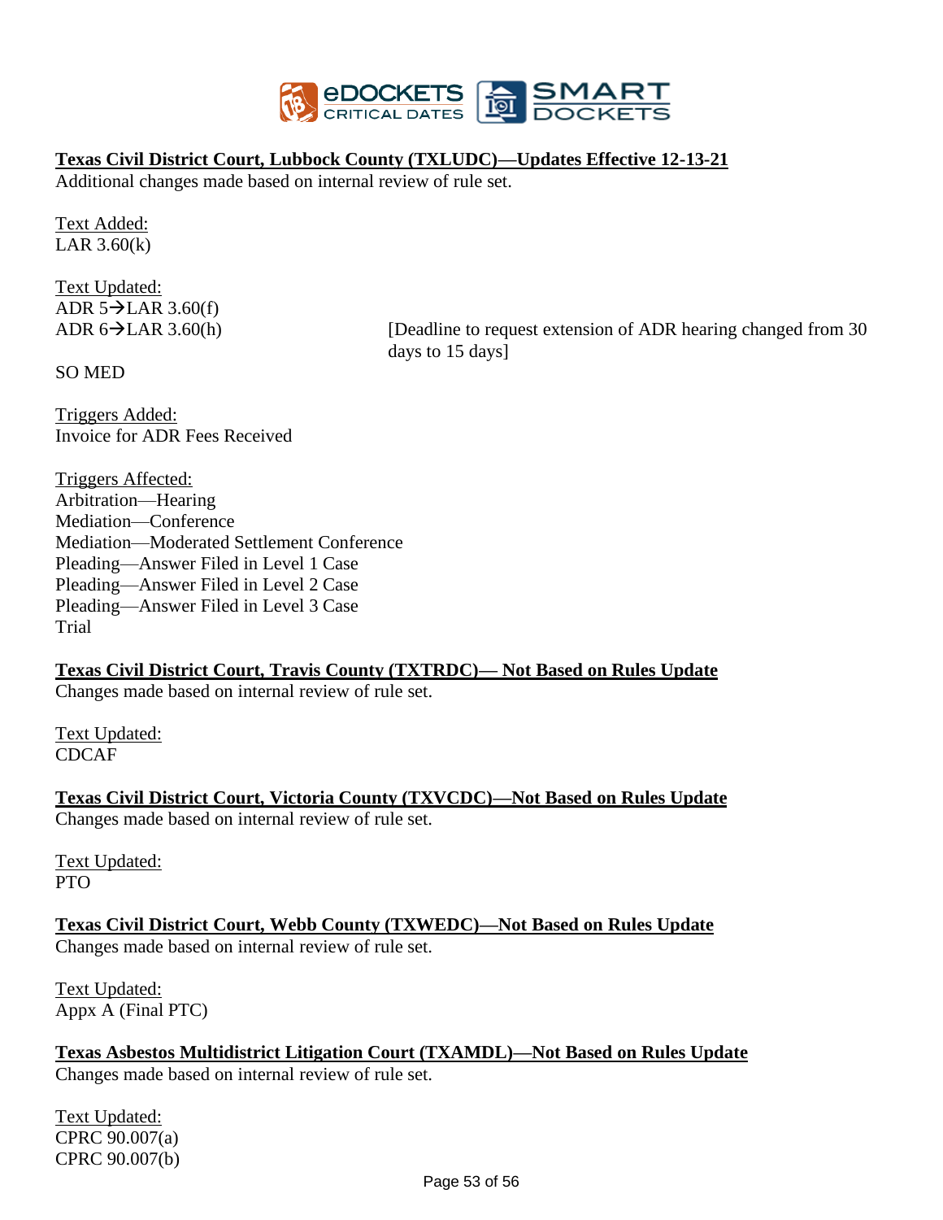**<u>Texas Civil District Court, Lubbock County (TXLUDC)—Updates Effective 12-13-21</u>**
Additional changes made based on internal review of rule set.

<u>Text Added:</u>
LAR 3.60(k)

<u>Text Updated:</u>
ADR 5→LAR 3.60(f)
ADR 6→LAR 3.60(h) [Deadline to request extension of ADR hearing changed from 30 days to 15 days]

SO MED

<u>Triggers Added:</u>
Invoice for ADR Fees Received

<u>Triggers Affected:</u>
Arbitration—Hearing
Mediation—Conference
Mediation—Moderated Settlement Conference
Pleading—Answer Filed in Level 1 Case
Pleading—Answer Filed in Level 2 Case
Pleading—Answer Filed in Level 3 Case
Trial

**<u>Texas Civil District Court, Travis County (TXTRDC)— Not Based on Rules Update</u>**
Changes made based on internal review of rule set.

<u>Text Updated:</u>
CDCAF

**<u>Texas Civil District Court, Victoria County (TXVCDC)—Not Based on Rules Update</u>**
Changes made based on internal review of rule set.

<u>Text Updated:</u>
PTO

**<u>Texas Civil District Court, Webb County (TXWEDC)—Not Based on Rules Update</u>**
Changes made based on internal review of rule set.

<u>Text Updated:</u>
Appx A (Final PTC)

**<u>Texas Asbestos Multidistrict Litigation Court (TXAMDL)—Not Based on Rules Update</u>**
Changes made based on internal review of rule set.

<u>Text Updated:</u>
CPRC 90.007(a)
CPRC 90.007(b)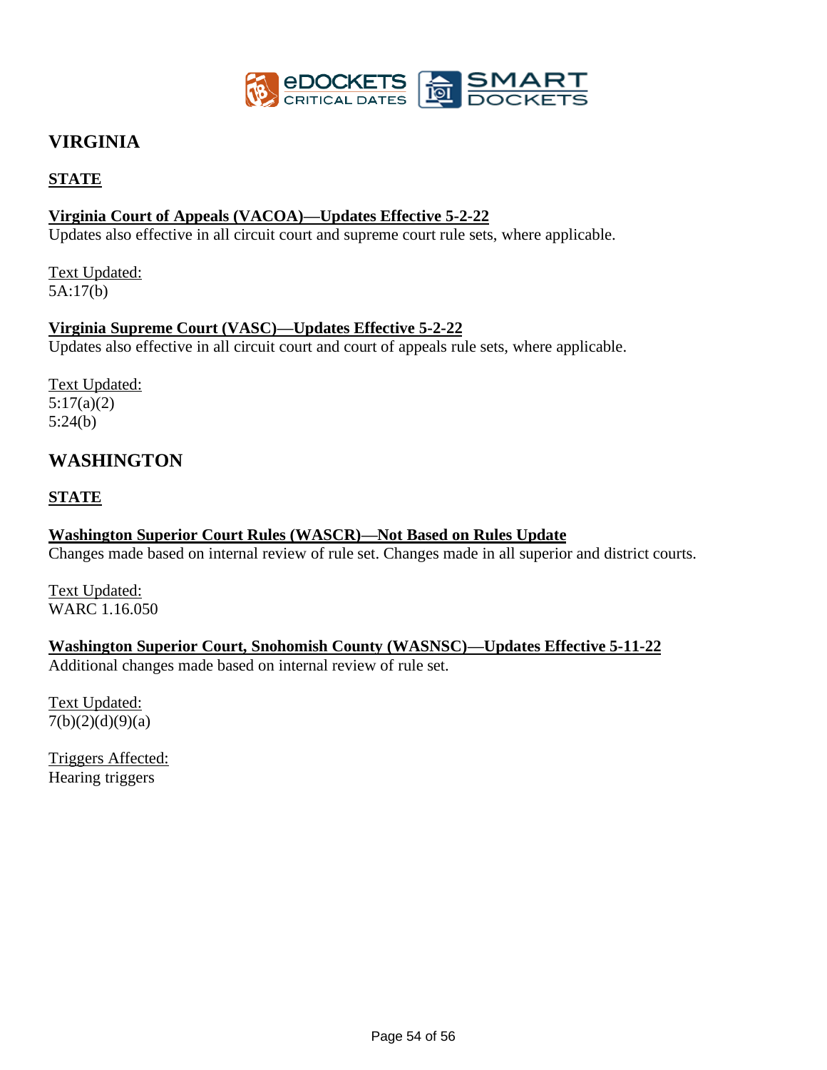# VIRGINIA

## STATE

**Virginia Court of Appeals (VACOA)—Updates Effective 5-2-22**

Updates also effective in all circuit court and supreme court rule sets, where applicable.

Text Updated:
5A:17(b)

**Virginia Supreme Court (VASC)—Updates Effective 5-2-22**

Updates also effective in all circuit court and court of appeals rule sets, where applicable.

Text Updated:
5:17(a)(2)
5:24(b)

# WASHINGTON

## STATE

**Washington Superior Court Rules (WASCR)—Not Based on Rules Update**

Changes made based on internal review of rule set. Changes made in all superior and district courts.

Text Updated:
WARC 1.16.050

**Washington Superior Court, Snohomish County (WASNSC)—Updates Effective 5-11-22**

Additional changes made based on internal review of rule set.

Text Updated:
7(b)(2)(d)(9)(a)

Triggers Affected:
Hearing triggers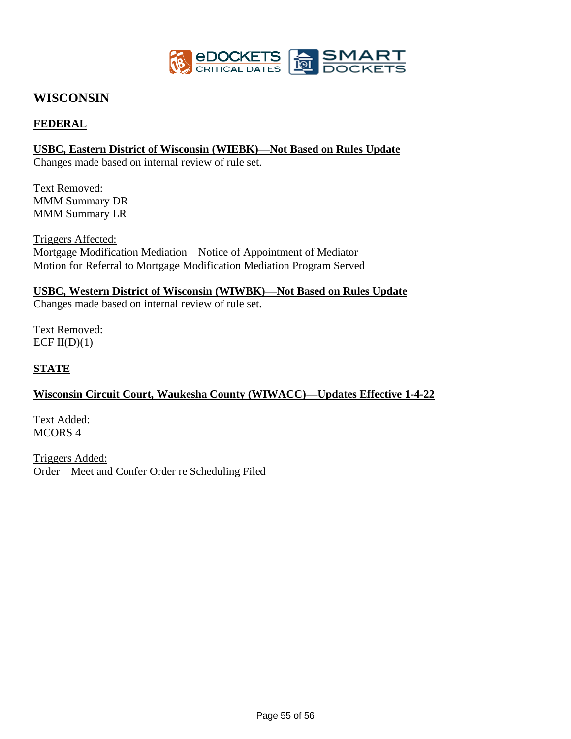# WISCONSIN

## FEDERAL

**USBC, Eastern District of Wisconsin (WIEBK)—Not Based on Rules Update**

Changes made based on internal review of rule set.

Text Removed:
MMM Summary DR
MMM Summary LR

Triggers Affected:
Mortgage Modification Mediation—Notice of Appointment of Mediator
Motion for Referral to Mortgage Modification Mediation Program Served

**USBC, Western District of Wisconsin (WIWBK)—Not Based on Rules Update**

Changes made based on internal review of rule set.

Text Removed:
ECF II(D)(1)

## STATE

**Wisconsin Circuit Court, Waukesha County (WIWACC)—Updates Effective 1-4-22**

Text Added:
MCORS 4

Triggers Added:
Order—Meet and Confer Order re Scheduling Filed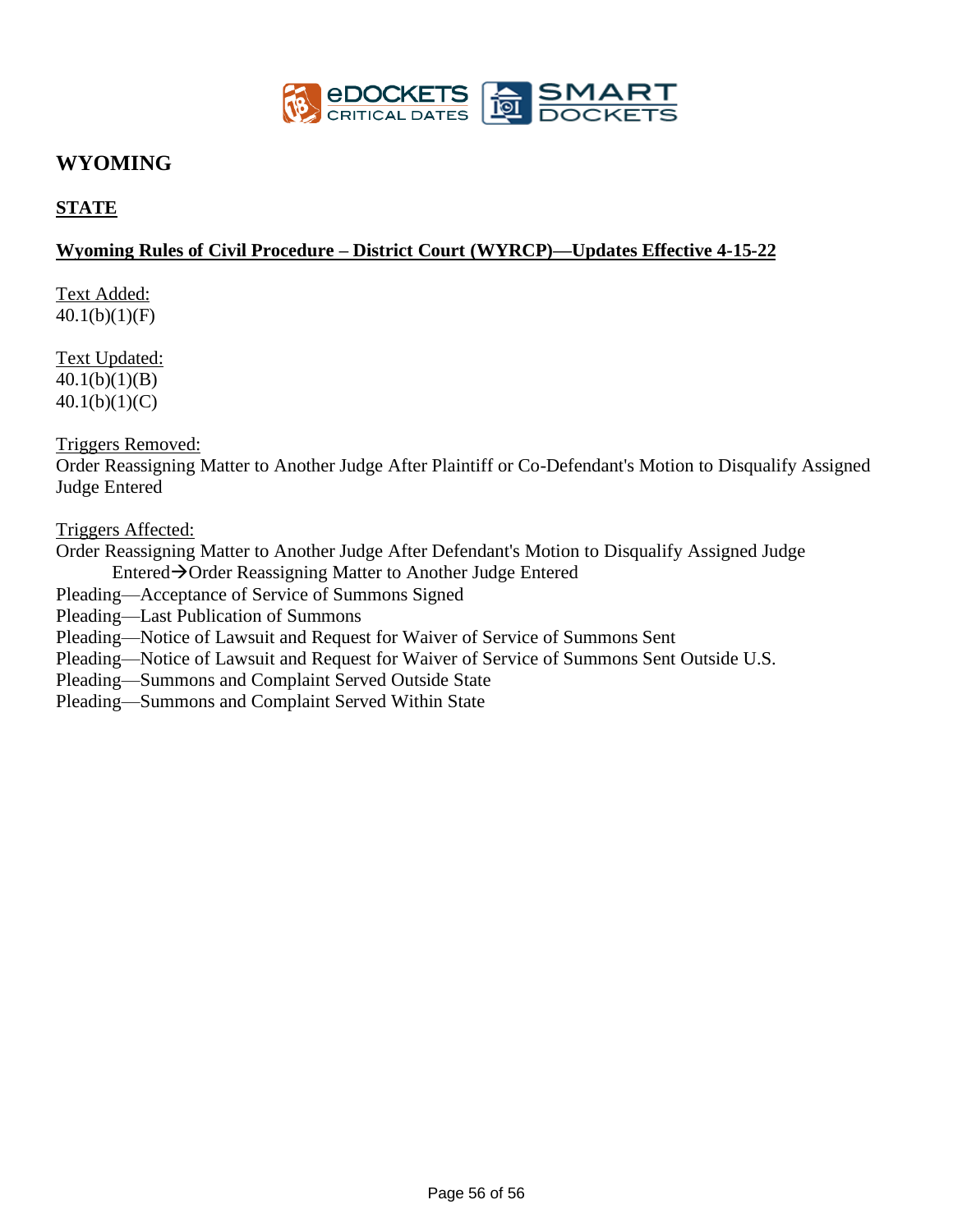# WYOMING

## STATE

### Wyoming Rules of Civil Procedure – District Court (WYRCP)—Updates Effective 4-15-22

Text Added:
40.1(b)(1)(F)

Text Updated:
40.1(b)(1)(B)
40.1(b)(1)(C)

Triggers Removed:
Order Reassigning Matter to Another Judge After Plaintiff or Co-Defendant's Motion to Disqualify Assigned Judge Entered

Triggers Affected:
Order Reassigning Matter to Another Judge After Defendant's Motion to Disqualify Assigned Judge Entered→Order Reassigning Matter to Another Judge Entered
Pleading—Acceptance of Service of Summons Signed
Pleading—Last Publication of Summons
Pleading—Notice of Lawsuit and Request for Waiver of Service of Summons Sent
Pleading—Notice of Lawsuit and Request for Waiver of Service of Summons Sent Outside U.S.
Pleading—Summons and Complaint Served Outside State
Pleading—Summons and Complaint Served Within State